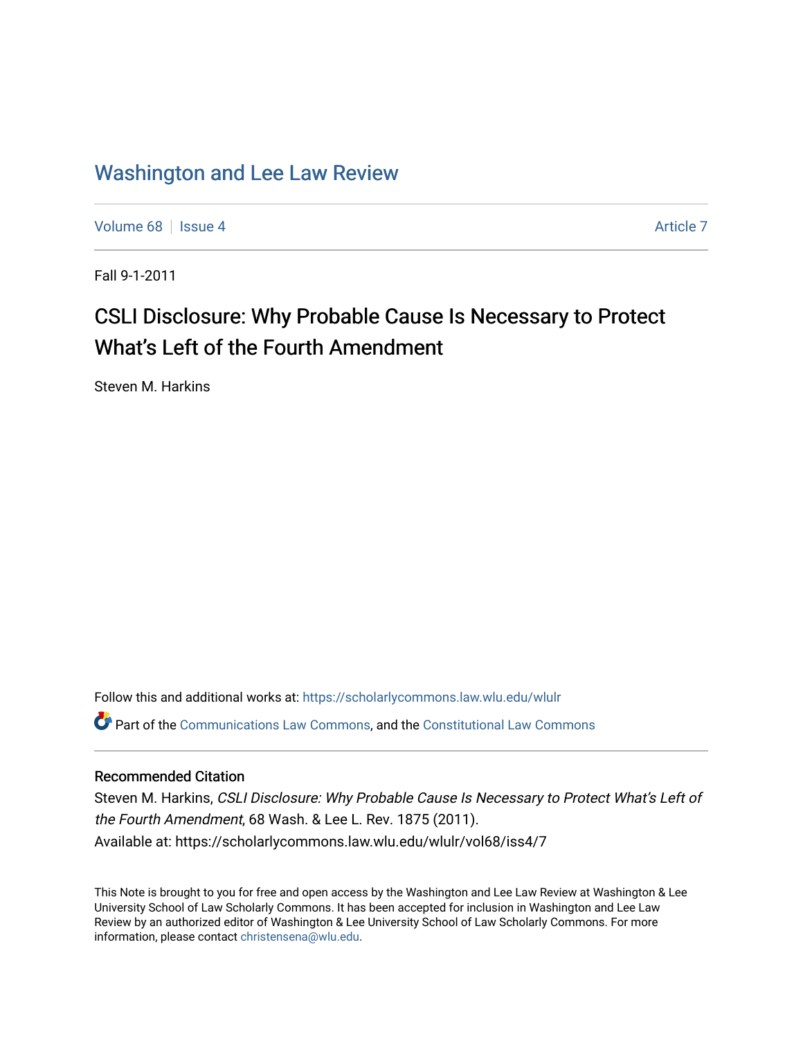# Washington and Lee Law Review

Volume 68 | Issue 4 | Article 7

Fall 9-1-2011

## CSLI Disclosure: Why Probable Cause Is Necessary to Protect What's Left of the Fourth Amendment

Steven M. Harkins

Follow this and additional works at: https://scholarlycommons.law.wlu.edu/wlulr

Part of the Communications Law Commons, and the Constitutional Law Commons

### Recommended Citation

Steven M. Harkins, *CSLI Disclosure: Why Probable Cause Is Necessary to Protect What's Left of the Fourth Amendment*, 68 Wash. & Lee L. Rev. 1875 (2011).

Available at: https://scholarlycommons.law.wlu.edu/wlulr/vol68/iss4/7

This Note is brought to you for free and open access by the Washington and Lee Law Review at Washington & Lee University School of Law Scholarly Commons. It has been accepted for inclusion in Washington and Lee Law Review by an authorized editor of Washington & Lee University School of Law Scholarly Commons. For more information, please contact christensena@wlu.edu.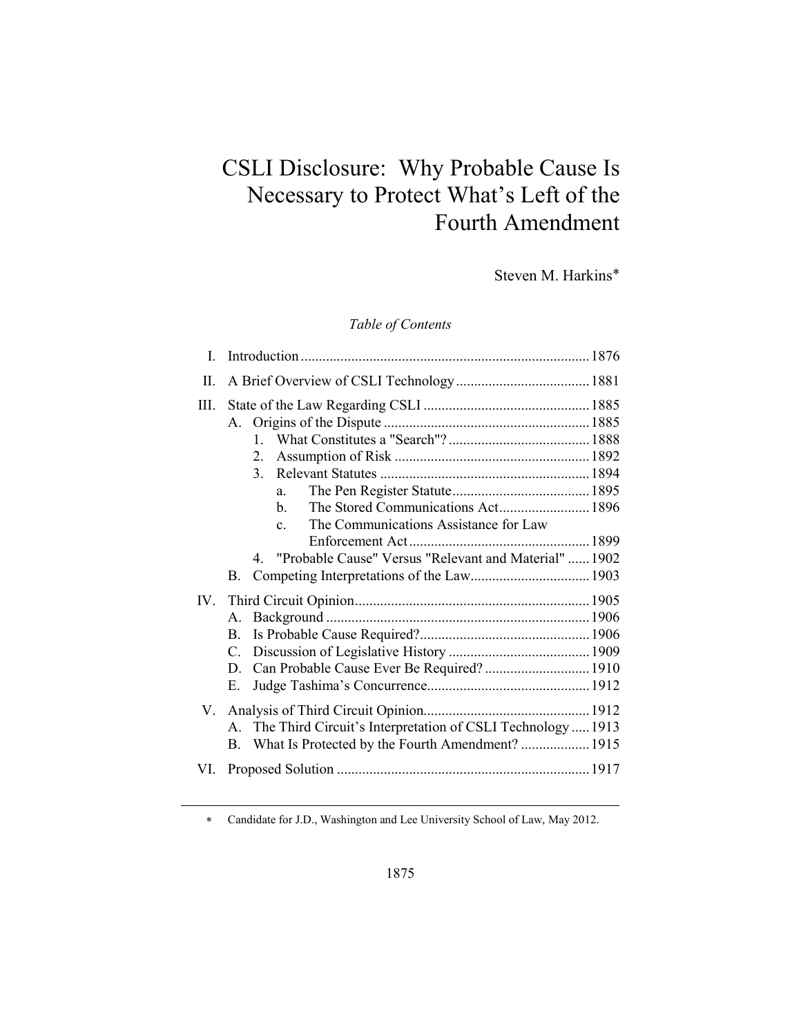# CSLI Disclosure: Why Probable Cause Is Necessary to Protect What's Left of the Fourth Amendment

Steven M. Harkins*

*Table of Contents*

- I. Introduction ... 1876
- II. A Brief Overview of CSLI Technology ... 1881
- III. State of the Law Regarding CSLI ... 1885
  - A. Origins of the Dispute ... 1885
    - 1. What Constitutes a "Search"? ... 1888
    - 2. Assumption of Risk ... 1892
    - 3. Relevant Statutes ... 1894
      - a. The Pen Register Statute ... 1895
      - b. The Stored Communications Act ... 1896
      - c. The Communications Assistance for Law Enforcement Act ... 1899
    - 4. "Probable Cause" Versus "Relevant and Material" ... 1902
  - B. Competing Interpretations of the Law ... 1903
- IV. Third Circuit Opinion ... 1905
  - A. Background ... 1906
  - B. Is Probable Cause Required? ... 1906
  - C. Discussion of Legislative History ... 1909
  - D. Can Probable Cause Ever Be Required? ... 1910
  - E. Judge Tashima's Concurrence ... 1912
- V. Analysis of Third Circuit Opinion ... 1912
  - A. The Third Circuit's Interpretation of CSLI Technology ... 1913
  - B. What Is Protected by the Fourth Amendment? ... 1915
- VI. Proposed Solution ... 1917

---

\* Candidate for J.D., Washington and Lee University School of Law, May 2012.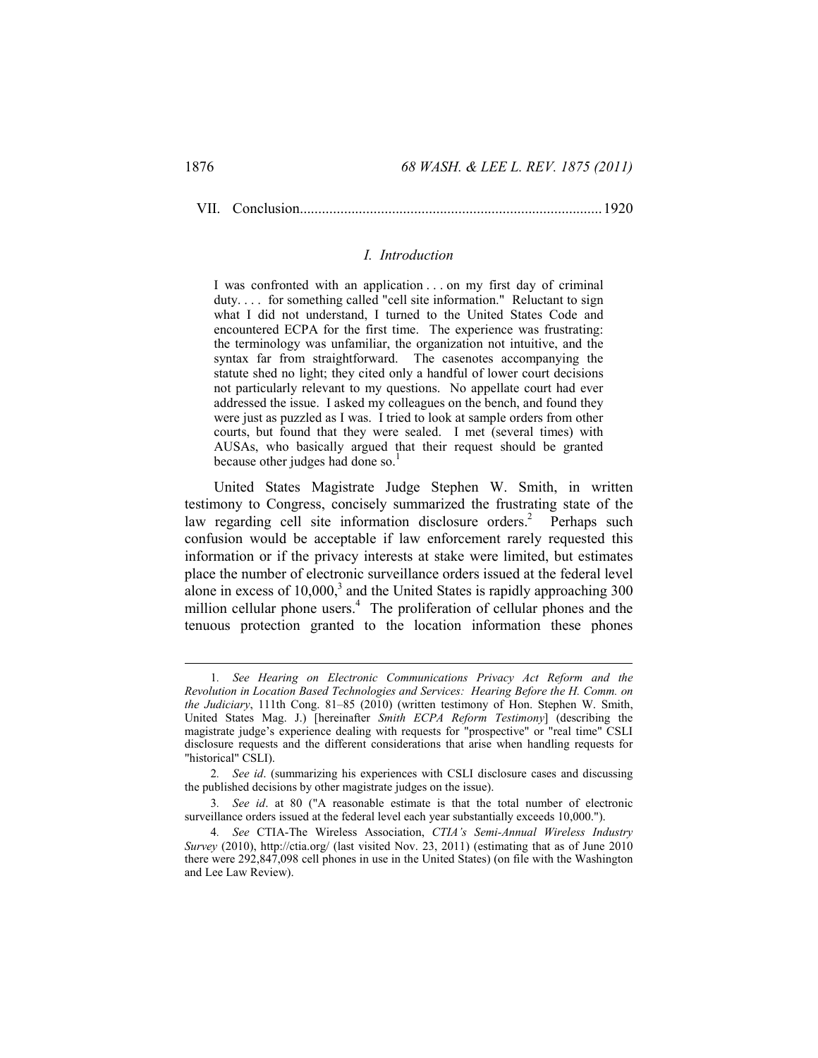VII. Conclusion................................................................................1920

## *I. Introduction*

> I was confronted with an application . . . on my first day of criminal duty. . . . for something called "cell site information." Reluctant to sign what I did not understand, I turned to the United States Code and encountered ECPA for the first time. The experience was frustrating: the terminology was unfamiliar, the organization not intuitive, and the syntax far from straightforward. The casenotes accompanying the statute shed no light; they cited only a handful of lower court decisions not particularly relevant to my questions. No appellate court had ever addressed the issue. I asked my colleagues on the bench, and found they were just as puzzled as I was. I tried to look at sample orders from other courts, but found that they were sealed. I met (several times) with AUSAs, who basically argued that their request should be granted because other judges had done so.[1]

United States Magistrate Judge Stephen W. Smith, in written testimony to Congress, concisely summarized the frustrating state of the law regarding cell site information disclosure orders.[2] Perhaps such confusion would be acceptable if law enforcement rarely requested this information or if the privacy interests at stake were limited, but estimates place the number of electronic surveillance orders issued at the federal level alone in excess of 10,000,[3] and the United States is rapidly approaching 300 million cellular phone users.[4] The proliferation of cellular phones and the tenuous protection granted to the location information these phones

---

1. *See Hearing on Electronic Communications Privacy Act Reform and the Revolution in Location Based Technologies and Services: Hearing Before the H. Comm. on the Judiciary*, 111th Cong. 81–85 (2010) (written testimony of Hon. Stephen W. Smith, United States Mag. J.) [hereinafter *Smith ECPA Reform Testimony*] (describing the magistrate judge's experience dealing with requests for "prospective" or "real time" CSLI disclosure requests and the different considerations that arise when handling requests for "historical" CSLI).

2. *See id*. (summarizing his experiences with CSLI disclosure cases and discussing the published decisions by other magistrate judges on the issue).

3. *See id*. at 80 ("A reasonable estimate is that the total number of electronic surveillance orders issued at the federal level each year substantially exceeds 10,000.").

4. *See* CTIA-The Wireless Association, *CTIA's Semi-Annual Wireless Industry Survey* (2010), http://ctia.org/ (last visited Nov. 23, 2011) (estimating that as of June 2010 there were 292,847,098 cell phones in use in the United States) (on file with the Washington and Lee Law Review).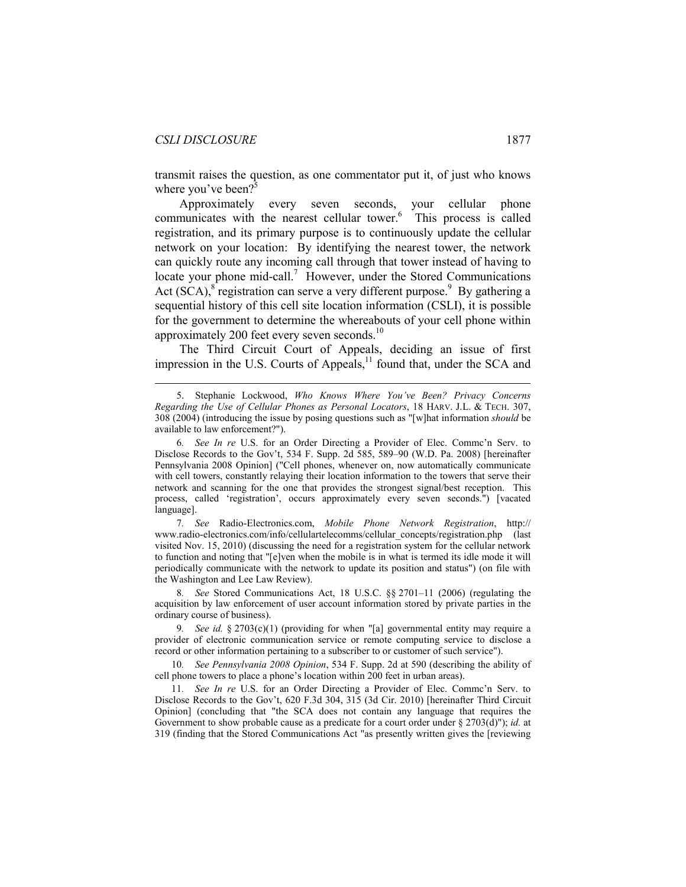transmit raises the question, as one commentator put it, of just who knows where you've been?[5]

Approximately every seven seconds, your cellular phone communicates with the nearest cellular tower.[6] This process is called registration, and its primary purpose is to continuously update the cellular network on your location: By identifying the nearest tower, the network can quickly route any incoming call through that tower instead of having to locate your phone mid-call.[7] However, under the Stored Communications Act (SCA),[8] registration can serve a very different purpose.[9] By gathering a sequential history of this cell site location information (CSLI), it is possible for the government to determine the whereabouts of your cell phone within approximately 200 feet every seven seconds.[10]

The Third Circuit Court of Appeals, deciding an issue of first impression in the U.S. Courts of Appeals,[11] found that, under the SCA and

---

5. Stephanie Lockwood, *Who Knows Where You've Been? Privacy Concerns Regarding the Use of Cellular Phones as Personal Locators*, 18 HARV. J.L. & TECH. 307, 308 (2004) (introducing the issue by posing questions such as "[w]hat information *should* be available to law enforcement?").

6. *See In re* U.S. for an Order Directing a Provider of Elec. Commc'n Serv. to Disclose Records to the Gov't, 534 F. Supp. 2d 585, 589–90 (W.D. Pa. 2008) [hereinafter Pennsylvania 2008 Opinion] ("Cell phones, whenever on, now automatically communicate with cell towers, constantly relaying their location information to the towers that serve their network and scanning for the one that provides the strongest signal/best reception. This process, called 'registration', occurs approximately every seven seconds.") [vacated language].

7. *See* Radio-Electronics.com, *Mobile Phone Network Registration*, http:// www.radio-electronics.com/info/cellulartelecomms/cellular_concepts/registration.php (last visited Nov. 15, 2010) (discussing the need for a registration system for the cellular network to function and noting that "[e]ven when the mobile is in what is termed its idle mode it will periodically communicate with the network to update its position and status") (on file with the Washington and Lee Law Review).

8. *See* Stored Communications Act, 18 U.S.C. §§ 2701–11 (2006) (regulating the acquisition by law enforcement of user account information stored by private parties in the ordinary course of business).

9. *See id.* § 2703(c)(1) (providing for when "[a] governmental entity may require a provider of electronic communication service or remote computing service to disclose a record or other information pertaining to a subscriber to or customer of such service").

10. *See Pennsylvania 2008 Opinion*, 534 F. Supp. 2d at 590 (describing the ability of cell phone towers to place a phone's location within 200 feet in urban areas).

11. *See In re* U.S. for an Order Directing a Provider of Elec. Commc'n Serv. to Disclose Records to the Gov't, 620 F.3d 304, 315 (3d Cir. 2010) [hereinafter Third Circuit Opinion] (concluding that "the SCA does not contain any language that requires the Government to show probable cause as a predicate for a court order under § 2703(d)"); *id.* at 319 (finding that the Stored Communications Act "as presently written gives the [reviewing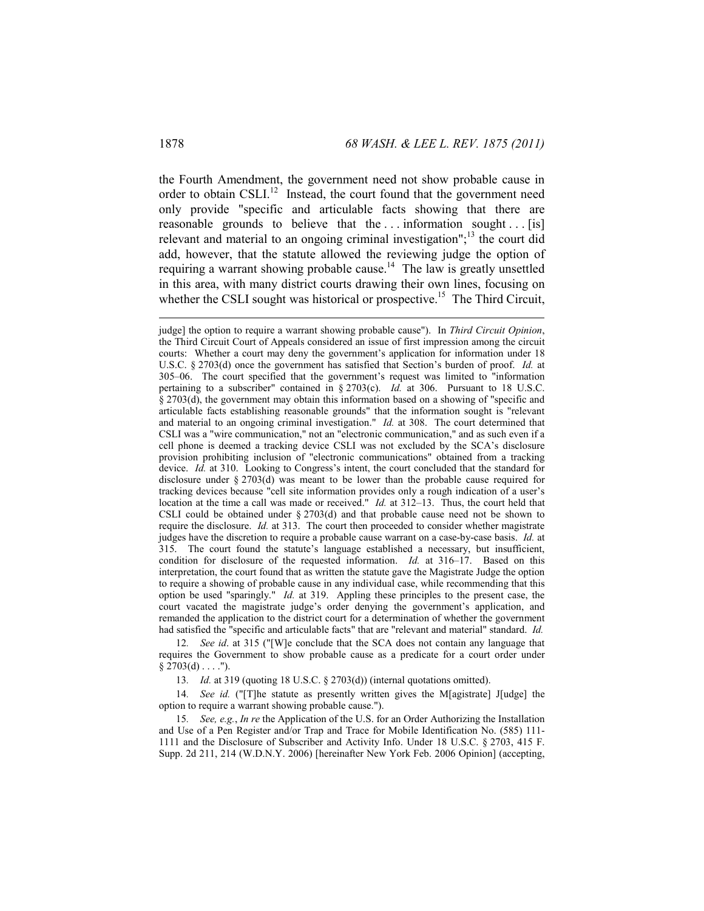the Fourth Amendment, the government need not show probable cause in order to obtain CSLI.[12] Instead, the court found that the government need only provide "specific and articulable facts showing that there are reasonable grounds to believe that the . . . information sought . . . [is] relevant and material to an ongoing criminal investigation";[13] the court did add, however, that the statute allowed the reviewing judge the option of requiring a warrant showing probable cause.[14] The law is greatly unsettled in this area, with many district courts drawing their own lines, focusing on whether the CSLI sought was historical or prospective.[15] The Third Circuit,

---

judge] the option to require a warrant showing probable cause"). In *Third Circuit Opinion*, the Third Circuit Court of Appeals considered an issue of first impression among the circuit courts: Whether a court may deny the government's application for information under 18 U.S.C. § 2703(d) once the government has satisfied that Section's burden of proof. *Id.* at 305–06. The court specified that the government's request was limited to "information pertaining to a subscriber" contained in § 2703(c). *Id.* at 306. Pursuant to 18 U.S.C. § 2703(d), the government may obtain this information based on a showing of "specific and articulable facts establishing reasonable grounds" that the information sought is "relevant and material to an ongoing criminal investigation." *Id.* at 308. The court determined that CSLI was a "wire communication," not an "electronic communication," and as such even if a cell phone is deemed a tracking device CSLI was not excluded by the SCA's disclosure provision prohibiting inclusion of "electronic communications" obtained from a tracking device. *Id.* at 310. Looking to Congress's intent, the court concluded that the standard for disclosure under § 2703(d) was meant to be lower than the probable cause required for tracking devices because "cell site information provides only a rough indication of a user's location at the time a call was made or received." *Id.* at 312–13. Thus, the court held that CSLI could be obtained under § 2703(d) and that probable cause need not be shown to require the disclosure. *Id.* at 313. The court then proceeded to consider whether magistrate judges have the discretion to require a probable cause warrant on a case-by-case basis. *Id.* at 315. The court found the statute's language established a necessary, but insufficient, condition for disclosure of the requested information. *Id.* at 316–17. Based on this interpretation, the court found that as written the statute gave the Magistrate Judge the option to require a showing of probable cause in any individual case, while recommending that this option be used "sparingly." *Id.* at 319. Appling these principles to the present case, the court vacated the magistrate judge's order denying the government's application, and remanded the application to the district court for a determination of whether the government had satisfied the "specific and articulable facts" that are "relevant and material" standard. *Id.*

12. *See id*. at 315 ("[W]e conclude that the SCA does not contain any language that requires the Government to show probable cause as a predicate for a court order under § 2703(d) . . . .").

13. *Id.* at 319 (quoting 18 U.S.C. § 2703(d)) (internal quotations omitted).

14. *See id.* ("[T]he statute as presently written gives the M[agistrate] J[udge] the option to require a warrant showing probable cause.").

15. *See, e.g.*, *In re* the Application of the U.S. for an Order Authorizing the Installation and Use of a Pen Register and/or Trap and Trace for Mobile Identification No. (585) 111-1111 and the Disclosure of Subscriber and Activity Info. Under 18 U.S.C. § 2703, 415 F. Supp. 2d 211, 214 (W.D.N.Y. 2006) [hereinafter New York Feb. 2006 Opinion] (accepting,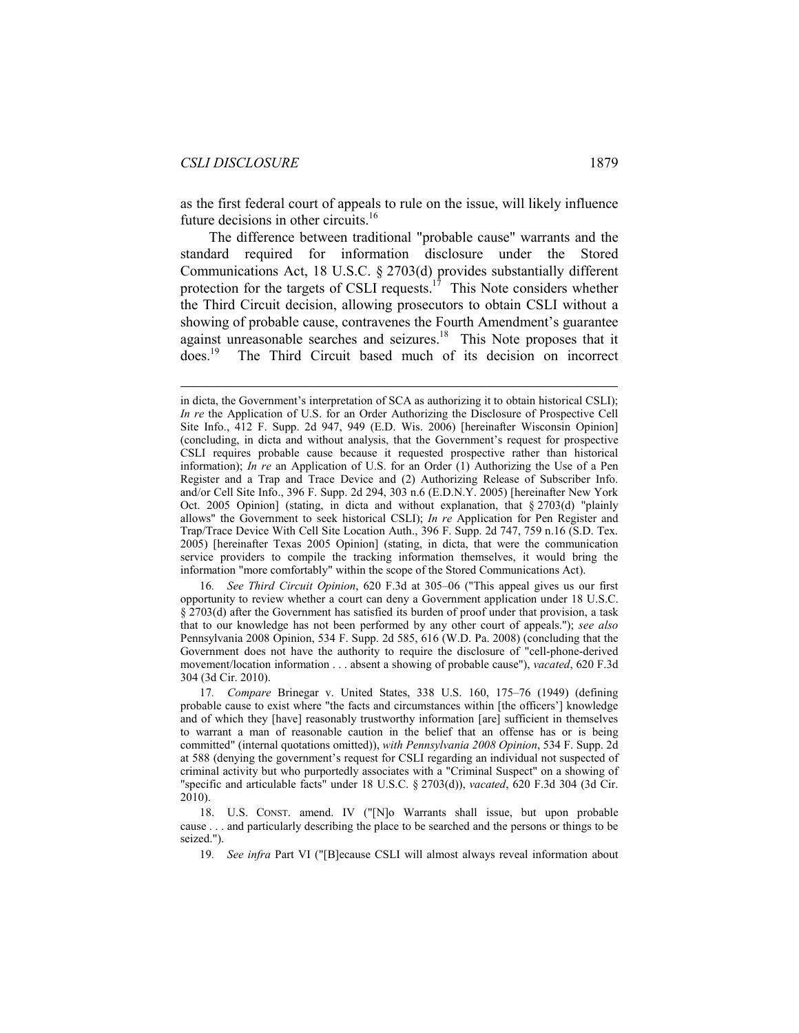as the first federal court of appeals to rule on the issue, will likely influence future decisions in other circuits.[16]

The difference between traditional "probable cause" warrants and the standard required for information disclosure under the Stored Communications Act, 18 U.S.C. § 2703(d) provides substantially different protection for the targets of CSLI requests.[17] This Note considers whether the Third Circuit decision, allowing prosecutors to obtain CSLI without a showing of probable cause, contravenes the Fourth Amendment's guarantee against unreasonable searches and seizures.[18] This Note proposes that it does.[19] The Third Circuit based much of its decision on incorrect

---

in dicta, the Government's interpretation of SCA as authorizing it to obtain historical CSLI); *In re* the Application of U.S. for an Order Authorizing the Disclosure of Prospective Cell Site Info., 412 F. Supp. 2d 947, 949 (E.D. Wis. 2006) [hereinafter Wisconsin Opinion] (concluding, in dicta and without analysis, that the Government's request for prospective CSLI requires probable cause because it requested prospective rather than historical information); *In re* an Application of U.S. for an Order (1) Authorizing the Use of a Pen Register and a Trap and Trace Device and (2) Authorizing Release of Subscriber Info. and/or Cell Site Info., 396 F. Supp. 2d 294, 303 n.6 (E.D.N.Y. 2005) [hereinafter New York Oct. 2005 Opinion] (stating, in dicta and without explanation, that § 2703(d) "plainly allows" the Government to seek historical CSLI); *In re* Application for Pen Register and Trap/Trace Device With Cell Site Location Auth., 396 F. Supp. 2d 747, 759 n.16 (S.D. Tex. 2005) [hereinafter Texas 2005 Opinion] (stating, in dicta, that were the communication service providers to compile the tracking information themselves, it would bring the information "more comfortably" within the scope of the Stored Communications Act).

16. *See Third Circuit Opinion*, 620 F.3d at 305–06 ("This appeal gives us our first opportunity to review whether a court can deny a Government application under 18 U.S.C. § 2703(d) after the Government has satisfied its burden of proof under that provision, a task that to our knowledge has not been performed by any other court of appeals."); *see also* Pennsylvania 2008 Opinion, 534 F. Supp. 2d 585, 616 (W.D. Pa. 2008) (concluding that the Government does not have the authority to require the disclosure of "cell-phone-derived movement/location information . . . absent a showing of probable cause"), *vacated*, 620 F.3d 304 (3d Cir. 2010).

17. *Compare* Brinegar v. United States, 338 U.S. 160, 175–76 (1949) (defining probable cause to exist where "the facts and circumstances within [the officers'] knowledge and of which they [have] reasonably trustworthy information [are] sufficient in themselves to warrant a man of reasonable caution in the belief that an offense has or is being committed" (internal quotations omitted)), *with Pennsylvania 2008 Opinion*, 534 F. Supp. 2d at 588 (denying the government's request for CSLI regarding an individual not suspected of criminal activity but who purportedly associates with a "Criminal Suspect" on a showing of "specific and articulable facts" under 18 U.S.C. § 2703(d)), *vacated*, 620 F.3d 304 (3d Cir. 2010).

18. U.S. CONST. amend. IV ("[N]o Warrants shall issue, but upon probable cause . . . and particularly describing the place to be searched and the persons or things to be seized.").

19. *See infra* Part VI ("[B]ecause CSLI will almost always reveal information about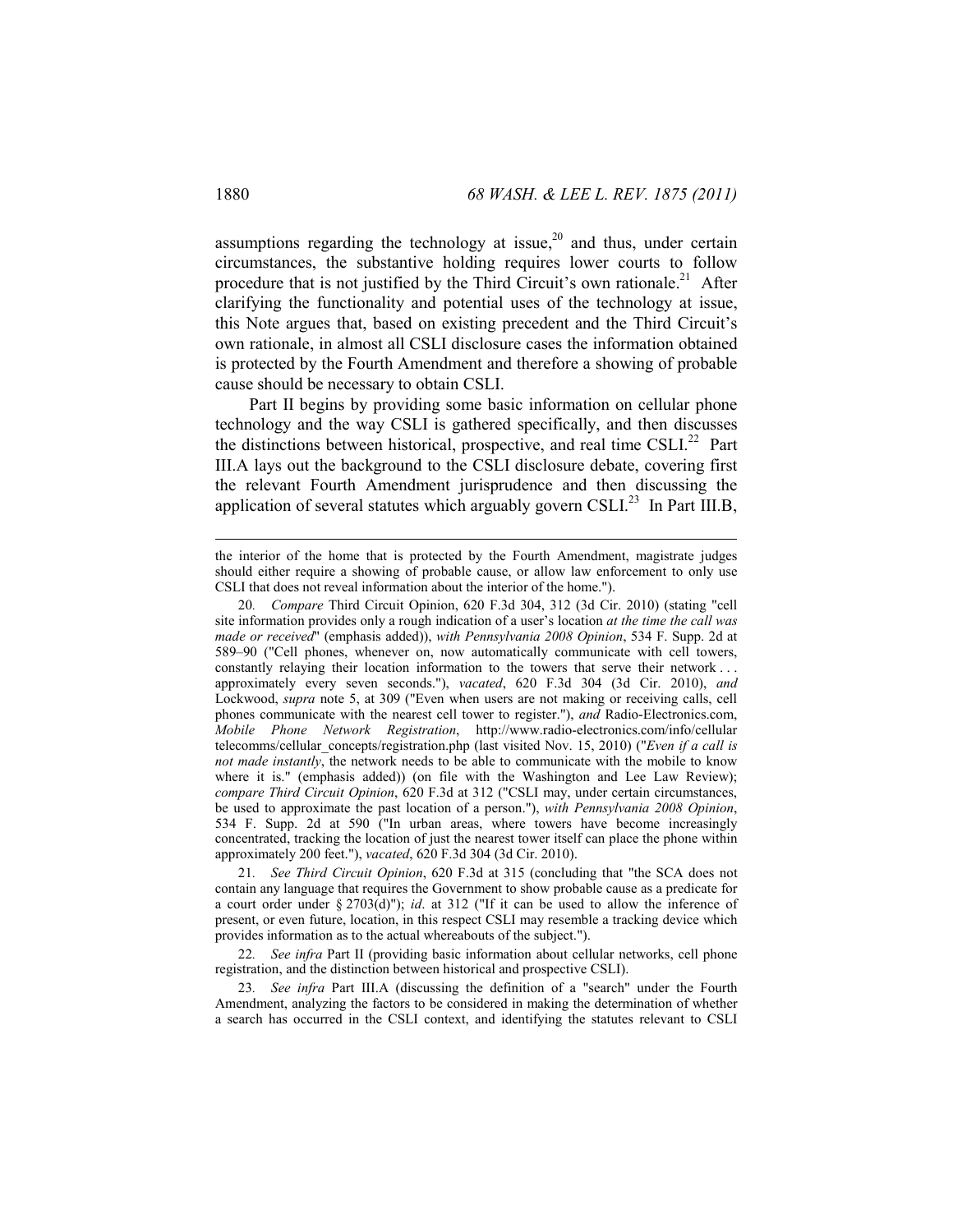assumptions regarding the technology at issue,[20] and thus, under certain circumstances, the substantive holding requires lower courts to follow procedure that is not justified by the Third Circuit's own rationale.[21] After clarifying the functionality and potential uses of the technology at issue, this Note argues that, based on existing precedent and the Third Circuit's own rationale, in almost all CSLI disclosure cases the information obtained is protected by the Fourth Amendment and therefore a showing of probable cause should be necessary to obtain CSLI.

Part II begins by providing some basic information on cellular phone technology and the way CSLI is gathered specifically, and then discusses the distinctions between historical, prospective, and real time CSLI.[22] Part III.A lays out the background to the CSLI disclosure debate, covering first the relevant Fourth Amendment jurisprudence and then discussing the application of several statutes which arguably govern CSLI.[23] In Part III.B,

---

the interior of the home that is protected by the Fourth Amendment, magistrate judges should either require a showing of probable cause, or allow law enforcement to only use CSLI that does not reveal information about the interior of the home.").

20. *Compare* Third Circuit Opinion, 620 F.3d 304, 312 (3d Cir. 2010) (stating "cell site information provides only a rough indication of a user's location *at the time the call was made or received*" (emphasis added)), *with Pennsylvania 2008 Opinion*, 534 F. Supp. 2d at 589–90 ("Cell phones, whenever on, now automatically communicate with cell towers, constantly relaying their location information to the towers that serve their network . . . approximately every seven seconds."), *vacated*, 620 F.3d 304 (3d Cir. 2010), *and* Lockwood, *supra* note 5, at 309 ("Even when users are not making or receiving calls, cell phones communicate with the nearest cell tower to register."), *and* Radio-Electronics.com, *Mobile Phone Network Registration*, http://www.radio-electronics.com/info/cellular telecomms/cellular_concepts/registration.php (last visited Nov. 15, 2010) ("*Even if a call is not made instantly*, the network needs to be able to communicate with the mobile to know where it is." (emphasis added)) (on file with the Washington and Lee Law Review); *compare Third Circuit Opinion*, 620 F.3d at 312 ("CSLI may, under certain circumstances, be used to approximate the past location of a person."), *with Pennsylvania 2008 Opinion*, 534 F. Supp. 2d at 590 ("In urban areas, where towers have become increasingly concentrated, tracking the location of just the nearest tower itself can place the phone within approximately 200 feet."), *vacated*, 620 F.3d 304 (3d Cir. 2010).

21. *See Third Circuit Opinion*, 620 F.3d at 315 (concluding that "the SCA does not contain any language that requires the Government to show probable cause as a predicate for a court order under § 2703(d)"); *id*. at 312 ("If it can be used to allow the inference of present, or even future, location, in this respect CSLI may resemble a tracking device which provides information as to the actual whereabouts of the subject.").

22. *See infra* Part II (providing basic information about cellular networks, cell phone registration, and the distinction between historical and prospective CSLI).

23. *See infra* Part III.A (discussing the definition of a "search" under the Fourth Amendment, analyzing the factors to be considered in making the determination of whether a search has occurred in the CSLI context, and identifying the statutes relevant to CSLI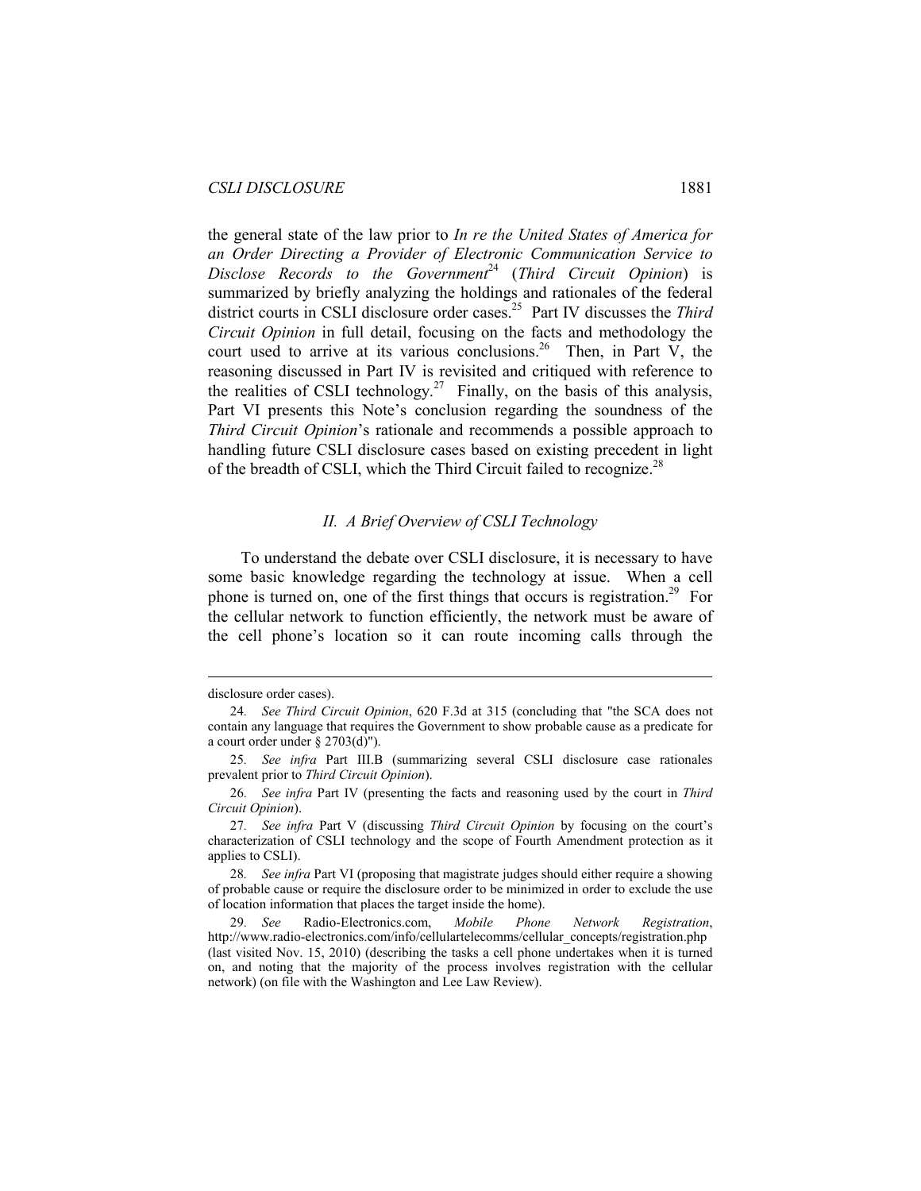the general state of the law prior to *In re the United States of America for an Order Directing a Provider of Electronic Communication Service to Disclose Records to the Government*[24] (*Third Circuit Opinion*) is summarized by briefly analyzing the holdings and rationales of the federal district courts in CSLI disclosure order cases.[25] Part IV discusses the *Third Circuit Opinion* in full detail, focusing on the facts and methodology the court used to arrive at its various conclusions.[26] Then, in Part V, the reasoning discussed in Part IV is revisited and critiqued with reference to the realities of CSLI technology.[27] Finally, on the basis of this analysis, Part VI presents this Note's conclusion regarding the soundness of the *Third Circuit Opinion*'s rationale and recommends a possible approach to handling future CSLI disclosure cases based on existing precedent in light of the breadth of CSLI, which the Third Circuit failed to recognize.[28]

## *II. A Brief Overview of CSLI Technology*

To understand the debate over CSLI disclosure, it is necessary to have some basic knowledge regarding the technology at issue. When a cell phone is turned on, one of the first things that occurs is registration.[29] For the cellular network to function efficiently, the network must be aware of the cell phone's location so it can route incoming calls through the

---

disclosure order cases).

24. *See Third Circuit Opinion*, 620 F.3d at 315 (concluding that "the SCA does not contain any language that requires the Government to show probable cause as a predicate for a court order under § 2703(d)").

25. *See infra* Part III.B (summarizing several CSLI disclosure case rationales prevalent prior to *Third Circuit Opinion*).

26. *See infra* Part IV (presenting the facts and reasoning used by the court in *Third Circuit Opinion*).

27. *See infra* Part V (discussing *Third Circuit Opinion* by focusing on the court's characterization of CSLI technology and the scope of Fourth Amendment protection as it applies to CSLI).

28. *See infra* Part VI (proposing that magistrate judges should either require a showing of probable cause or require the disclosure order to be minimized in order to exclude the use of location information that places the target inside the home).

29. *See* Radio-Electronics.com, *Mobile Phone Network Registration*, http://www.radio-electronics.com/info/cellulartelecomms/cellular_concepts/registration.php (last visited Nov. 15, 2010) (describing the tasks a cell phone undertakes when it is turned on, and noting that the majority of the process involves registration with the cellular network) (on file with the Washington and Lee Law Review).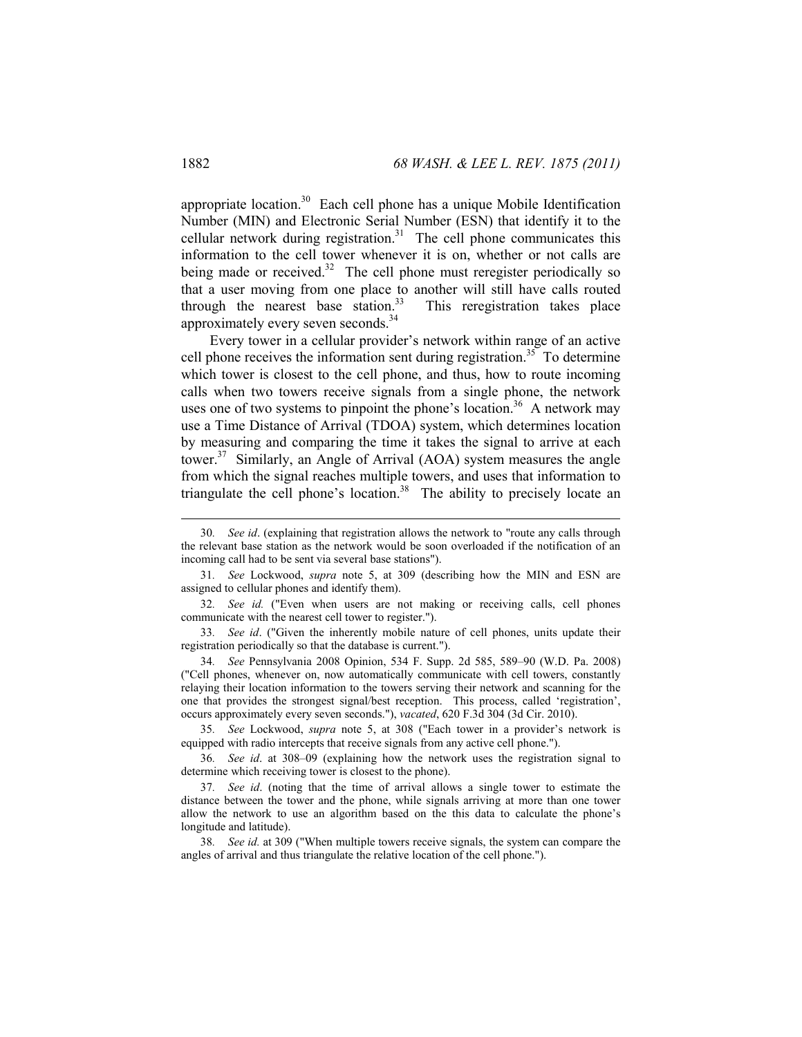appropriate location.[30] Each cell phone has a unique Mobile Identification Number (MIN) and Electronic Serial Number (ESN) that identify it to the cellular network during registration.[31] The cell phone communicates this information to the cell tower whenever it is on, whether or not calls are being made or received.[32] The cell phone must reregister periodically so that a user moving from one place to another will still have calls routed through the nearest base station.[33] This reregistration takes place approximately every seven seconds.[34]

Every tower in a cellular provider's network within range of an active cell phone receives the information sent during registration.[35] To determine which tower is closest to the cell phone, and thus, how to route incoming calls when two towers receive signals from a single phone, the network uses one of two systems to pinpoint the phone's location.[36] A network may use a Time Distance of Arrival (TDOA) system, which determines location by measuring and comparing the time it takes the signal to arrive at each tower.[37] Similarly, an Angle of Arrival (AOA) system measures the angle from which the signal reaches multiple towers, and uses that information to triangulate the cell phone's location.[38] The ability to precisely locate an

---

30. *See id*. (explaining that registration allows the network to "route any calls through the relevant base station as the network would be soon overloaded if the notification of an incoming call had to be sent via several base stations").

31. *See* Lockwood, *supra* note 5, at 309 (describing how the MIN and ESN are assigned to cellular phones and identify them).

32. *See id.* ("Even when users are not making or receiving calls, cell phones communicate with the nearest cell tower to register.").

33. *See id*. ("Given the inherently mobile nature of cell phones, units update their registration periodically so that the database is current.").

34. *See* Pennsylvania 2008 Opinion, 534 F. Supp. 2d 585, 589–90 (W.D. Pa. 2008) ("Cell phones, whenever on, now automatically communicate with cell towers, constantly relaying their location information to the towers serving their network and scanning for the one that provides the strongest signal/best reception. This process, called 'registration', occurs approximately every seven seconds."), *vacated*, 620 F.3d 304 (3d Cir. 2010).

35. *See* Lockwood, *supra* note 5, at 308 ("Each tower in a provider's network is equipped with radio intercepts that receive signals from any active cell phone.").

36. *See id*. at 308–09 (explaining how the network uses the registration signal to determine which receiving tower is closest to the phone).

37. *See id*. (noting that the time of arrival allows a single tower to estimate the distance between the tower and the phone, while signals arriving at more than one tower allow the network to use an algorithm based on the this data to calculate the phone's longitude and latitude).

38. *See id.* at 309 ("When multiple towers receive signals, the system can compare the angles of arrival and thus triangulate the relative location of the cell phone.").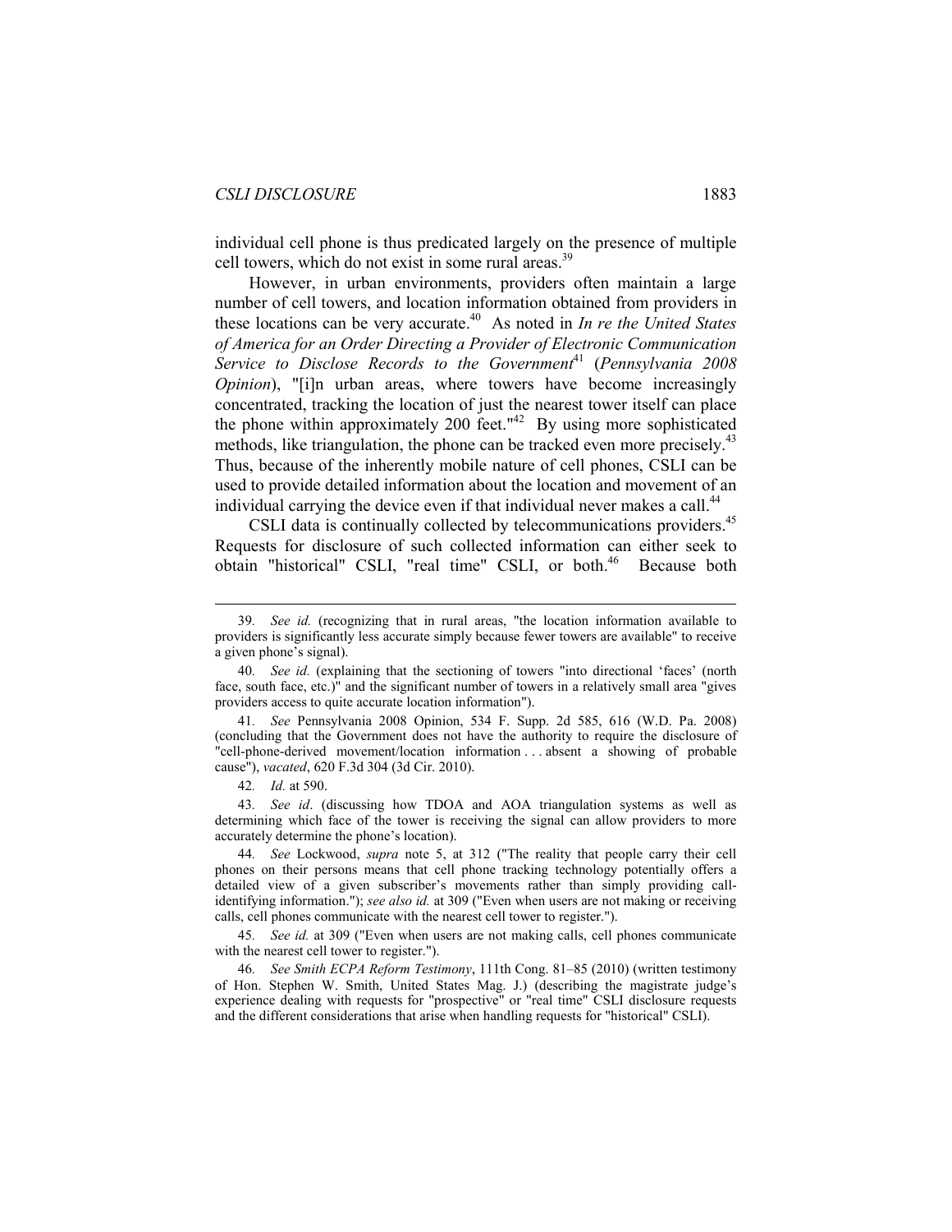individual cell phone is thus predicated largely on the presence of multiple cell towers, which do not exist in some rural areas.[39]

However, in urban environments, providers often maintain a large number of cell towers, and location information obtained from providers in these locations can be very accurate.[40] As noted in *In re the United States of America for an Order Directing a Provider of Electronic Communication Service to Disclose Records to the Government*[41] (*Pennsylvania 2008 Opinion*), "[i]n urban areas, where towers have become increasingly concentrated, tracking the location of just the nearest tower itself can place the phone within approximately 200 feet."[42] By using more sophisticated methods, like triangulation, the phone can be tracked even more precisely.[43] Thus, because of the inherently mobile nature of cell phones, CSLI can be used to provide detailed information about the location and movement of an individual carrying the device even if that individual never makes a call.[44]

CSLI data is continually collected by telecommunications providers.[45] Requests for disclosure of such collected information can either seek to obtain "historical" CSLI, "real time" CSLI, or both.[46] Because both

---

39. *See id.* (recognizing that in rural areas, "the location information available to providers is significantly less accurate simply because fewer towers are available" to receive a given phone's signal).

40. *See id.* (explaining that the sectioning of towers "into directional 'faces' (north face, south face, etc.)" and the significant number of towers in a relatively small area "gives providers access to quite accurate location information").

41. *See* Pennsylvania 2008 Opinion, 534 F. Supp. 2d 585, 616 (W.D. Pa. 2008) (concluding that the Government does not have the authority to require the disclosure of "cell-phone-derived movement/location information . . . absent a showing of probable cause"), *vacated*, 620 F.3d 304 (3d Cir. 2010).

42. *Id.* at 590.

43. *See id*. (discussing how TDOA and AOA triangulation systems as well as determining which face of the tower is receiving the signal can allow providers to more accurately determine the phone's location).

44. *See* Lockwood, *supra* note 5, at 312 ("The reality that people carry their cell phones on their persons means that cell phone tracking technology potentially offers a detailed view of a given subscriber's movements rather than simply providing call-identifying information."); *see also id.* at 309 ("Even when users are not making or receiving calls, cell phones communicate with the nearest cell tower to register.").

45. *See id.* at 309 ("Even when users are not making calls, cell phones communicate with the nearest cell tower to register.").

46. *See Smith ECPA Reform Testimony*, 111th Cong. 81–85 (2010) (written testimony of Hon. Stephen W. Smith, United States Mag. J.) (describing the magistrate judge's experience dealing with requests for "prospective" or "real time" CSLI disclosure requests and the different considerations that arise when handling requests for "historical" CSLI).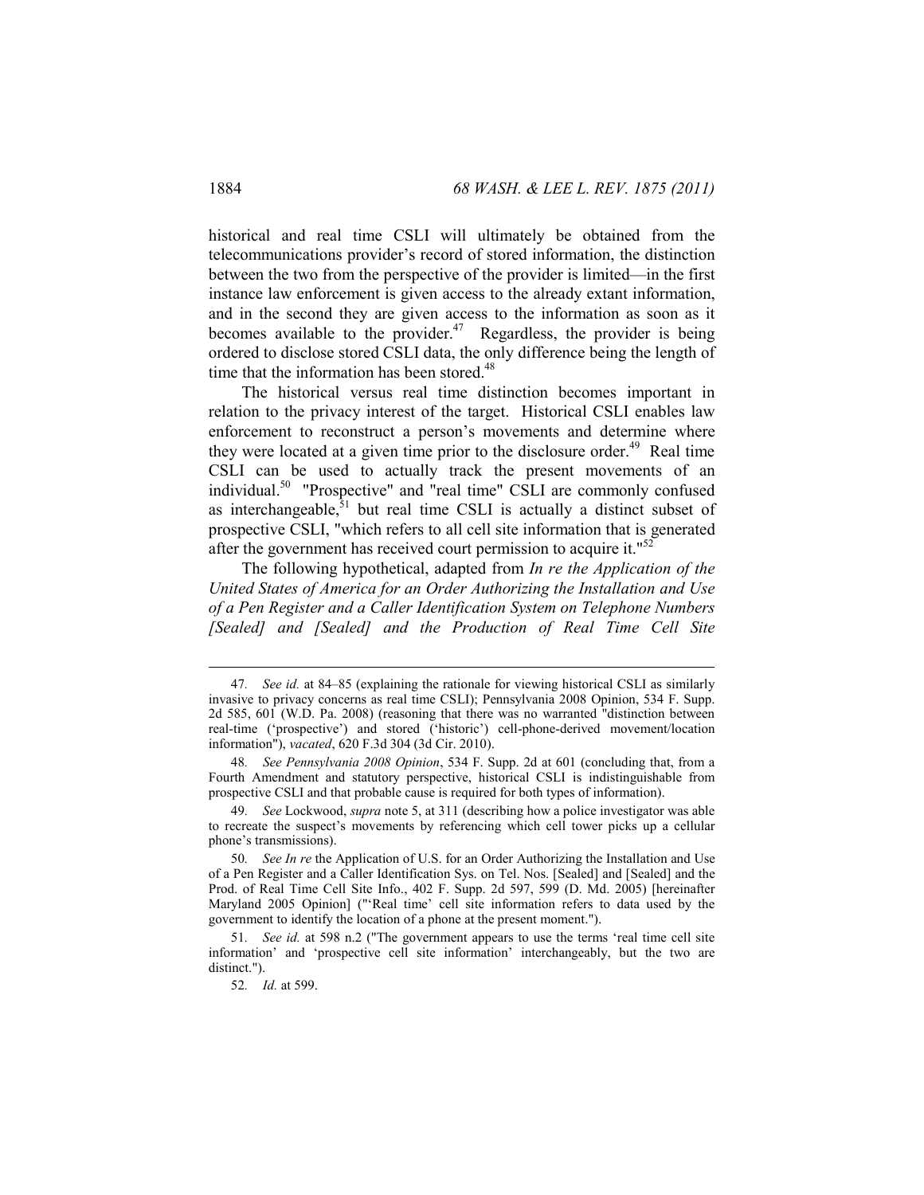historical and real time CSLI will ultimately be obtained from the telecommunications provider's record of stored information, the distinction between the two from the perspective of the provider is limited—in the first instance law enforcement is given access to the already extant information, and in the second they are given access to the information as soon as it becomes available to the provider.[47] Regardless, the provider is being ordered to disclose stored CSLI data, the only difference being the length of time that the information has been stored.[48]

The historical versus real time distinction becomes important in relation to the privacy interest of the target. Historical CSLI enables law enforcement to reconstruct a person's movements and determine where they were located at a given time prior to the disclosure order.[49] Real time CSLI can be used to actually track the present movements of an individual.[50] "Prospective" and "real time" CSLI are commonly confused as interchangeable,[51] but real time CSLI is actually a distinct subset of prospective CSLI, "which refers to all cell site information that is generated after the government has received court permission to acquire it."[52]

The following hypothetical, adapted from *In re the Application of the United States of America for an Order Authorizing the Installation and Use of a Pen Register and a Caller Identification System on Telephone Numbers [Sealed] and [Sealed] and the Production of Real Time Cell Site*

---

47. *See id.* at 84–85 (explaining the rationale for viewing historical CSLI as similarly invasive to privacy concerns as real time CSLI); Pennsylvania 2008 Opinion, 534 F. Supp. 2d 585, 601 (W.D. Pa. 2008) (reasoning that there was no warranted "distinction between real-time ('prospective') and stored ('historic') cell-phone-derived movement/location information"), *vacated*, 620 F.3d 304 (3d Cir. 2010).

48. *See Pennsylvania 2008 Opinion*, 534 F. Supp. 2d at 601 (concluding that, from a Fourth Amendment and statutory perspective, historical CSLI is indistinguishable from prospective CSLI and that probable cause is required for both types of information).

49. *See* Lockwood, *supra* note 5, at 311 (describing how a police investigator was able to recreate the suspect's movements by referencing which cell tower picks up a cellular phone's transmissions).

50. *See In re* the Application of U.S. for an Order Authorizing the Installation and Use of a Pen Register and a Caller Identification Sys. on Tel. Nos. [Sealed] and [Sealed] and the Prod. of Real Time Cell Site Info., 402 F. Supp. 2d 597, 599 (D. Md. 2005) [hereinafter Maryland 2005 Opinion] ("'Real time' cell site information refers to data used by the government to identify the location of a phone at the present moment.").

51. *See id.* at 598 n.2 ("The government appears to use the terms 'real time cell site information' and 'prospective cell site information' interchangeably, but the two are distinct.").

52. *Id.* at 599.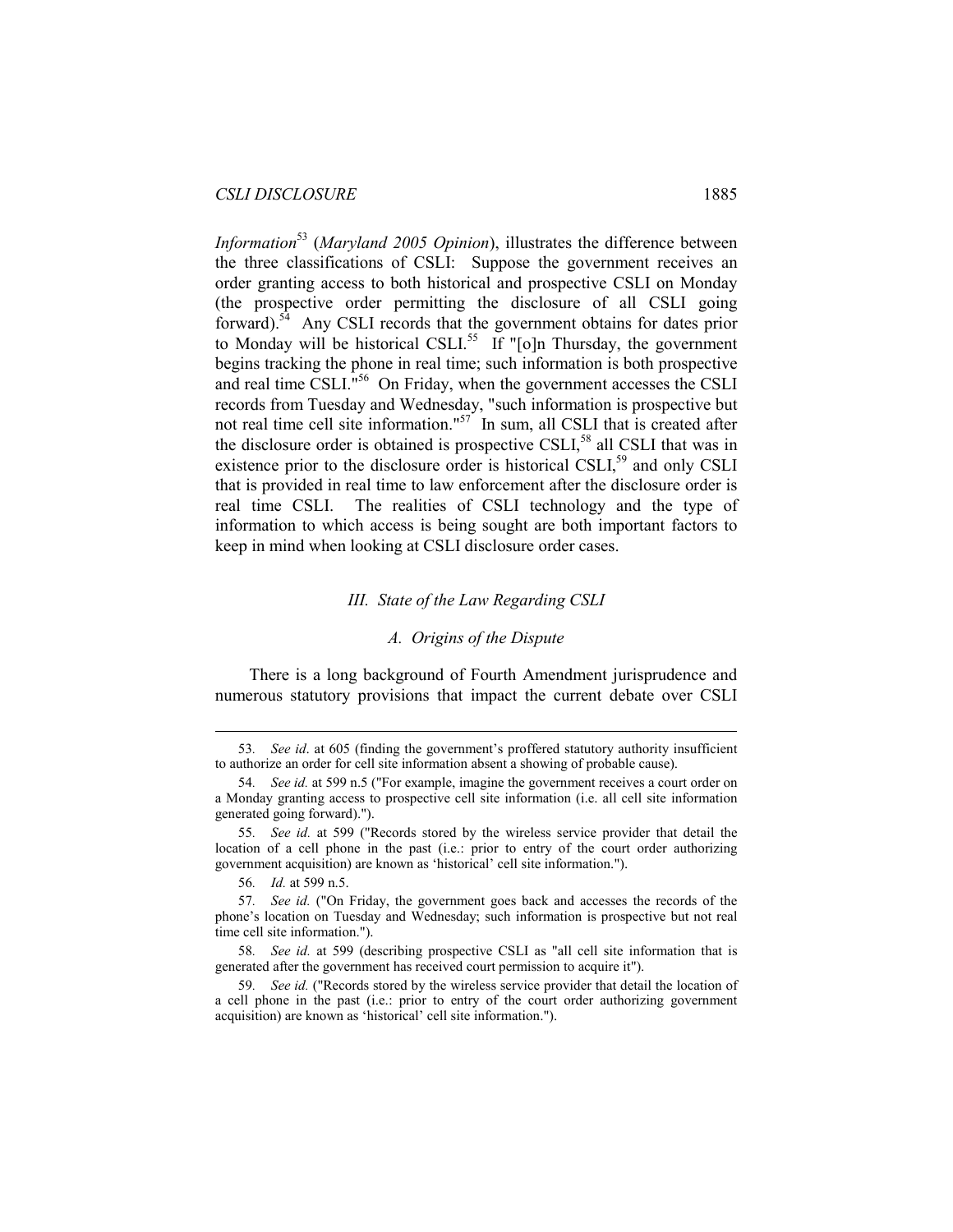*Information*[53] (*Maryland 2005 Opinion*), illustrates the difference between the three classifications of CSLI: Suppose the government receives an order granting access to both historical and prospective CSLI on Monday (the prospective order permitting the disclosure of all CSLI going forward).[54] Any CSLI records that the government obtains for dates prior to Monday will be historical CSLI.[55] If "[o]n Thursday, the government begins tracking the phone in real time; such information is both prospective and real time CSLI."[56] On Friday, when the government accesses the CSLI records from Tuesday and Wednesday, "such information is prospective but not real time cell site information."[57] In sum, all CSLI that is created after the disclosure order is obtained is prospective CSLI,[58] all CSLI that was in existence prior to the disclosure order is historical CSLI,[59] and only CSLI that is provided in real time to law enforcement after the disclosure order is real time CSLI. The realities of CSLI technology and the type of information to which access is being sought are both important factors to keep in mind when looking at CSLI disclosure order cases.

### *III. State of the Law Regarding CSLI*

#### *A. Origins of the Dispute*

There is a long background of Fourth Amendment jurisprudence and numerous statutory provisions that impact the current debate over CSLI

---

53. *See id*. at 605 (finding the government's proffered statutory authority insufficient to authorize an order for cell site information absent a showing of probable cause).

54. *See id.* at 599 n.5 ("For example, imagine the government receives a court order on a Monday granting access to prospective cell site information (i.e. all cell site information generated going forward).").

55. *See id.* at 599 ("Records stored by the wireless service provider that detail the location of a cell phone in the past (i.e.: prior to entry of the court order authorizing government acquisition) are known as 'historical' cell site information.").

56. *Id.* at 599 n.5.

57. *See id.* ("On Friday, the government goes back and accesses the records of the phone's location on Tuesday and Wednesday; such information is prospective but not real time cell site information.").

58. *See id.* at 599 (describing prospective CSLI as "all cell site information that is generated after the government has received court permission to acquire it").

59. *See id.* ("Records stored by the wireless service provider that detail the location of a cell phone in the past (i.e.: prior to entry of the court order authorizing government acquisition) are known as 'historical' cell site information.").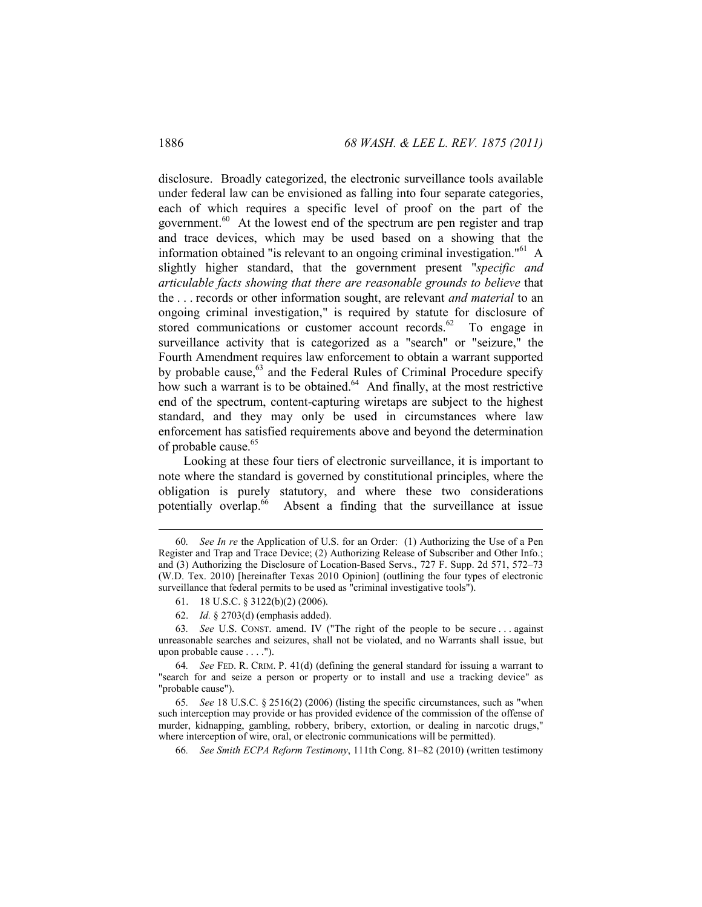disclosure. Broadly categorized, the electronic surveillance tools available under federal law can be envisioned as falling into four separate categories, each of which requires a specific level of proof on the part of the government.[60] At the lowest end of the spectrum are pen register and trap and trace devices, which may be used based on a showing that the information obtained "is relevant to an ongoing criminal investigation."[61] A slightly higher standard, that the government present "*specific and articulable facts showing that there are reasonable grounds to believe* that the . . . records or other information sought, are relevant *and material* to an ongoing criminal investigation," is required by statute for disclosure of stored communications or customer account records.[62] To engage in surveillance activity that is categorized as a "search" or "seizure," the Fourth Amendment requires law enforcement to obtain a warrant supported by probable cause,[63] and the Federal Rules of Criminal Procedure specify how such a warrant is to be obtained.[64] And finally, at the most restrictive end of the spectrum, content-capturing wiretaps are subject to the highest standard, and they may only be used in circumstances where law enforcement has satisfied requirements above and beyond the determination of probable cause.[65]

Looking at these four tiers of electronic surveillance, it is important to note where the standard is governed by constitutional principles, where the obligation is purely statutory, and where these two considerations potentially overlap.[66] Absent a finding that the surveillance at issue

---

60. *See In re* the Application of U.S. for an Order: (1) Authorizing the Use of a Pen Register and Trap and Trace Device; (2) Authorizing Release of Subscriber and Other Info.; and (3) Authorizing the Disclosure of Location-Based Servs., 727 F. Supp. 2d 571, 572–73 (W.D. Tex. 2010) [hereinafter Texas 2010 Opinion] (outlining the four types of electronic surveillance that federal permits to be used as "criminal investigative tools").

61. 18 U.S.C. § 3122(b)(2) (2006).

62. *Id.* § 2703(d) (emphasis added).

63. *See* U.S. CONST. amend. IV ("The right of the people to be secure . . . against unreasonable searches and seizures, shall not be violated, and no Warrants shall issue, but upon probable cause . . . .").

64. *See* FED. R. CRIM. P. 41(d) (defining the general standard for issuing a warrant to "search for and seize a person or property or to install and use a tracking device" as "probable cause").

65. *See* 18 U.S.C. § 2516(2) (2006) (listing the specific circumstances, such as "when such interception may provide or has provided evidence of the commission of the offense of murder, kidnapping, gambling, robbery, bribery, extortion, or dealing in narcotic drugs," where interception of wire, oral, or electronic communications will be permitted).

66. *See Smith ECPA Reform Testimony*, 111th Cong. 81–82 (2010) (written testimony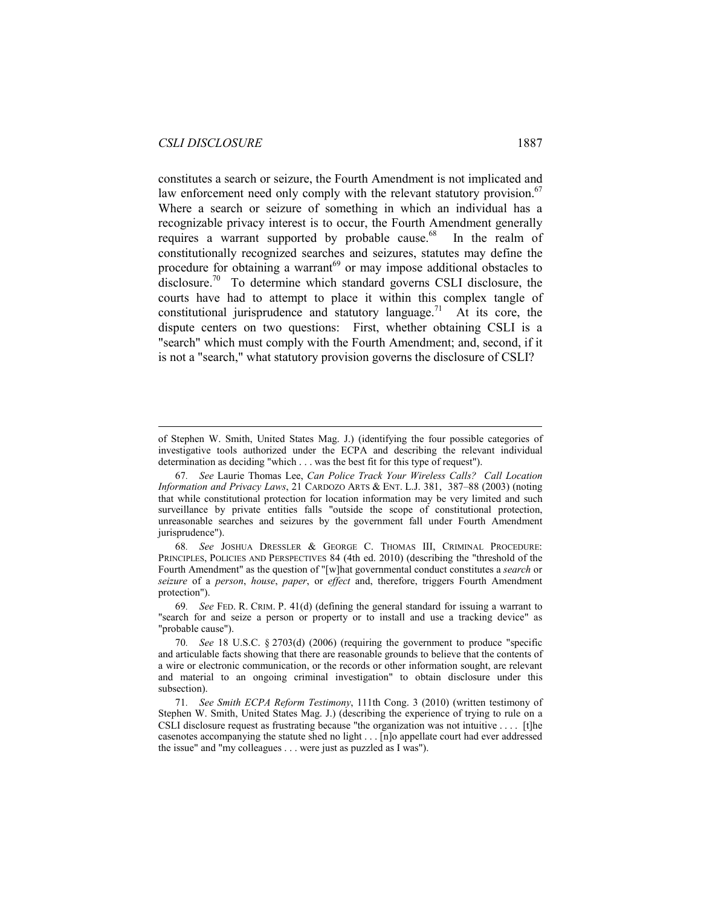constitutes a search or seizure, the Fourth Amendment is not implicated and law enforcement need only comply with the relevant statutory provision.[67] Where a search or seizure of something in which an individual has a recognizable privacy interest is to occur, the Fourth Amendment generally requires a warrant supported by probable cause.[68] In the realm of constitutionally recognized searches and seizures, statutes may define the procedure for obtaining a warrant[69] or may impose additional obstacles to disclosure.[70] To determine which standard governs CSLI disclosure, the courts have had to attempt to place it within this complex tangle of constitutional jurisprudence and statutory language.[71] At its core, the dispute centers on two questions: First, whether obtaining CSLI is a "search" which must comply with the Fourth Amendment; and, second, if it is not a "search," what statutory provision governs the disclosure of CSLI?

---

of Stephen W. Smith, United States Mag. J.) (identifying the four possible categories of investigative tools authorized under the ECPA and describing the relevant individual determination as deciding "which . . . was the best fit for this type of request").

67. *See* Laurie Thomas Lee, *Can Police Track Your Wireless Calls? Call Location Information and Privacy Laws*, 21 CARDOZO ARTS & ENT. L.J. 381, 387–88 (2003) (noting that while constitutional protection for location information may be very limited and such surveillance by private entities falls "outside the scope of constitutional protection, unreasonable searches and seizures by the government fall under Fourth Amendment jurisprudence").

68. *See* JOSHUA DRESSLER & GEORGE C. THOMAS III, CRIMINAL PROCEDURE: PRINCIPLES, POLICIES AND PERSPECTIVES 84 (4th ed. 2010) (describing the "threshold of the Fourth Amendment" as the question of "[w]hat governmental conduct constitutes a *search* or *seizure* of a *person*, *house*, *paper*, or *effect* and, therefore, triggers Fourth Amendment protection").

69. *See* FED. R. CRIM. P. 41(d) (defining the general standard for issuing a warrant to "search for and seize a person or property or to install and use a tracking device" as "probable cause").

70. *See* 18 U.S.C. § 2703(d) (2006) (requiring the government to produce "specific and articulable facts showing that there are reasonable grounds to believe that the contents of a wire or electronic communication, or the records or other information sought, are relevant and material to an ongoing criminal investigation" to obtain disclosure under this subsection).

71. *See Smith ECPA Reform Testimony*, 111th Cong. 3 (2010) (written testimony of Stephen W. Smith, United States Mag. J.) (describing the experience of trying to rule on a CSLI disclosure request as frustrating because "the organization was not intuitive . . . . [t]he casenotes accompanying the statute shed no light . . . [n]o appellate court had ever addressed the issue" and "my colleagues . . . were just as puzzled as I was").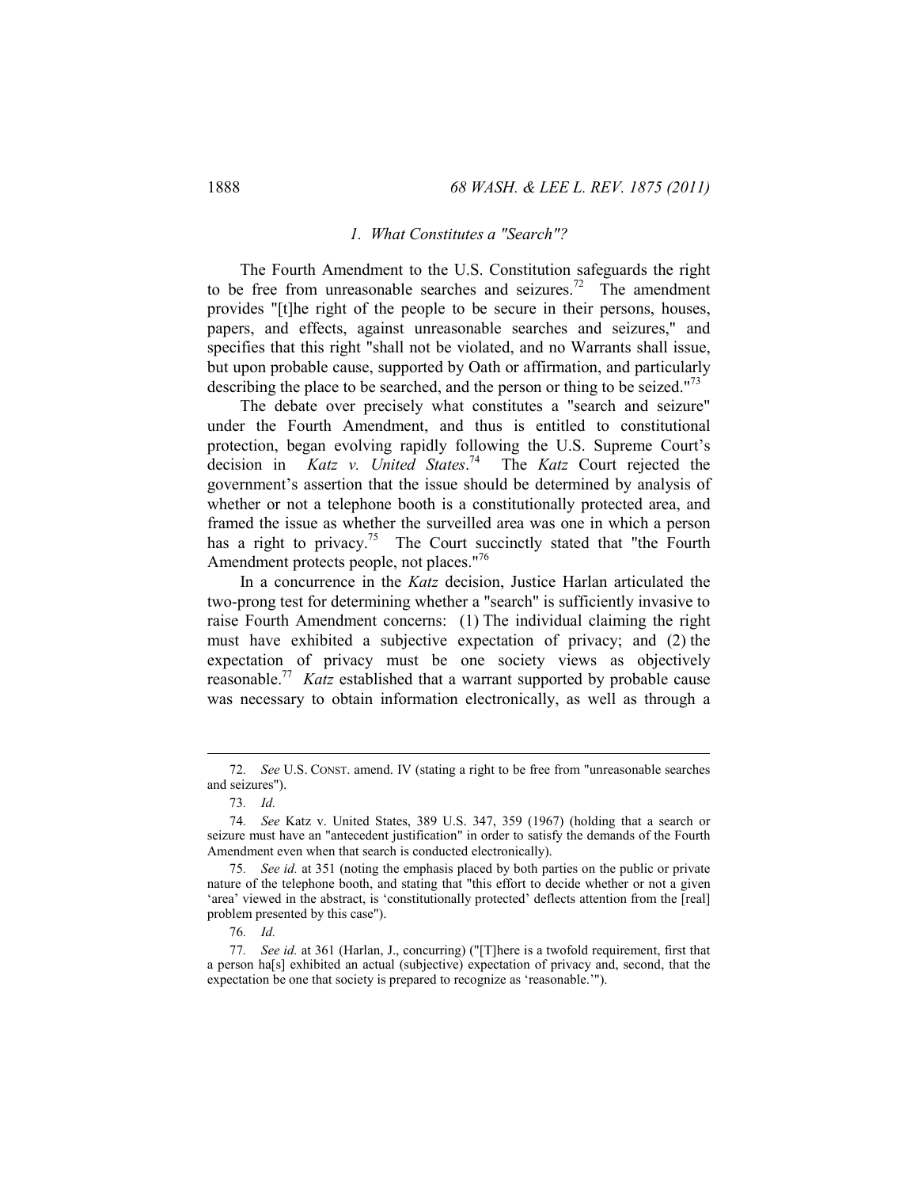### 1. *What Constitutes a "Search"?*

The Fourth Amendment to the U.S. Constitution safeguards the right to be free from unreasonable searches and seizures.[72] The amendment provides "[t]he right of the people to be secure in their persons, houses, papers, and effects, against unreasonable searches and seizures," and specifies that this right "shall not be violated, and no Warrants shall issue, but upon probable cause, supported by Oath or affirmation, and particularly describing the place to be searched, and the person or thing to be seized."[73]

The debate over precisely what constitutes a "search and seizure" under the Fourth Amendment, and thus is entitled to constitutional protection, began evolving rapidly following the U.S. Supreme Court's decision in *Katz v. United States*.[74] The *Katz* Court rejected the government's assertion that the issue should be determined by analysis of whether or not a telephone booth is a constitutionally protected area, and framed the issue as whether the surveilled area was one in which a person has a right to privacy.[75] The Court succinctly stated that "the Fourth Amendment protects people, not places."[76]

In a concurrence in the *Katz* decision, Justice Harlan articulated the two-prong test for determining whether a "search" is sufficiently invasive to raise Fourth Amendment concerns: (1) The individual claiming the right must have exhibited a subjective expectation of privacy; and (2) the expectation of privacy must be one society views as objectively reasonable.[77] *Katz* established that a warrant supported by probable cause was necessary to obtain information electronically, as well as through a

---

72. *See* U.S. CONST. amend. IV (stating a right to be free from "unreasonable searches and seizures").

73. *Id.*

74. *See* Katz v. United States, 389 U.S. 347, 359 (1967) (holding that a search or seizure must have an "antecedent justification" in order to satisfy the demands of the Fourth Amendment even when that search is conducted electronically).

75. *See id.* at 351 (noting the emphasis placed by both parties on the public or private nature of the telephone booth, and stating that "this effort to decide whether or not a given 'area' viewed in the abstract, is 'constitutionally protected' deflects attention from the [real] problem presented by this case").

76. *Id.*

77. *See id.* at 361 (Harlan, J., concurring) ("[T]here is a twofold requirement, first that a person ha[s] exhibited an actual (subjective) expectation of privacy and, second, that the expectation be one that society is prepared to recognize as 'reasonable.'").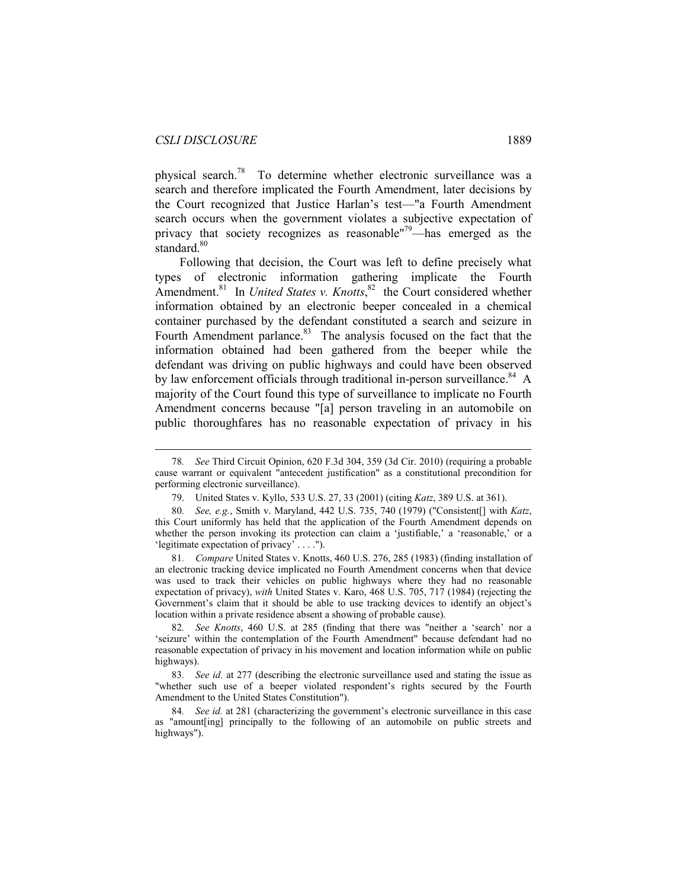physical search.[78] To determine whether electronic surveillance was a search and therefore implicated the Fourth Amendment, later decisions by the Court recognized that Justice Harlan's test—"a Fourth Amendment search occurs when the government violates a subjective expectation of privacy that society recognizes as reasonable"[79]—has emerged as the standard.[80]

Following that decision, the Court was left to define precisely what types of electronic information gathering implicate the Fourth Amendment.[81] In *United States v. Knotts*,[82] the Court considered whether information obtained by an electronic beeper concealed in a chemical container purchased by the defendant constituted a search and seizure in Fourth Amendment parlance.[83] The analysis focused on the fact that the information obtained had been gathered from the beeper while the defendant was driving on public highways and could have been observed by law enforcement officials through traditional in-person surveillance.[84] A majority of the Court found this type of surveillance to implicate no Fourth Amendment concerns because "[a] person traveling in an automobile on public thoroughfares has no reasonable expectation of privacy in his

---

78. *See* Third Circuit Opinion, 620 F.3d 304, 359 (3d Cir. 2010) (requiring a probable cause warrant or equivalent "antecedent justification" as a constitutional precondition for performing electronic surveillance).

79. United States v. Kyllo, 533 U.S. 27, 33 (2001) (citing *Katz*, 389 U.S. at 361).

80. *See, e.g.*, Smith v. Maryland, 442 U.S. 735, 740 (1979) ("Consistent[] with *Katz*, this Court uniformly has held that the application of the Fourth Amendment depends on whether the person invoking its protection can claim a 'justifiable,' a 'reasonable,' or a 'legitimate expectation of privacy' . . . .").

81. *Compare* United States v. Knotts, 460 U.S. 276, 285 (1983) (finding installation of an electronic tracking device implicated no Fourth Amendment concerns when that device was used to track their vehicles on public highways where they had no reasonable expectation of privacy), *with* United States v. Karo, 468 U.S. 705, 717 (1984) (rejecting the Government's claim that it should be able to use tracking devices to identify an object's location within a private residence absent a showing of probable cause).

82. *See Knotts*, 460 U.S. at 285 (finding that there was "neither a 'search' nor a 'seizure' within the contemplation of the Fourth Amendment" because defendant had no reasonable expectation of privacy in his movement and location information while on public highways).

83. *See id.* at 277 (describing the electronic surveillance used and stating the issue as "whether such use of a beeper violated respondent's rights secured by the Fourth Amendment to the United States Constitution").

84. *See id.* at 281 (characterizing the government's electronic surveillance in this case as "amount[ing] principally to the following of an automobile on public streets and highways").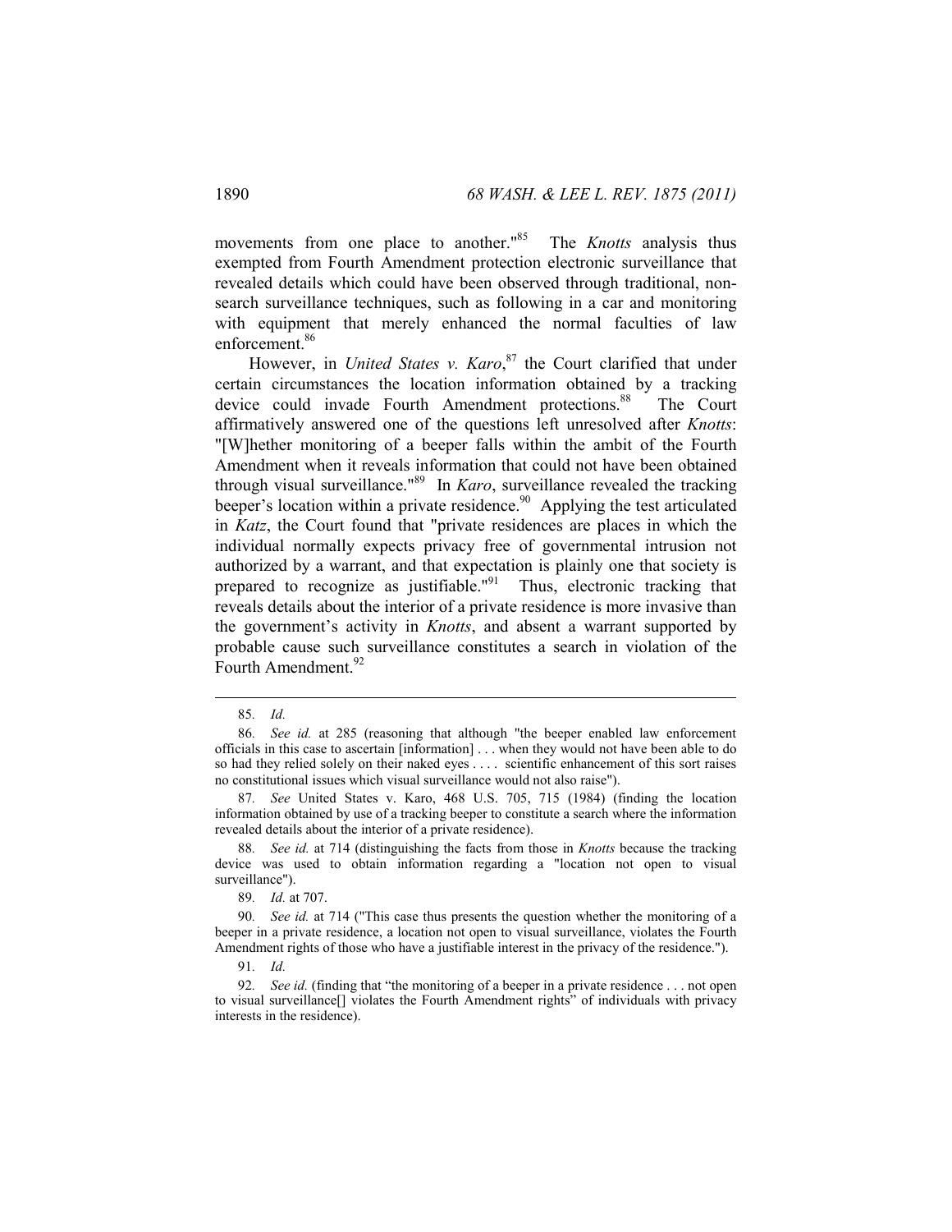movements from one place to another."[85] The *Knotts* analysis thus exempted from Fourth Amendment protection electronic surveillance that revealed details which could have been observed through traditional, non-search surveillance techniques, such as following in a car and monitoring with equipment that merely enhanced the normal faculties of law enforcement.[86]

However, in *United States v. Karo*,[87] the Court clarified that under certain circumstances the location information obtained by a tracking device could invade Fourth Amendment protections.[88] The Court affirmatively answered one of the questions left unresolved after *Knotts*: "[W]hether monitoring of a beeper falls within the ambit of the Fourth Amendment when it reveals information that could not have been obtained through visual surveillance."[89] In *Karo*, surveillance revealed the tracking beeper's location within a private residence.[90] Applying the test articulated in *Katz*, the Court found that "private residences are places in which the individual normally expects privacy free of governmental intrusion not authorized by a warrant, and that expectation is plainly one that society is prepared to recognize as justifiable."[91] Thus, electronic tracking that reveals details about the interior of a private residence is more invasive than the government's activity in *Knotts*, and absent a warrant supported by probable cause such surveillance constitutes a search in violation of the Fourth Amendment.[92]

---

85. *Id.*

86. *See id.* at 285 (reasoning that although "the beeper enabled law enforcement officials in this case to ascertain [information] . . . when they would not have been able to do so had they relied solely on their naked eyes . . . . scientific enhancement of this sort raises no constitutional issues which visual surveillance would not also raise").

87. *See* United States v. Karo, 468 U.S. 705, 715 (1984) (finding the location information obtained by use of a tracking beeper to constitute a search where the information revealed details about the interior of a private residence).

88. *See id.* at 714 (distinguishing the facts from those in *Knotts* because the tracking device was used to obtain information regarding a "location not open to visual surveillance").

89. *Id.* at 707.

90. *See id.* at 714 ("This case thus presents the question whether the monitoring of a beeper in a private residence, a location not open to visual surveillance, violates the Fourth Amendment rights of those who have a justifiable interest in the privacy of the residence.").

91. *Id.*

92. *See id.* (finding that "the monitoring of a beeper in a private residence . . . not open to visual surveillance[] violates the Fourth Amendment rights" of individuals with privacy interests in the residence).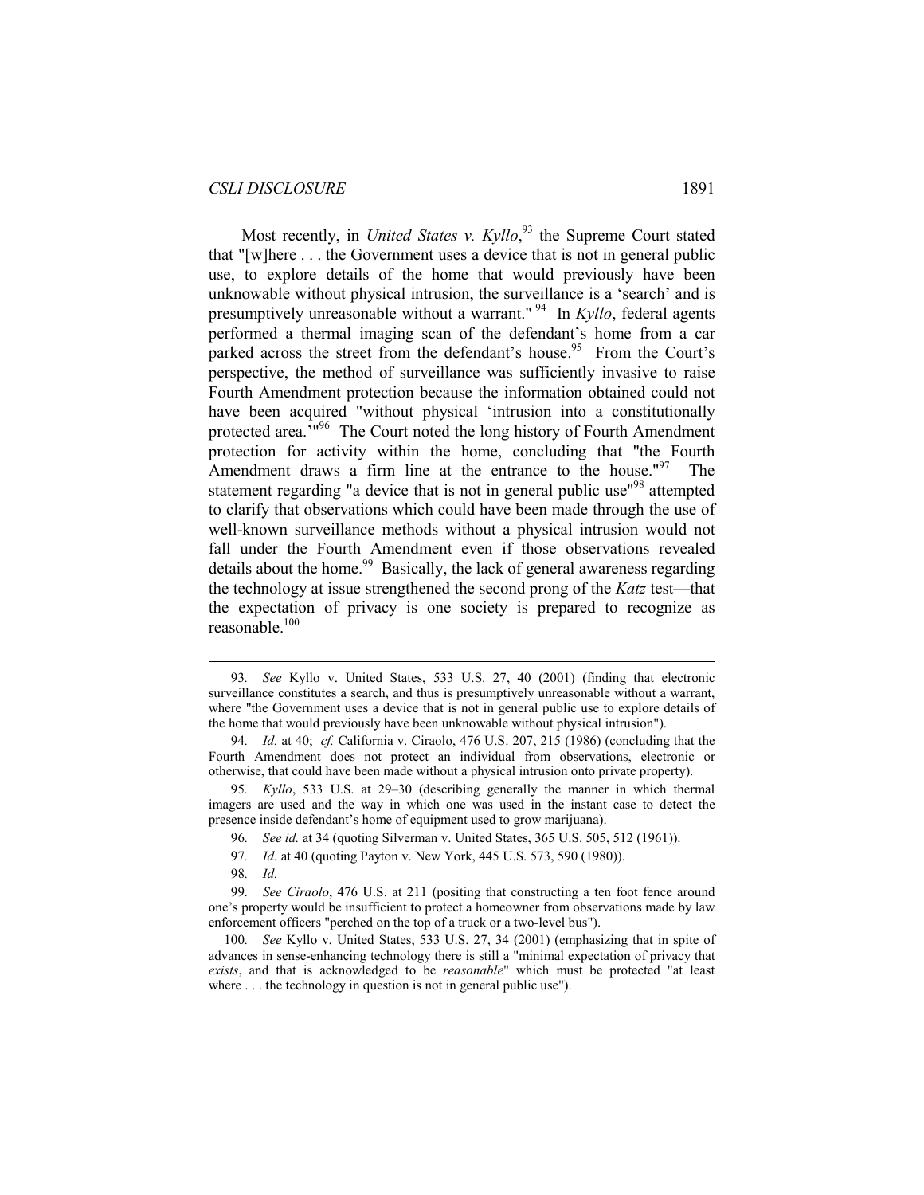Most recently, in *United States v. Kyllo*,[93] the Supreme Court stated that "[w]here . . . the Government uses a device that is not in general public use, to explore details of the home that would previously have been unknowable without physical intrusion, the surveillance is a 'search' and is presumptively unreasonable without a warrant." [94] In *Kyllo*, federal agents performed a thermal imaging scan of the defendant's home from a car parked across the street from the defendant's house.[95] From the Court's perspective, the method of surveillance was sufficiently invasive to raise Fourth Amendment protection because the information obtained could not have been acquired "without physical 'intrusion into a constitutionally protected area.'"[96] The Court noted the long history of Fourth Amendment protection for activity within the home, concluding that "the Fourth Amendment draws a firm line at the entrance to the house."[97] The statement regarding "a device that is not in general public use"[98] attempted to clarify that observations which could have been made through the use of well-known surveillance methods without a physical intrusion would not fall under the Fourth Amendment even if those observations revealed details about the home.[99] Basically, the lack of general awareness regarding the technology at issue strengthened the second prong of the *Katz* test—that the expectation of privacy is one society is prepared to recognize as reasonable.[100]

---

93. *See* Kyllo v. United States, 533 U.S. 27, 40 (2001) (finding that electronic surveillance constitutes a search, and thus is presumptively unreasonable without a warrant, where "the Government uses a device that is not in general public use to explore details of the home that would previously have been unknowable without physical intrusion").

94. *Id.* at 40; *cf.* California v. Ciraolo, 476 U.S. 207, 215 (1986) (concluding that the Fourth Amendment does not protect an individual from observations, electronic or otherwise, that could have been made without a physical intrusion onto private property).

95. *Kyllo*, 533 U.S. at 29–30 (describing generally the manner in which thermal imagers are used and the way in which one was used in the instant case to detect the presence inside defendant's home of equipment used to grow marijuana).

96. *See id.* at 34 (quoting Silverman v. United States, 365 U.S. 505, 512 (1961)).

97. *Id.* at 40 (quoting Payton v. New York, 445 U.S. 573, 590 (1980)).

98. *Id.*

99. *See Ciraolo*, 476 U.S. at 211 (positing that constructing a ten foot fence around one's property would be insufficient to protect a homeowner from observations made by law enforcement officers "perched on the top of a truck or a two-level bus").

100. *See* Kyllo v. United States, 533 U.S. 27, 34 (2001) (emphasizing that in spite of advances in sense-enhancing technology there is still a "minimal expectation of privacy that *exists*, and that is acknowledged to be *reasonable*" which must be protected "at least where . . . the technology in question is not in general public use").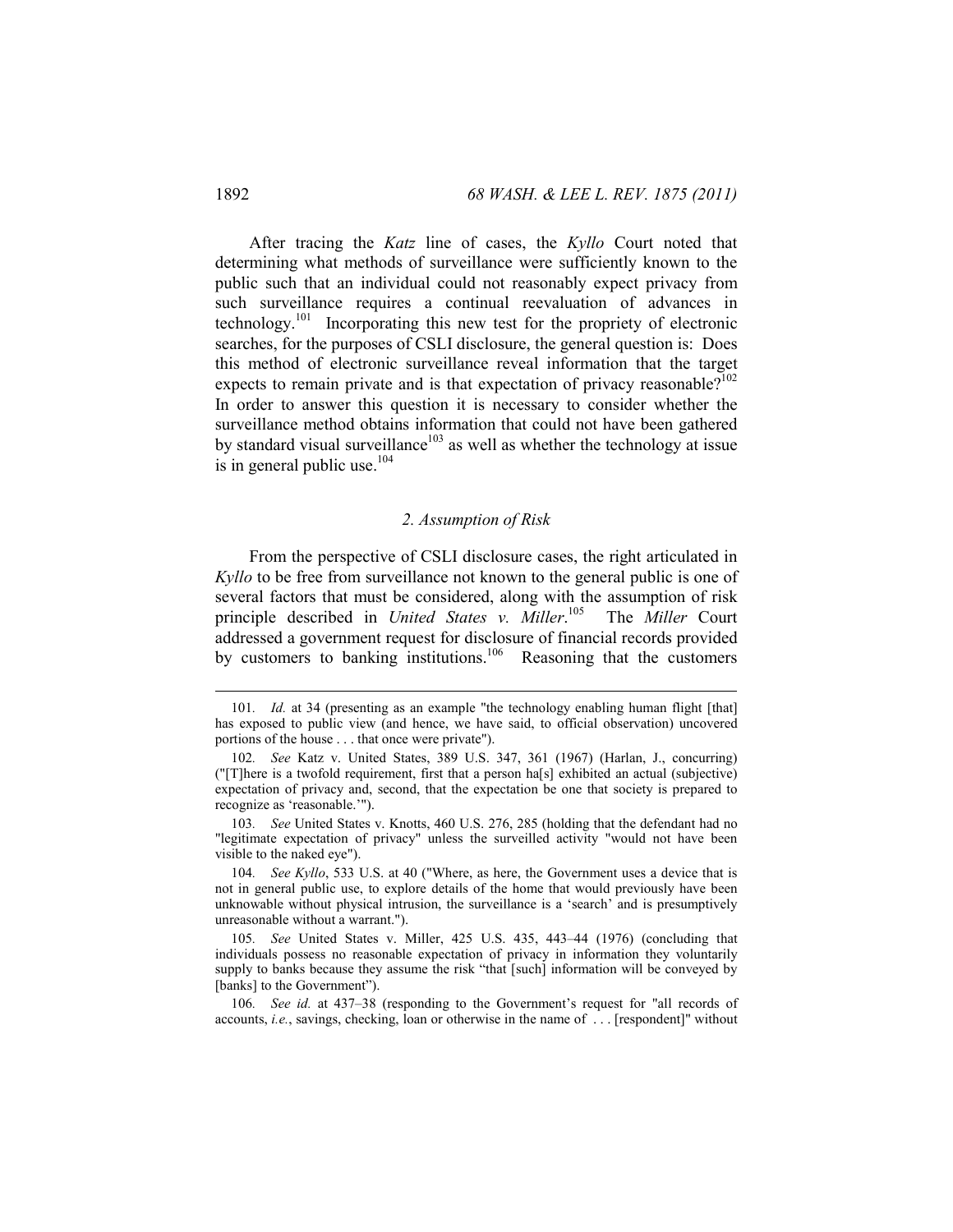After tracing the *Katz* line of cases, the *Kyllo* Court noted that determining what methods of surveillance were sufficiently known to the public such that an individual could not reasonably expect privacy from such surveillance requires a continual reevaluation of advances in technology.[101] Incorporating this new test for the propriety of electronic searches, for the purposes of CSLI disclosure, the general question is: Does this method of electronic surveillance reveal information that the target expects to remain private and is that expectation of privacy reasonable?[102] In order to answer this question it is necessary to consider whether the surveillance method obtains information that could not have been gathered by standard visual surveillance[103] as well as whether the technology at issue is in general public use.[104]

### *2. Assumption of Risk*

From the perspective of CSLI disclosure cases, the right articulated in *Kyllo* to be free from surveillance not known to the general public is one of several factors that must be considered, along with the assumption of risk principle described in *United States v. Miller*.[105] The *Miller* Court addressed a government request for disclosure of financial records provided by customers to banking institutions.[106] Reasoning that the customers

---

101. *Id.* at 34 (presenting as an example "the technology enabling human flight [that] has exposed to public view (and hence, we have said, to official observation) uncovered portions of the house . . . that once were private").

102. *See* Katz v. United States, 389 U.S. 347, 361 (1967) (Harlan, J., concurring) ("[T]here is a twofold requirement, first that a person ha[s] exhibited an actual (subjective) expectation of privacy and, second, that the expectation be one that society is prepared to recognize as 'reasonable.'").

103. *See* United States v. Knotts, 460 U.S. 276, 285 (holding that the defendant had no "legitimate expectation of privacy" unless the surveilled activity "would not have been visible to the naked eye").

104. *See Kyllo*, 533 U.S. at 40 ("Where, as here, the Government uses a device that is not in general public use, to explore details of the home that would previously have been unknowable without physical intrusion, the surveillance is a 'search' and is presumptively unreasonable without a warrant.").

105. *See* United States v. Miller, 425 U.S. 435, 443–44 (1976) (concluding that individuals possess no reasonable expectation of privacy in information they voluntarily supply to banks because they assume the risk "that [such] information will be conveyed by [banks] to the Government").

106. *See id.* at 437–38 (responding to the Government's request for "all records of accounts, *i.e.*, savings, checking, loan or otherwise in the name of . . . [respondent]" without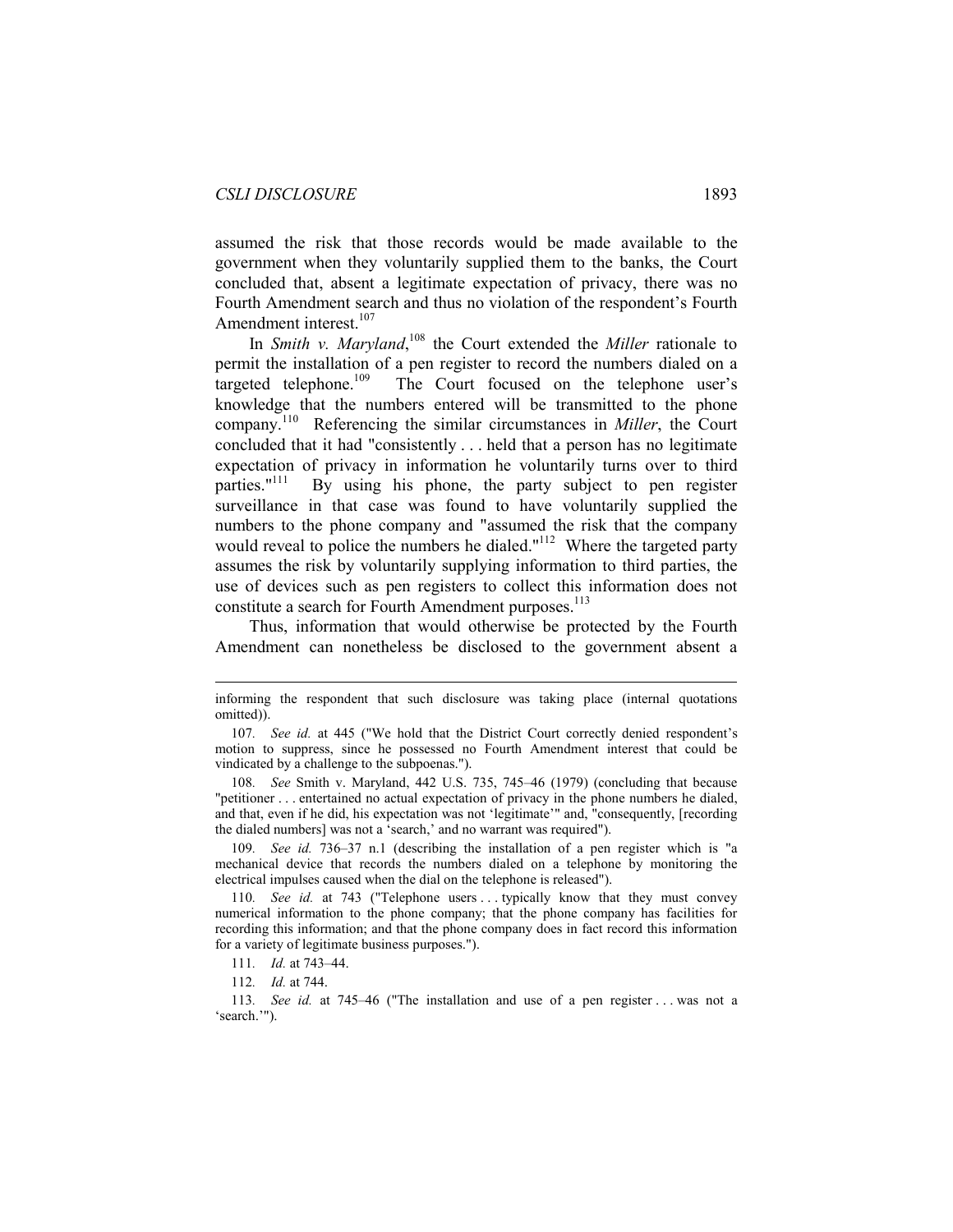assumed the risk that those records would be made available to the government when they voluntarily supplied them to the banks, the Court concluded that, absent a legitimate expectation of privacy, there was no Fourth Amendment search and thus no violation of the respondent's Fourth Amendment interest.[107]

In *Smith v. Maryland*,[108] the Court extended the *Miller* rationale to permit the installation of a pen register to record the numbers dialed on a targeted telephone.[109] The Court focused on the telephone user's knowledge that the numbers entered will be transmitted to the phone company.[110] Referencing the similar circumstances in *Miller*, the Court concluded that it had "consistently . . . held that a person has no legitimate expectation of privacy in information he voluntarily turns over to third parties."[111] By using his phone, the party subject to pen register surveillance in that case was found to have voluntarily supplied the numbers to the phone company and "assumed the risk that the company would reveal to police the numbers he dialed."[112] Where the targeted party assumes the risk by voluntarily supplying information to third parties, the use of devices such as pen registers to collect this information does not constitute a search for Fourth Amendment purposes.[113]

Thus, information that would otherwise be protected by the Fourth Amendment can nonetheless be disclosed to the government absent a

---

informing the respondent that such disclosure was taking place (internal quotations omitted)).

107. *See id.* at 445 ("We hold that the District Court correctly denied respondent's motion to suppress, since he possessed no Fourth Amendment interest that could be vindicated by a challenge to the subpoenas.").

108. *See* Smith v. Maryland, 442 U.S. 735, 745–46 (1979) (concluding that because "petitioner . . . entertained no actual expectation of privacy in the phone numbers he dialed, and that, even if he did, his expectation was not 'legitimate'" and, "consequently, [recording the dialed numbers] was not a 'search,' and no warrant was required").

109. *See id.* 736–37 n.1 (describing the installation of a pen register which is "a mechanical device that records the numbers dialed on a telephone by monitoring the electrical impulses caused when the dial on the telephone is released").

110. *See id.* at 743 ("Telephone users . . . typically know that they must convey numerical information to the phone company; that the phone company has facilities for recording this information; and that the phone company does in fact record this information for a variety of legitimate business purposes.").

111. *Id.* at 743–44.

112. *Id.* at 744.

113. *See id.* at 745–46 ("The installation and use of a pen register . . . was not a 'search.'").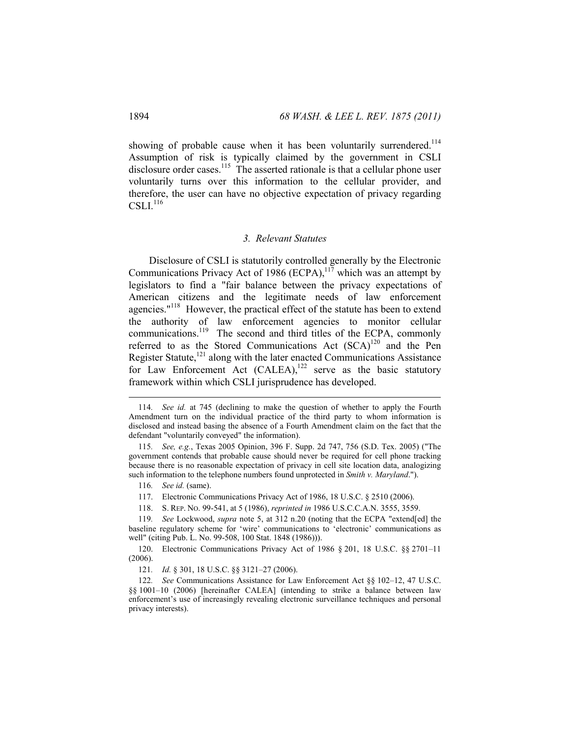showing of probable cause when it has been voluntarily surrendered.[114] Assumption of risk is typically claimed by the government in CSLI disclosure order cases.[115] The asserted rationale is that a cellular phone user voluntarily turns over this information to the cellular provider, and therefore, the user can have no objective expectation of privacy regarding CSLI.[116]

### *3. Relevant Statutes*

Disclosure of CSLI is statutorily controlled generally by the Electronic Communications Privacy Act of 1986 (ECPA),[117] which was an attempt by legislators to find a "fair balance between the privacy expectations of American citizens and the legitimate needs of law enforcement agencies."[118] However, the practical effect of the statute has been to extend the authority of law enforcement agencies to monitor cellular communications.[119] The second and third titles of the ECPA, commonly referred to as the Stored Communications Act (SCA)[120] and the Pen Register Statute,[121] along with the later enacted Communications Assistance for Law Enforcement Act (CALEA),[122] serve as the basic statutory framework within which CSLI jurisprudence has developed.

---

114. *See id.* at 745 (declining to make the question of whether to apply the Fourth Amendment turn on the individual practice of the third party to whom information is disclosed and instead basing the absence of a Fourth Amendment claim on the fact that the defendant "voluntarily conveyed" the information).

115. *See, e.g.*, Texas 2005 Opinion, 396 F. Supp. 2d 747, 756 (S.D. Tex. 2005) ("The government contends that probable cause should never be required for cell phone tracking because there is no reasonable expectation of privacy in cell site location data, analogizing such information to the telephone numbers found unprotected in *Smith v. Maryland*.").

116. *See id.* (same).

117. Electronic Communications Privacy Act of 1986, 18 U.S.C. § 2510 (2006).

118. S. REP. NO. 99-541, at 5 (1986), *reprinted in* 1986 U.S.C.C.A.N. 3555, 3559.

119. *See* Lockwood, *supra* note 5, at 312 n.20 (noting that the ECPA "extend[ed] the baseline regulatory scheme for 'wire' communications to 'electronic' communications as well" (citing Pub. L. No. 99-508, 100 Stat. 1848 (1986))).

120. Electronic Communications Privacy Act of 1986 § 201, 18 U.S.C. §§ 2701–11 (2006).

121. *Id.* § 301, 18 U.S.C. §§ 3121–27 (2006).

122. *See* Communications Assistance for Law Enforcement Act §§ 102–12, 47 U.S.C. §§ 1001–10 (2006) [hereinafter CALEA] (intending to strike a balance between law enforcement's use of increasingly revealing electronic surveillance techniques and personal privacy interests).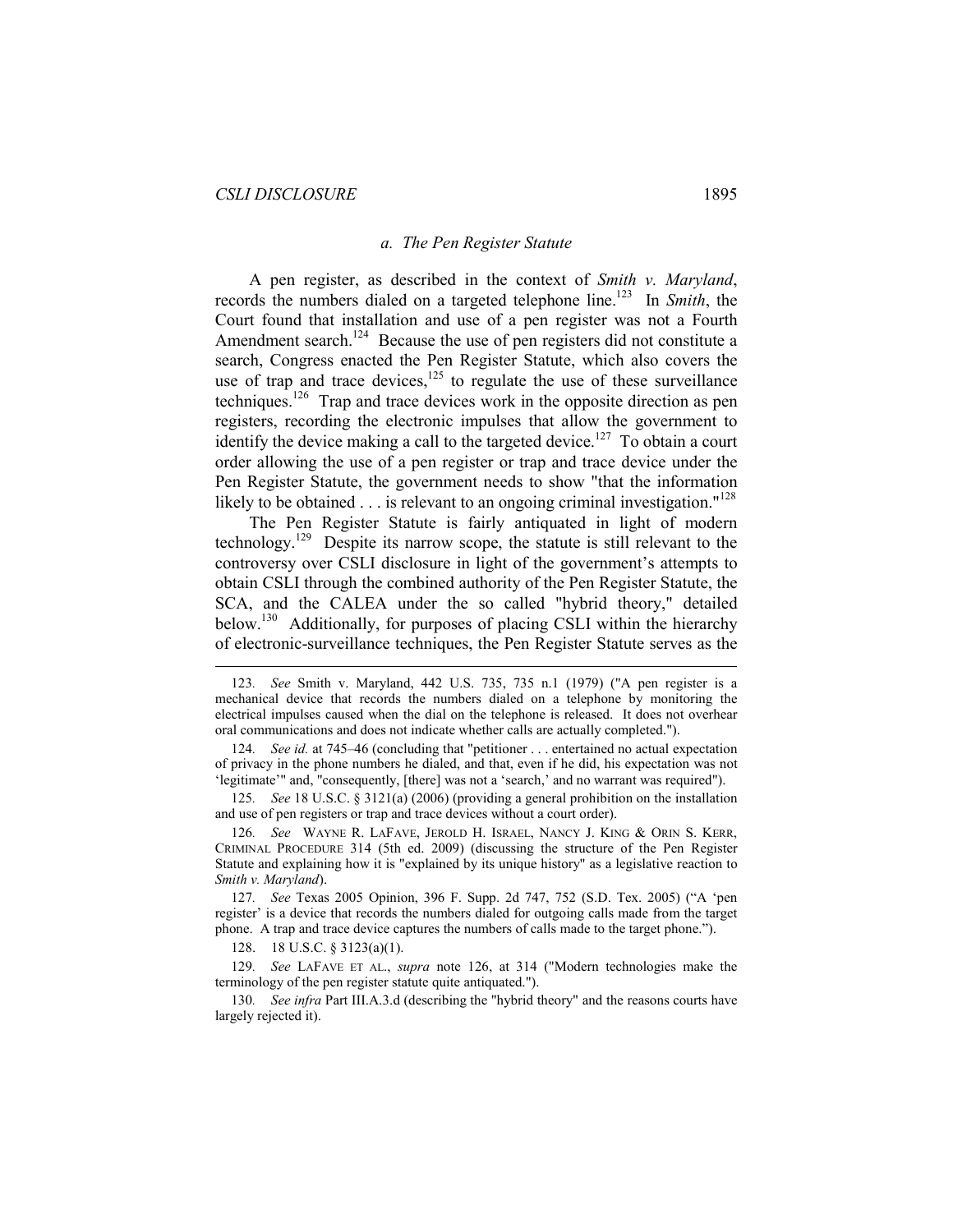#### *a. The Pen Register Statute*

A pen register, as described in the context of *Smith v. Maryland*, records the numbers dialed on a targeted telephone line.[123] In *Smith*, the Court found that installation and use of a pen register was not a Fourth Amendment search.[124] Because the use of pen registers did not constitute a search, Congress enacted the Pen Register Statute, which also covers the use of trap and trace devices,[125] to regulate the use of these surveillance techniques.[126] Trap and trace devices work in the opposite direction as pen registers, recording the electronic impulses that allow the government to identify the device making a call to the targeted device.[127] To obtain a court order allowing the use of a pen register or trap and trace device under the Pen Register Statute, the government needs to show "that the information likely to be obtained . . . is relevant to an ongoing criminal investigation."[128]

The Pen Register Statute is fairly antiquated in light of modern technology.[129] Despite its narrow scope, the statute is still relevant to the controversy over CSLI disclosure in light of the government's attempts to obtain CSLI through the combined authority of the Pen Register Statute, the SCA, and the CALEA under the so called "hybrid theory," detailed below.[130] Additionally, for purposes of placing CSLI within the hierarchy of electronic-surveillance techniques, the Pen Register Statute serves as the

---

123. *See* Smith v. Maryland, 442 U.S. 735, 735 n.1 (1979) ("A pen register is a mechanical device that records the numbers dialed on a telephone by monitoring the electrical impulses caused when the dial on the telephone is released. It does not overhear oral communications and does not indicate whether calls are actually completed.").

124. *See id.* at 745–46 (concluding that "petitioner . . . entertained no actual expectation of privacy in the phone numbers he dialed, and that, even if he did, his expectation was not 'legitimate'" and, "consequently, [there] was not a 'search,' and no warrant was required").

125. *See* 18 U.S.C. § 3121(a) (2006) (providing a general prohibition on the installation and use of pen registers or trap and trace devices without a court order).

126. *See* WAYNE R. LAFAVE, JEROLD H. ISRAEL, NANCY J. KING & ORIN S. KERR, CRIMINAL PROCEDURE 314 (5th ed. 2009) (discussing the structure of the Pen Register Statute and explaining how it is "explained by its unique history" as a legislative reaction to *Smith v. Maryland*).

127. *See* Texas 2005 Opinion, 396 F. Supp. 2d 747, 752 (S.D. Tex. 2005) ("A 'pen register' is a device that records the numbers dialed for outgoing calls made from the target phone. A trap and trace device captures the numbers of calls made to the target phone.").

128. 18 U.S.C. § 3123(a)(1).

129. *See* LAFAVE ET AL., *supra* note 126, at 314 ("Modern technologies make the terminology of the pen register statute quite antiquated.").

130. *See infra* Part III.A.3.d (describing the "hybrid theory" and the reasons courts have largely rejected it).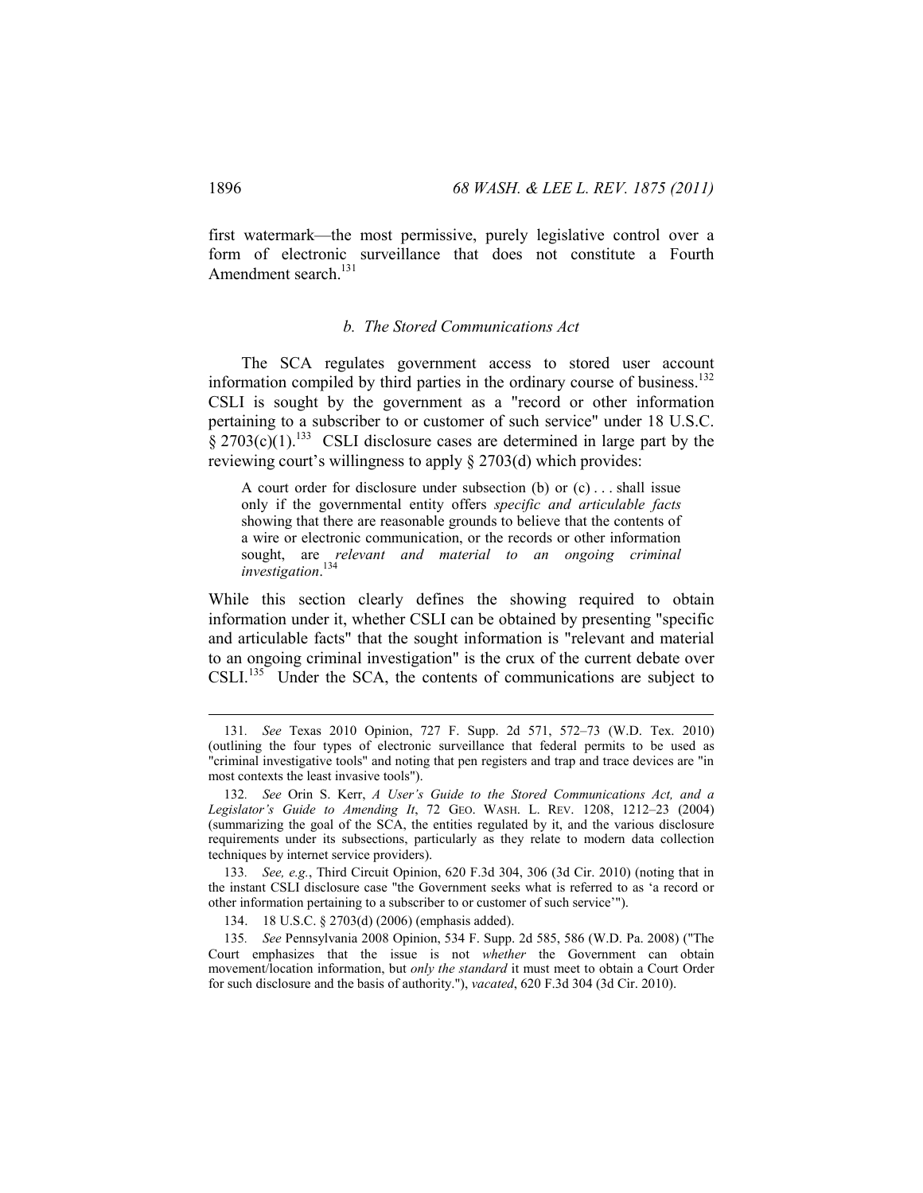first watermark—the most permissive, purely legislative control over a form of electronic surveillance that does not constitute a Fourth Amendment search.[131]

#### *b. The Stored Communications Act*

The SCA regulates government access to stored user account information compiled by third parties in the ordinary course of business.[132] CSLI is sought by the government as a "record or other information pertaining to a subscriber to or customer of such service" under 18 U.S.C. § 2703(c)(1).[133] CSLI disclosure cases are determined in large part by the reviewing court's willingness to apply § 2703(d) which provides:

> A court order for disclosure under subsection (b) or (c) . . . shall issue only if the governmental entity offers *specific and articulable facts* showing that there are reasonable grounds to believe that the contents of a wire or electronic communication, or the records or other information sought, are *relevant and material to an ongoing criminal investigation*.[134]

While this section clearly defines the showing required to obtain information under it, whether CSLI can be obtained by presenting "specific and articulable facts" that the sought information is "relevant and material to an ongoing criminal investigation" is the crux of the current debate over CSLI.[135] Under the SCA, the contents of communications are subject to

---

131. *See* Texas 2010 Opinion, 727 F. Supp. 2d 571, 572–73 (W.D. Tex. 2010) (outlining the four types of electronic surveillance that federal permits to be used as "criminal investigative tools" and noting that pen registers and trap and trace devices are "in most contexts the least invasive tools").

132. *See* Orin S. Kerr, *A User's Guide to the Stored Communications Act, and a Legislator's Guide to Amending It*, 72 GEO. WASH. L. REV. 1208, 1212–23 (2004) (summarizing the goal of the SCA, the entities regulated by it, and the various disclosure requirements under its subsections, particularly as they relate to modern data collection techniques by internet service providers).

133. *See, e.g.*, Third Circuit Opinion, 620 F.3d 304, 306 (3d Cir. 2010) (noting that in the instant CSLI disclosure case "the Government seeks what is referred to as 'a record or other information pertaining to a subscriber to or customer of such service'").

134. 18 U.S.C. § 2703(d) (2006) (emphasis added).

135. *See* Pennsylvania 2008 Opinion, 534 F. Supp. 2d 585, 586 (W.D. Pa. 2008) ("The Court emphasizes that the issue is not *whether* the Government can obtain movement/location information, but *only the standard* it must meet to obtain a Court Order for such disclosure and the basis of authority."), *vacated*, 620 F.3d 304 (3d Cir. 2010).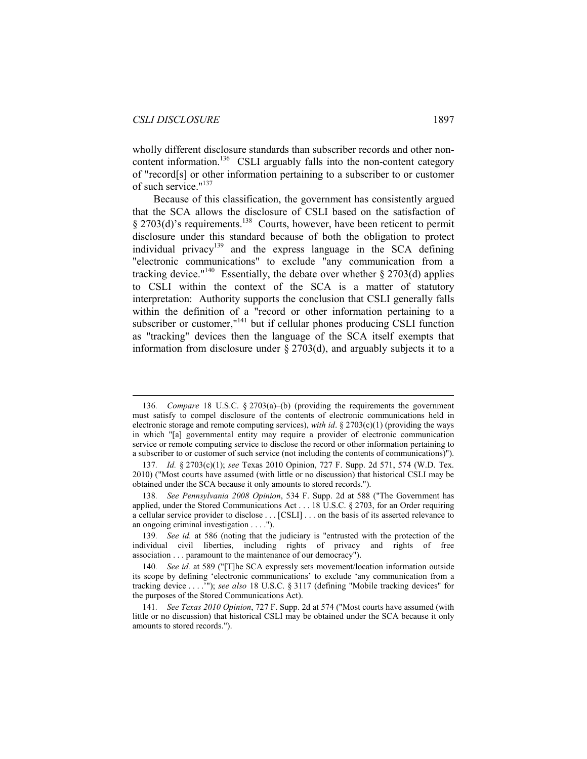wholly different disclosure standards than subscriber records and other non-content information.[136] CSLI arguably falls into the non-content category of "record[s] or other information pertaining to a subscriber to or customer of such service."[137]

Because of this classification, the government has consistently argued that the SCA allows the disclosure of CSLI based on the satisfaction of § 2703(d)'s requirements.[138] Courts, however, have been reticent to permit disclosure under this standard because of both the obligation to protect individual privacy[139] and the express language in the SCA defining "electronic communications" to exclude "any communication from a tracking device."[140] Essentially, the debate over whether § 2703(d) applies to CSLI within the context of the SCA is a matter of statutory interpretation: Authority supports the conclusion that CSLI generally falls within the definition of a "record or other information pertaining to a subscriber or customer,"[141] but if cellular phones producing CSLI function as "tracking" devices then the language of the SCA itself exempts that information from disclosure under § 2703(d), and arguably subjects it to a

---

136. *Compare* 18 U.S.C. § 2703(a)–(b) (providing the requirements the government must satisfy to compel disclosure of the contents of electronic communications held in electronic storage and remote computing services), *with id*. § 2703(c)(1) (providing the ways in which "[a] governmental entity may require a provider of electronic communication service or remote computing service to disclose the record or other information pertaining to a subscriber to or customer of such service (not including the contents of communications)").

137. *Id.* § 2703(c)(1); *see* Texas 2010 Opinion, 727 F. Supp. 2d 571, 574 (W.D. Tex. 2010) ("Most courts have assumed (with little or no discussion) that historical CSLI may be obtained under the SCA because it only amounts to stored records.").

138. *See Pennsylvania 2008 Opinion*, 534 F. Supp. 2d at 588 ("The Government has applied, under the Stored Communications Act . . . 18 U.S.C. § 2703, for an Order requiring a cellular service provider to disclose . . . [CSLI] . . . on the basis of its asserted relevance to an ongoing criminal investigation . . . .").

139. *See id.* at 586 (noting that the judiciary is "entrusted with the protection of the individual civil liberties, including rights of privacy and rights of free association . . . paramount to the maintenance of our democracy").

140. *See id.* at 589 ("[T]he SCA expressly sets movement/location information outside its scope by defining 'electronic communications' to exclude 'any communication from a tracking device . . . .'"); *see also* 18 U.S.C. § 3117 (defining "Mobile tracking devices" for the purposes of the Stored Communications Act).

141. *See Texas 2010 Opinion*, 727 F. Supp. 2d at 574 ("Most courts have assumed (with little or no discussion) that historical CSLI may be obtained under the SCA because it only amounts to stored records.").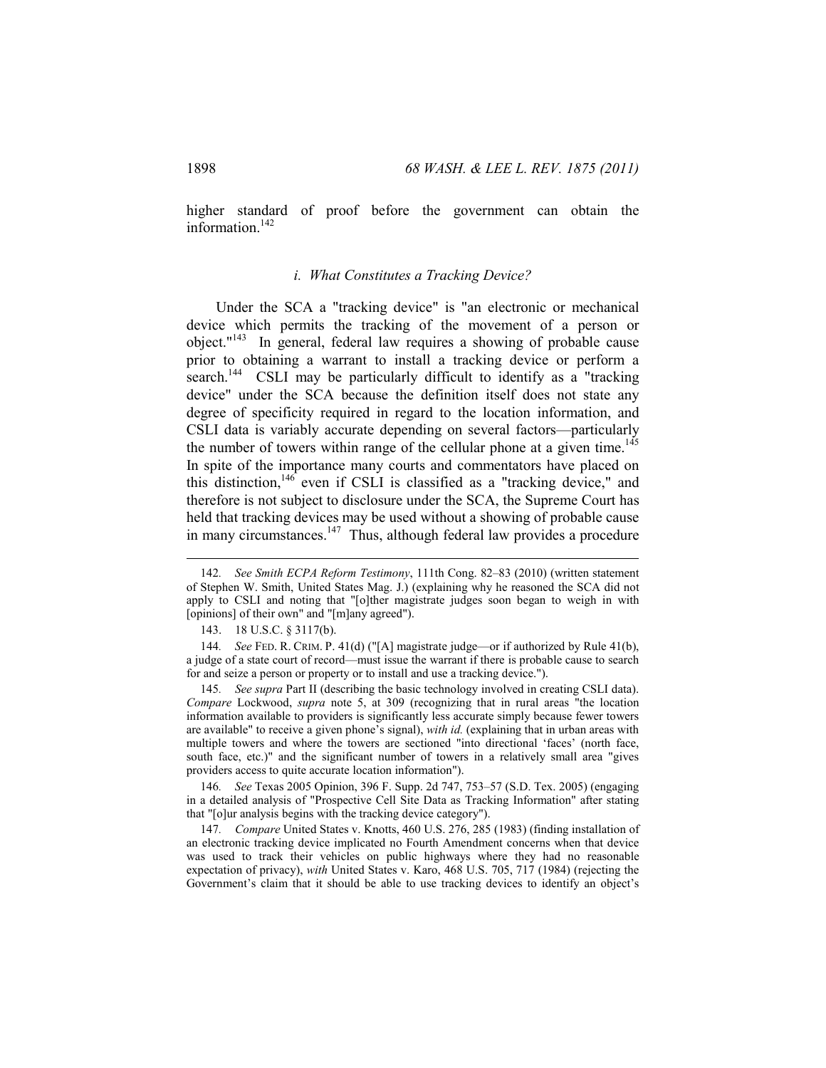higher standard of proof before the government can obtain the information.[142]

### *i. What Constitutes a Tracking Device?*

Under the SCA a "tracking device" is "an electronic or mechanical device which permits the tracking of the movement of a person or object."[143] In general, federal law requires a showing of probable cause prior to obtaining a warrant to install a tracking device or perform a search.[144] CSLI may be particularly difficult to identify as a "tracking device" under the SCA because the definition itself does not state any degree of specificity required in regard to the location information, and CSLI data is variably accurate depending on several factors—particularly the number of towers within range of the cellular phone at a given time.[145] In spite of the importance many courts and commentators have placed on this distinction,[146] even if CSLI is classified as a "tracking device," and therefore is not subject to disclosure under the SCA, the Supreme Court has held that tracking devices may be used without a showing of probable cause in many circumstances.[147] Thus, although federal law provides a procedure

---

142. *See Smith ECPA Reform Testimony*, 111th Cong. 82–83 (2010) (written statement of Stephen W. Smith, United States Mag. J.) (explaining why he reasoned the SCA did not apply to CSLI and noting that "[o]ther magistrate judges soon began to weigh in with [opinions] of their own" and "[m]any agreed").

143. 18 U.S.C. § 3117(b).

144. *See* FED. R. CRIM. P. 41(d) ("[A] magistrate judge—or if authorized by Rule 41(b), a judge of a state court of record—must issue the warrant if there is probable cause to search for and seize a person or property or to install and use a tracking device.").

145. *See supra* Part II (describing the basic technology involved in creating CSLI data). *Compare* Lockwood, *supra* note 5, at 309 (recognizing that in rural areas "the location information available to providers is significantly less accurate simply because fewer towers are available" to receive a given phone's signal), *with id.* (explaining that in urban areas with multiple towers and where the towers are sectioned "into directional 'faces' (north face, south face, etc.)" and the significant number of towers in a relatively small area "gives providers access to quite accurate location information").

146. *See* Texas 2005 Opinion, 396 F. Supp. 2d 747, 753–57 (S.D. Tex. 2005) (engaging in a detailed analysis of "Prospective Cell Site Data as Tracking Information" after stating that "[o]ur analysis begins with the tracking device category").

147. *Compare* United States v. Knotts, 460 U.S. 276, 285 (1983) (finding installation of an electronic tracking device implicated no Fourth Amendment concerns when that device was used to track their vehicles on public highways where they had no reasonable expectation of privacy), *with* United States v. Karo, 468 U.S. 705, 717 (1984) (rejecting the Government's claim that it should be able to use tracking devices to identify an object's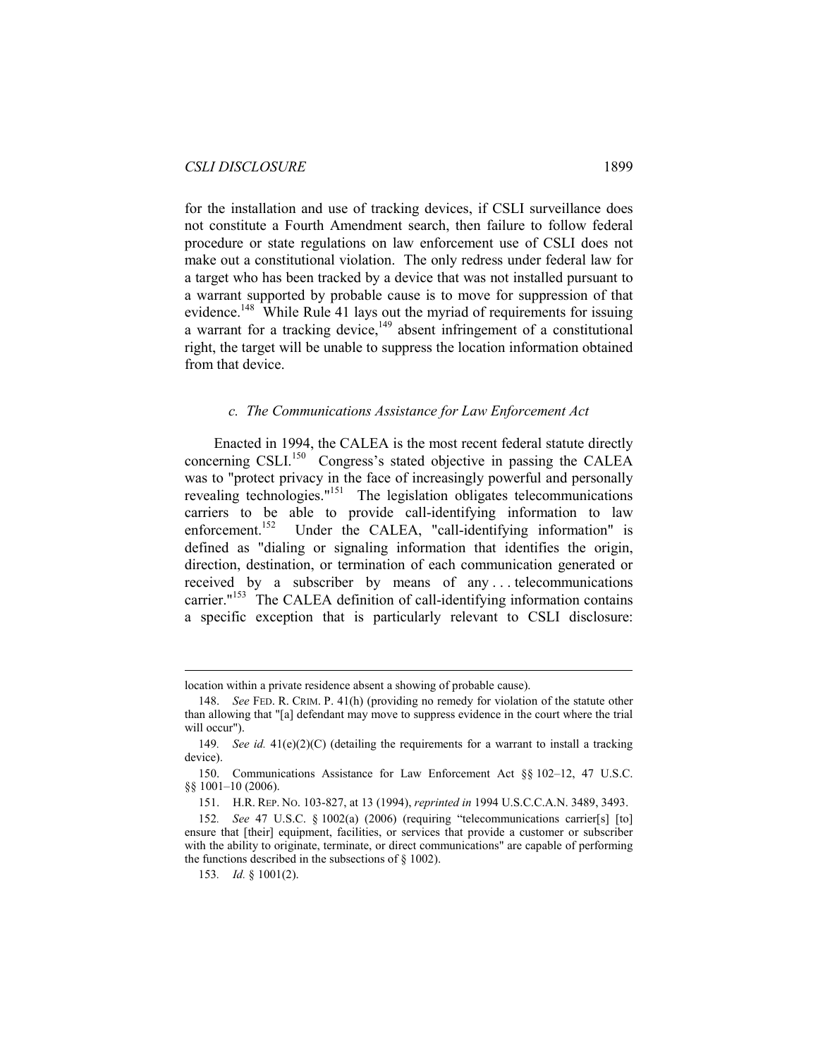for the installation and use of tracking devices, if CSLI surveillance does not constitute a Fourth Amendment search, then failure to follow federal procedure or state regulations on law enforcement use of CSLI does not make out a constitutional violation. The only redress under federal law for a target who has been tracked by a device that was not installed pursuant to a warrant supported by probable cause is to move for suppression of that evidence.[148] While Rule 41 lays out the myriad of requirements for issuing a warrant for a tracking device,[149] absent infringement of a constitutional right, the target will be unable to suppress the location information obtained from that device.

#### *c. The Communications Assistance for Law Enforcement Act*

Enacted in 1994, the CALEA is the most recent federal statute directly concerning CSLI.[150] Congress's stated objective in passing the CALEA was to "protect privacy in the face of increasingly powerful and personally revealing technologies."[151] The legislation obligates telecommunications carriers to be able to provide call-identifying information to law enforcement.[152] Under the CALEA, "call-identifying information" is defined as "dialing or signaling information that identifies the origin, direction, destination, or termination of each communication generated or received by a subscriber by means of any . . . telecommunications carrier."[153] The CALEA definition of call-identifying information contains a specific exception that is particularly relevant to CSLI disclosure:

---

location within a private residence absent a showing of probable cause).

148. *See* FED. R. CRIM. P. 41(h) (providing no remedy for violation of the statute other than allowing that "[a] defendant may move to suppress evidence in the court where the trial will occur").

149. *See id.* 41(e)(2)(C) (detailing the requirements for a warrant to install a tracking device).

150. Communications Assistance for Law Enforcement Act §§ 102–12, 47 U.S.C. §§ 1001–10 (2006).

151. H.R. REP. NO. 103-827, at 13 (1994), *reprinted in* 1994 U.S.C.C.A.N. 3489, 3493.

152. *See* 47 U.S.C. § 1002(a) (2006) (requiring "telecommunications carrier[s] [to] ensure that [their] equipment, facilities, or services that provide a customer or subscriber with the ability to originate, terminate, or direct communications" are capable of performing the functions described in the subsections of § 1002).

153. *Id.* § 1001(2).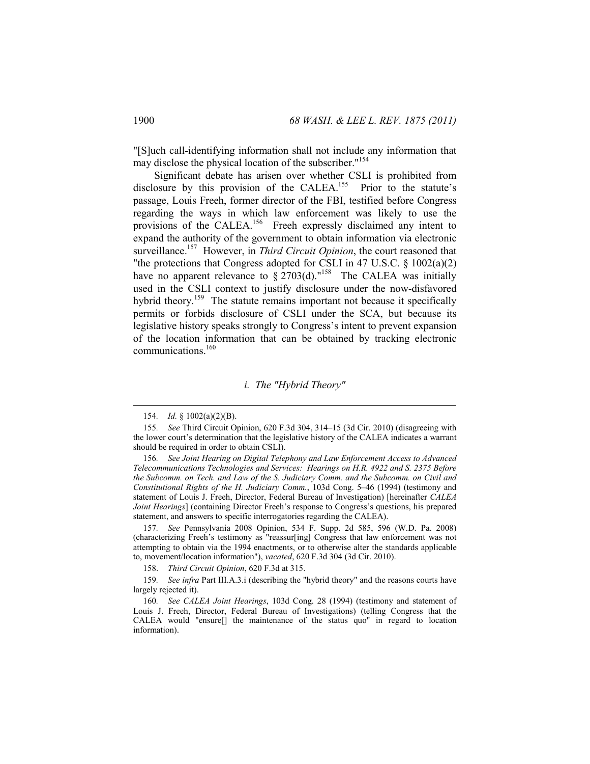"[S]uch call-identifying information shall not include any information that may disclose the physical location of the subscriber."[154]

Significant debate has arisen over whether CSLI is prohibited from disclosure by this provision of the CALEA.[155] Prior to the statute's passage, Louis Freeh, former director of the FBI, testified before Congress regarding the ways in which law enforcement was likely to use the provisions of the CALEA.[156] Freeh expressly disclaimed any intent to expand the authority of the government to obtain information via electronic surveillance.[157] However, in *Third Circuit Opinion*, the court reasoned that "the protections that Congress adopted for CSLI in 47 U.S.C. § 1002(a)(2) have no apparent relevance to § 2703(d)."[158] The CALEA was initially used in the CSLI context to justify disclosure under the now-disfavored hybrid theory.[159] The statute remains important not because it specifically permits or forbids disclosure of CSLI under the SCA, but because its legislative history speaks strongly to Congress's intent to prevent expansion of the location information that can be obtained by tracking electronic communications.[160]

### *i. The "Hybrid Theory"*

---

154. *Id.* § 1002(a)(2)(B).

155. *See* Third Circuit Opinion, 620 F.3d 304, 314–15 (3d Cir. 2010) (disagreeing with the lower court's determination that the legislative history of the CALEA indicates a warrant should be required in order to obtain CSLI).

156. *See Joint Hearing on Digital Telephony and Law Enforcement Access to Advanced Telecommunications Technologies and Services: Hearings on H.R. 4922 and S. 2375 Before the Subcomm. on Tech. and Law of the S. Judiciary Comm. and the Subcomm. on Civil and Constitutional Rights of the H. Judiciary Comm.*, 103d Cong. 5–46 (1994) (testimony and statement of Louis J. Freeh, Director, Federal Bureau of Investigation) [hereinafter *CALEA Joint Hearings*] (containing Director Freeh's response to Congress's questions, his prepared statement, and answers to specific interrogatories regarding the CALEA).

157. *See* Pennsylvania 2008 Opinion, 534 F. Supp. 2d 585, 596 (W.D. Pa. 2008) (characterizing Freeh's testimony as "reassur[ing] Congress that law enforcement was not attempting to obtain via the 1994 enactments, or to otherwise alter the standards applicable to, movement/location information"), *vacated*, 620 F.3d 304 (3d Cir. 2010).

158. *Third Circuit Opinion*, 620 F.3d at 315.

159. *See infra* Part III.A.3.i (describing the "hybrid theory" and the reasons courts have largely rejected it).

160. *See CALEA Joint Hearings*, 103d Cong. 28 (1994) (testimony and statement of Louis J. Freeh, Director, Federal Bureau of Investigations) (telling Congress that the CALEA would "ensure[] the maintenance of the status quo" in regard to location information).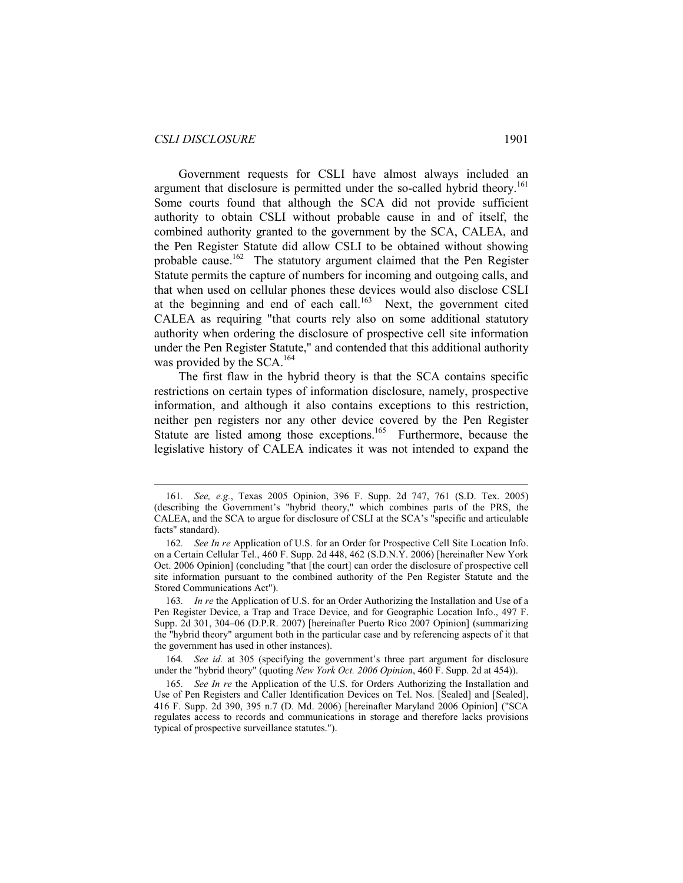Government requests for CSLI have almost always included an argument that disclosure is permitted under the so-called hybrid theory.[161] Some courts found that although the SCA did not provide sufficient authority to obtain CSLI without probable cause in and of itself, the combined authority granted to the government by the SCA, CALEA, and the Pen Register Statute did allow CSLI to be obtained without showing probable cause.[162] The statutory argument claimed that the Pen Register Statute permits the capture of numbers for incoming and outgoing calls, and that when used on cellular phones these devices would also disclose CSLI at the beginning and end of each call.[163] Next, the government cited CALEA as requiring "that courts rely also on some additional statutory authority when ordering the disclosure of prospective cell site information under the Pen Register Statute," and contended that this additional authority was provided by the SCA.[164]

The first flaw in the hybrid theory is that the SCA contains specific restrictions on certain types of information disclosure, namely, prospective information, and although it also contains exceptions to this restriction, neither pen registers nor any other device covered by the Pen Register Statute are listed among those exceptions.[165] Furthermore, because the legislative history of CALEA indicates it was not intended to expand the

---

161. *See, e.g.*, Texas 2005 Opinion, 396 F. Supp. 2d 747, 761 (S.D. Tex. 2005) (describing the Government's "hybrid theory," which combines parts of the PRS, the CALEA, and the SCA to argue for disclosure of CSLI at the SCA's "specific and articulable facts" standard).

162. *See In re* Application of U.S. for an Order for Prospective Cell Site Location Info. on a Certain Cellular Tel., 460 F. Supp. 2d 448, 462 (S.D.N.Y. 2006) [hereinafter New York Oct. 2006 Opinion] (concluding "that [the court] can order the disclosure of prospective cell site information pursuant to the combined authority of the Pen Register Statute and the Stored Communications Act").

163. *In re* the Application of U.S. for an Order Authorizing the Installation and Use of a Pen Register Device, a Trap and Trace Device, and for Geographic Location Info., 497 F. Supp. 2d 301, 304–06 (D.P.R. 2007) [hereinafter Puerto Rico 2007 Opinion] (summarizing the "hybrid theory" argument both in the particular case and by referencing aspects of it that the government has used in other instances).

164. *See id.* at 305 (specifying the government's three part argument for disclosure under the "hybrid theory" (quoting *New York Oct. 2006 Opinion*, 460 F. Supp. 2d at 454)).

165. *See In re* the Application of the U.S. for Orders Authorizing the Installation and Use of Pen Registers and Caller Identification Devices on Tel. Nos. [Sealed] and [Sealed], 416 F. Supp. 2d 390, 395 n.7 (D. Md. 2006) [hereinafter Maryland 2006 Opinion] ("SCA regulates access to records and communications in storage and therefore lacks provisions typical of prospective surveillance statutes.").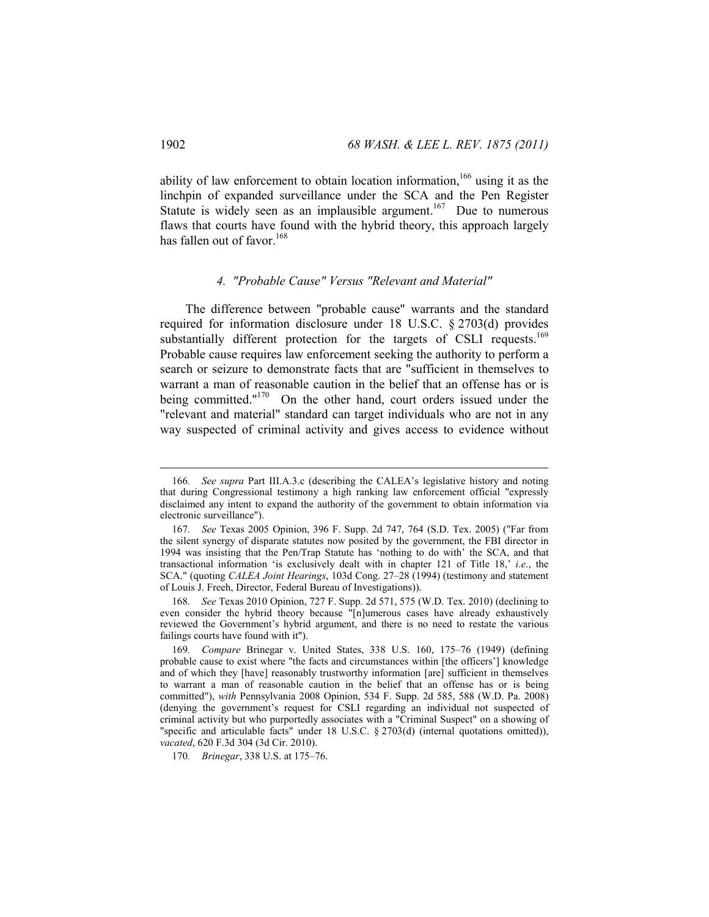ability of law enforcement to obtain location information,[166] using it as the linchpin of expanded surveillance under the SCA and the Pen Register Statute is widely seen as an implausible argument.[167] Due to numerous flaws that courts have found with the hybrid theory, this approach largely has fallen out of favor.[168]

#### *4. "Probable Cause" Versus "Relevant and Material"*

The difference between "probable cause" warrants and the standard required for information disclosure under 18 U.S.C. § 2703(d) provides substantially different protection for the targets of CSLI requests.[169] Probable cause requires law enforcement seeking the authority to perform a search or seizure to demonstrate facts that are "sufficient in themselves to warrant a man of reasonable caution in the belief that an offense has or is being committed."[170] On the other hand, court orders issued under the "relevant and material" standard can target individuals who are not in any way suspected of criminal activity and gives access to evidence without

---

166. *See supra* Part III.A.3.c (describing the CALEA's legislative history and noting that during Congressional testimony a high ranking law enforcement official "expressly disclaimed any intent to expand the authority of the government to obtain information via electronic surveillance").

167. *See* Texas 2005 Opinion, 396 F. Supp. 2d 747, 764 (S.D. Tex. 2005) ("Far from the silent synergy of disparate statutes now posited by the government, the FBI director in 1994 was insisting that the Pen/Trap Statute has 'nothing to do with' the SCA, and that transactional information 'is exclusively dealt with in chapter 121 of Title 18,' *i.e.*, the SCA." (quoting *CALEA Joint Hearings*, 103d Cong. 27–28 (1994) (testimony and statement of Louis J. Freeh, Director, Federal Bureau of Investigations)).

168. *See* Texas 2010 Opinion, 727 F. Supp. 2d 571, 575 (W.D. Tex. 2010) (declining to even consider the hybrid theory because "[n]umerous cases have already exhaustively reviewed the Government's hybrid argument, and there is no need to restate the various failings courts have found with it").

169. *Compare* Brinegar v. United States, 338 U.S. 160, 175–76 (1949) (defining probable cause to exist where "the facts and circumstances within [the officers'] knowledge and of which they [have] reasonably trustworthy information [are] sufficient in themselves to warrant a man of reasonable caution in the belief that an offense has or is being committed"), *with* Pennsylvania 2008 Opinion, 534 F. Supp. 2d 585, 588 (W.D. Pa. 2008) (denying the government's request for CSLI regarding an individual not suspected of criminal activity but who purportedly associates with a "Criminal Suspect" on a showing of "specific and articulable facts" under 18 U.S.C. § 2703(d) (internal quotations omitted)), *vacated*, 620 F.3d 304 (3d Cir. 2010).

170. *Brinegar*, 338 U.S. at 175–76.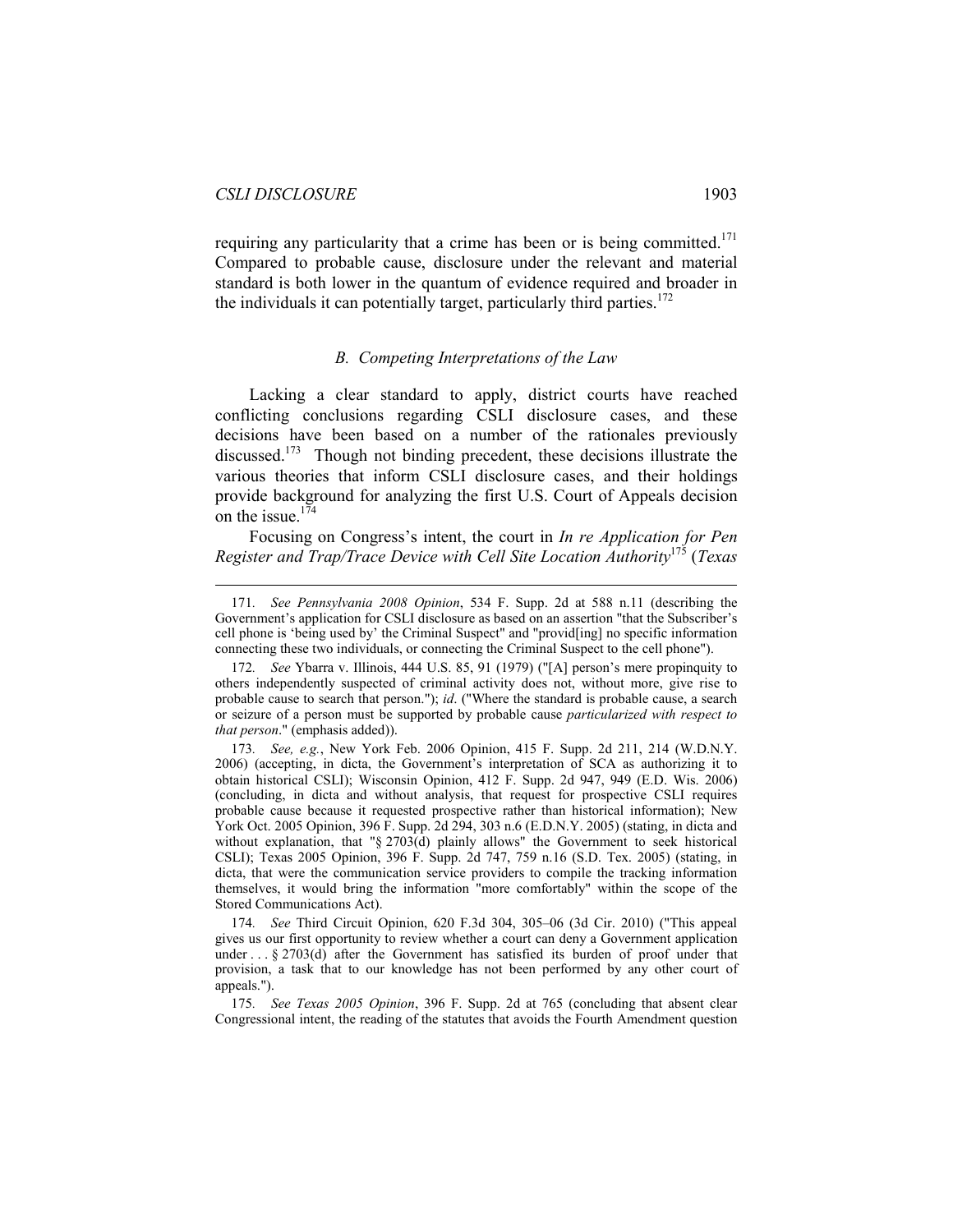requiring any particularity that a crime has been or is being committed.[171] Compared to probable cause, disclosure under the relevant and material standard is both lower in the quantum of evidence required and broader in the individuals it can potentially target, particularly third parties.[172]

### *B. Competing Interpretations of the Law*

Lacking a clear standard to apply, district courts have reached conflicting conclusions regarding CSLI disclosure cases, and these decisions have been based on a number of the rationales previously discussed.[173] Though not binding precedent, these decisions illustrate the various theories that inform CSLI disclosure cases, and their holdings provide background for analyzing the first U.S. Court of Appeals decision on the issue.[174]

Focusing on Congress's intent, the court in *In re Application for Pen Register and Trap/Trace Device with Cell Site Location Authority*[175] (*Texas

---

171. *See Pennsylvania 2008 Opinion*, 534 F. Supp. 2d at 588 n.11 (describing the Government's application for CSLI disclosure as based on an assertion "that the Subscriber's cell phone is 'being used by' the Criminal Suspect" and "provid[ing] no specific information connecting these two individuals, or connecting the Criminal Suspect to the cell phone").

172. *See* Ybarra v. Illinois, 444 U.S. 85, 91 (1979) ("[A] person's mere propinquity to others independently suspected of criminal activity does not, without more, give rise to probable cause to search that person."); *id*. ("Where the standard is probable cause, a search or seizure of a person must be supported by probable cause *particularized with respect to that person*." (emphasis added)).

173. *See, e.g.*, New York Feb. 2006 Opinion, 415 F. Supp. 2d 211, 214 (W.D.N.Y. 2006) (accepting, in dicta, the Government's interpretation of SCA as authorizing it to obtain historical CSLI); Wisconsin Opinion, 412 F. Supp. 2d 947, 949 (E.D. Wis. 2006) (concluding, in dicta and without analysis, that request for prospective CSLI requires probable cause because it requested prospective rather than historical information); New York Oct. 2005 Opinion, 396 F. Supp. 2d 294, 303 n.6 (E.D.N.Y. 2005) (stating, in dicta and without explanation, that "§ 2703(d) plainly allows" the Government to seek historical CSLI); Texas 2005 Opinion, 396 F. Supp. 2d 747, 759 n.16 (S.D. Tex. 2005) (stating, in dicta, that were the communication service providers to compile the tracking information themselves, it would bring the information "more comfortably" within the scope of the Stored Communications Act).

174. *See* Third Circuit Opinion, 620 F.3d 304, 305–06 (3d Cir. 2010) ("This appeal gives us our first opportunity to review whether a court can deny a Government application under . . . § 2703(d) after the Government has satisfied its burden of proof under that provision, a task that to our knowledge has not been performed by any other court of appeals.").

175. *See Texas 2005 Opinion*, 396 F. Supp. 2d at 765 (concluding that absent clear Congressional intent, the reading of the statutes that avoids the Fourth Amendment question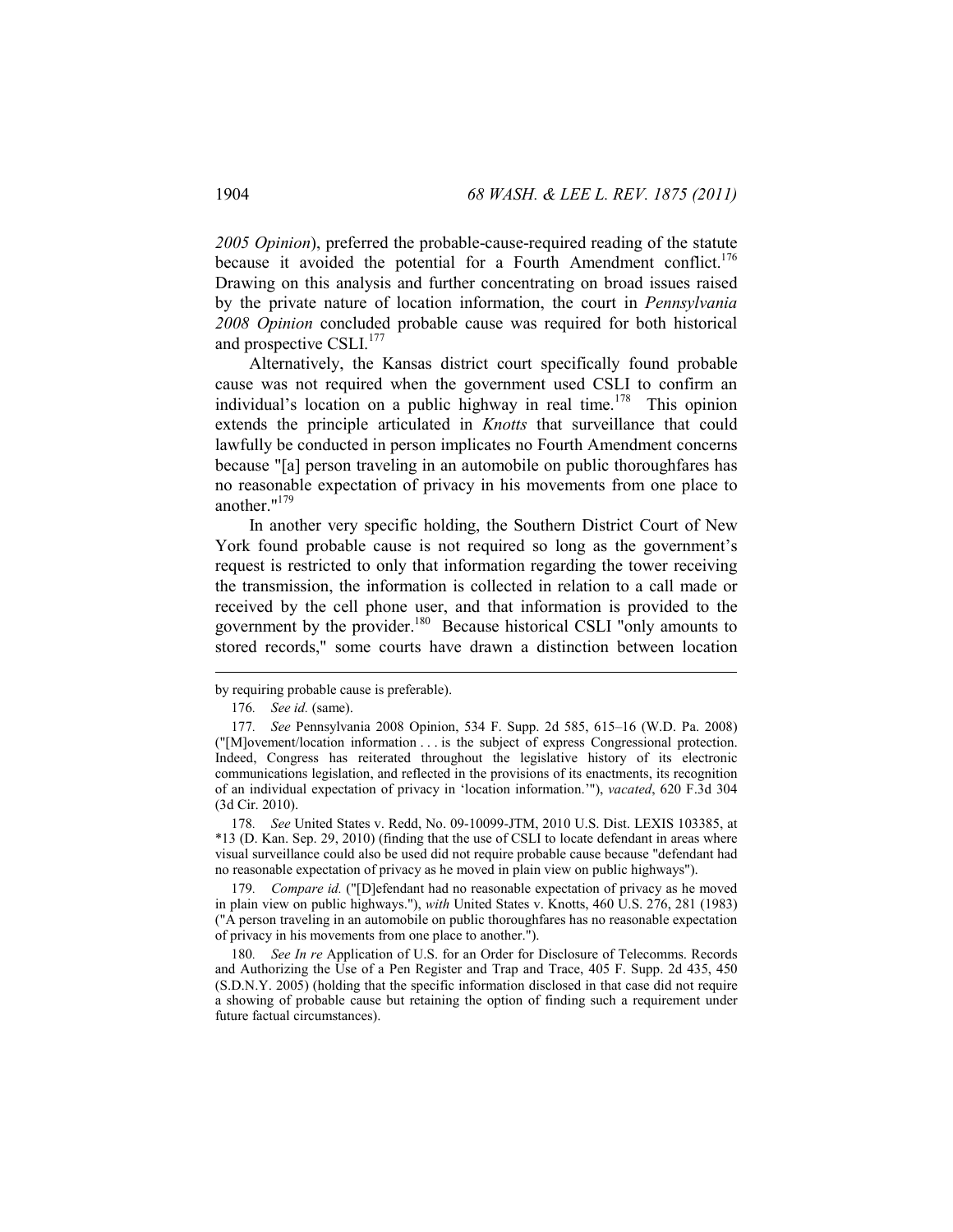*2005 Opinion*), preferred the probable-cause-required reading of the statute because it avoided the potential for a Fourth Amendment conflict.[176] Drawing on this analysis and further concentrating on broad issues raised by the private nature of location information, the court in *Pennsylvania 2008 Opinion* concluded probable cause was required for both historical and prospective CSLI.[177]

Alternatively, the Kansas district court specifically found probable cause was not required when the government used CSLI to confirm an individual's location on a public highway in real time.[178] This opinion extends the principle articulated in *Knotts* that surveillance that could lawfully be conducted in person implicates no Fourth Amendment concerns because "[a] person traveling in an automobile on public thoroughfares has no reasonable expectation of privacy in his movements from one place to another."[179]

In another very specific holding, the Southern District Court of New York found probable cause is not required so long as the government's request is restricted to only that information regarding the tower receiving the transmission, the information is collected in relation to a call made or received by the cell phone user, and that information is provided to the government by the provider.[180] Because historical CSLI "only amounts to stored records," some courts have drawn a distinction between location

---

by requiring probable cause is preferable).

176. *See id.* (same).

177. *See* Pennsylvania 2008 Opinion, 534 F. Supp. 2d 585, 615–16 (W.D. Pa. 2008) ("[M]ovement/location information . . . is the subject of express Congressional protection. Indeed, Congress has reiterated throughout the legislative history of its electronic communications legislation, and reflected in the provisions of its enactments, its recognition of an individual expectation of privacy in 'location information.'"), *vacated*, 620 F.3d 304 (3d Cir. 2010).

178. *See* United States v. Redd, No. 09-10099-JTM, 2010 U.S. Dist. LEXIS 103385, at \*13 (D. Kan. Sep. 29, 2010) (finding that the use of CSLI to locate defendant in areas where visual surveillance could also be used did not require probable cause because "defendant had no reasonable expectation of privacy as he moved in plain view on public highways").

179. *Compare id.* ("[D]efendant had no reasonable expectation of privacy as he moved in plain view on public highways."), *with* United States v. Knotts, 460 U.S. 276, 281 (1983) ("A person traveling in an automobile on public thoroughfares has no reasonable expectation of privacy in his movements from one place to another.").

180. *See In re* Application of U.S. for an Order for Disclosure of Telecomms. Records and Authorizing the Use of a Pen Register and Trap and Trace, 405 F. Supp. 2d 435, 450 (S.D.N.Y. 2005) (holding that the specific information disclosed in that case did not require a showing of probable cause but retaining the option of finding such a requirement under future factual circumstances).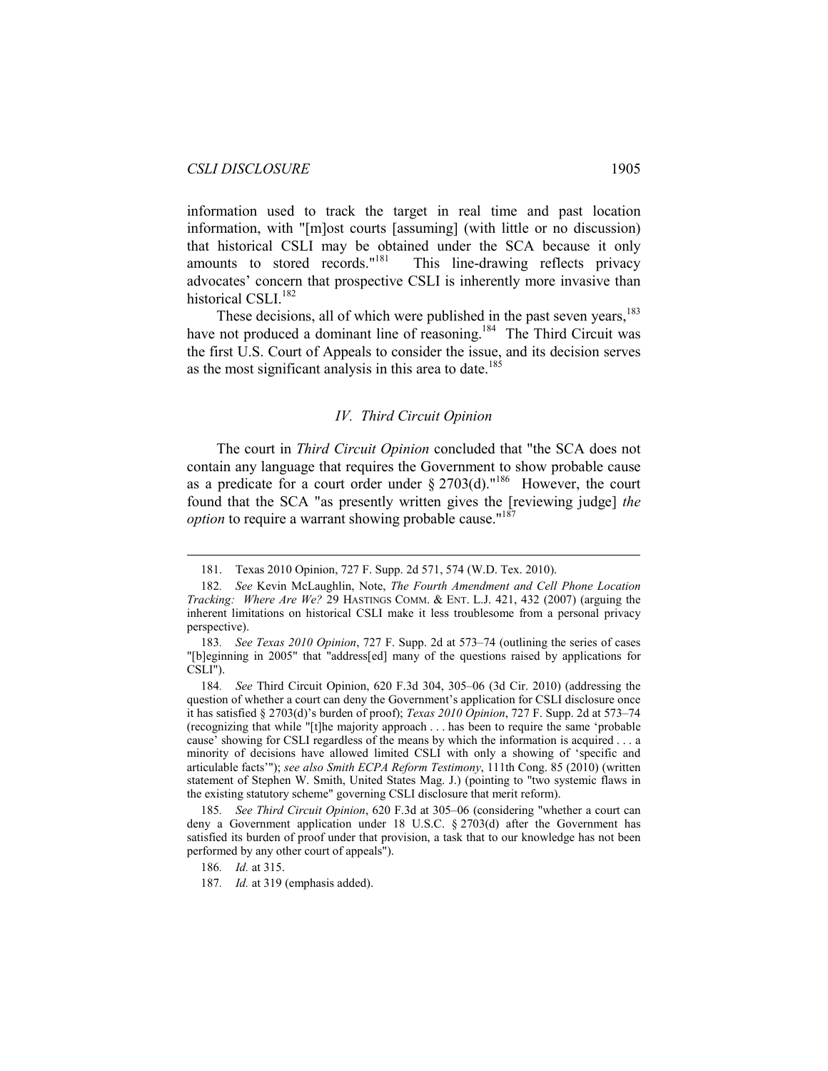information used to track the target in real time and past location information, with "[m]ost courts [assuming] (with little or no discussion) that historical CSLI may be obtained under the SCA because it only amounts to stored records."[181] This line-drawing reflects privacy advocates' concern that prospective CSLI is inherently more invasive than historical CSLI.[182]

These decisions, all of which were published in the past seven years,[183] have not produced a dominant line of reasoning.[184] The Third Circuit was the first U.S. Court of Appeals to consider the issue, and its decision serves as the most significant analysis in this area to date.[185]

## IV. *Third Circuit Opinion*

The court in *Third Circuit Opinion* concluded that "the SCA does not contain any language that requires the Government to show probable cause as a predicate for a court order under § 2703(d)."[186] However, the court found that the SCA "as presently written gives the [reviewing judge] *the option* to require a warrant showing probable cause."[187]

---

181. Texas 2010 Opinion, 727 F. Supp. 2d 571, 574 (W.D. Tex. 2010).

182. *See* Kevin McLaughlin, Note, *The Fourth Amendment and Cell Phone Location Tracking: Where Are We?* 29 HASTINGS COMM. & ENT. L.J. 421, 432 (2007) (arguing the inherent limitations on historical CSLI make it less troublesome from a personal privacy perspective).

183. *See Texas 2010 Opinion*, 727 F. Supp. 2d at 573–74 (outlining the series of cases "[b]eginning in 2005" that "address[ed] many of the questions raised by applications for CSLI").

184. *See* Third Circuit Opinion, 620 F.3d 304, 305–06 (3d Cir. 2010) (addressing the question of whether a court can deny the Government's application for CSLI disclosure once it has satisfied § 2703(d)'s burden of proof); *Texas 2010 Opinion*, 727 F. Supp. 2d at 573–74 (recognizing that while "[t]he majority approach . . . has been to require the same 'probable cause' showing for CSLI regardless of the means by which the information is acquired . . . a minority of decisions have allowed limited CSLI with only a showing of 'specific and articulable facts'"); *see also Smith ECPA Reform Testimony*, 111th Cong. 85 (2010) (written statement of Stephen W. Smith, United States Mag. J.) (pointing to "two systemic flaws in the existing statutory scheme" governing CSLI disclosure that merit reform).

185. *See Third Circuit Opinion*, 620 F.3d at 305–06 (considering "whether a court can deny a Government application under 18 U.S.C. § 2703(d) after the Government has satisfied its burden of proof under that provision, a task that to our knowledge has not been performed by any other court of appeals").

186. *Id.* at 315.

187. *Id.* at 319 (emphasis added).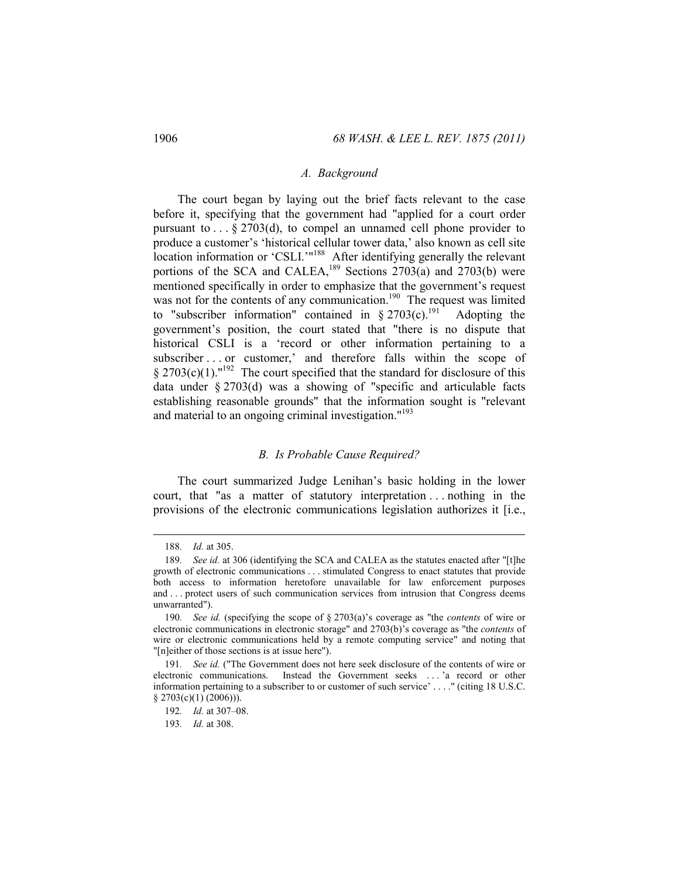### *A. Background*

The court began by laying out the brief facts relevant to the case before it, specifying that the government had "applied for a court order pursuant to . . . § 2703(d), to compel an unnamed cell phone provider to produce a customer's 'historical cellular tower data,' also known as cell site location information or 'CSLI.'"[188] After identifying generally the relevant portions of the SCA and CALEA,[189] Sections 2703(a) and 2703(b) were mentioned specifically in order to emphasize that the government's request was not for the contents of any communication.[190] The request was limited to "subscriber information" contained in § 2703(c).[191] Adopting the government's position, the court stated that "there is no dispute that historical CSLI is a 'record or other information pertaining to a subscriber . . . or customer,' and therefore falls within the scope of § 2703(c)(1)."[192] The court specified that the standard for disclosure of this data under § 2703(d) was a showing of "specific and articulable facts establishing reasonable grounds" that the information sought is "relevant and material to an ongoing criminal investigation."[193]

### *B. Is Probable Cause Required?*

The court summarized Judge Lenihan's basic holding in the lower court, that "as a matter of statutory interpretation . . . nothing in the provisions of the electronic communications legislation authorizes it [i.e.,

---

188. *Id.* at 305.

189. *See id.* at 306 (identifying the SCA and CALEA as the statutes enacted after "[t]he growth of electronic communications . . . stimulated Congress to enact statutes that provide both access to information heretofore unavailable for law enforcement purposes and . . . protect users of such communication services from intrusion that Congress deems unwarranted").

190. *See id.* (specifying the scope of § 2703(a)'s coverage as "the *contents* of wire or electronic communications in electronic storage" and 2703(b)'s coverage as "the *contents* of wire or electronic communications held by a remote computing service" and noting that "[n]either of those sections is at issue here").

191. *See id.* ("The Government does not here seek disclosure of the contents of wire or electronic communications. Instead the Government seeks . . . 'a record or other information pertaining to a subscriber to or customer of such service' . . . ." (citing 18 U.S.C. § 2703(c)(1) (2006))).

192. *Id.* at 307–08.

193. *Id.* at 308.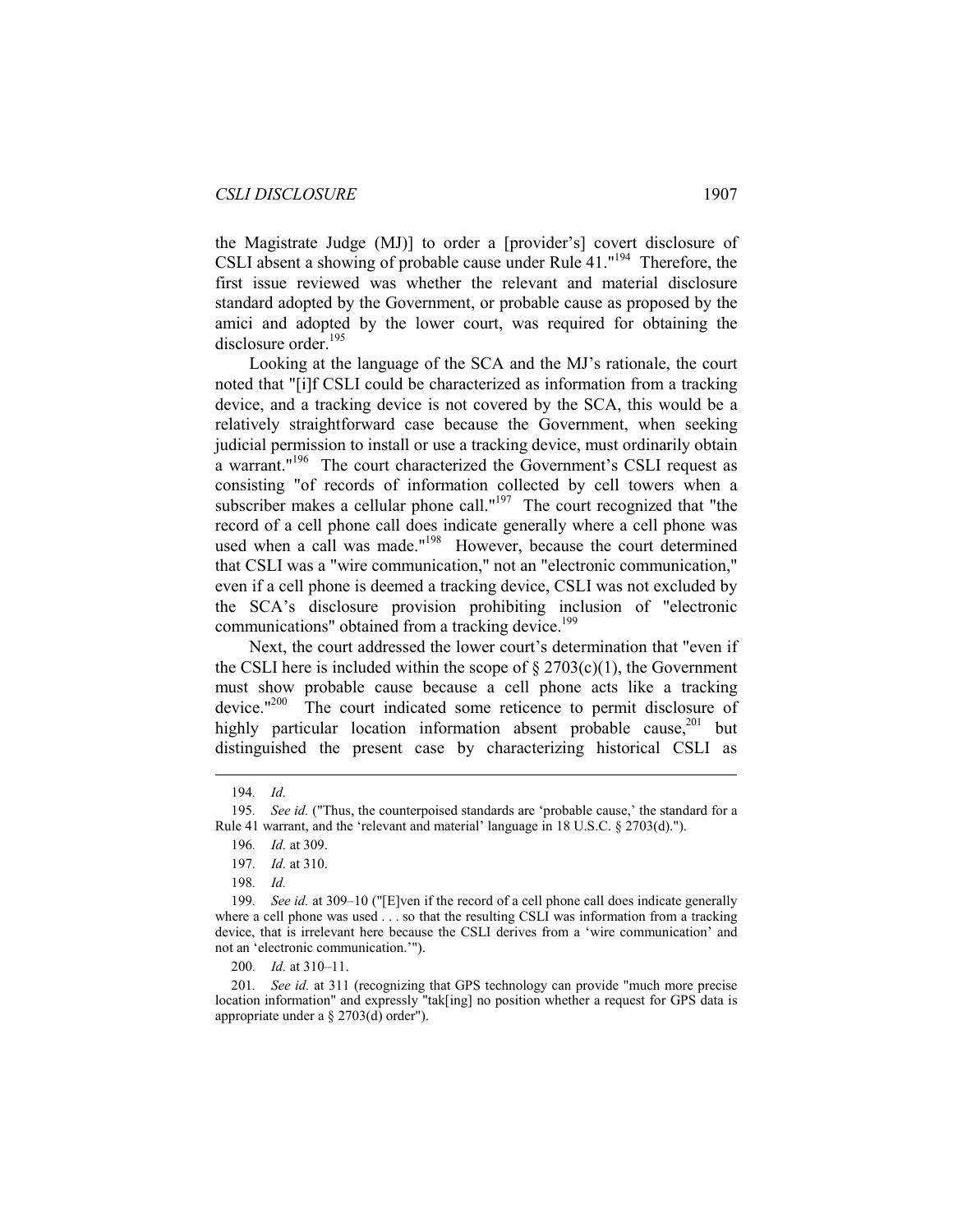the Magistrate Judge (MJ)] to order a [provider's] covert disclosure of CSLI absent a showing of probable cause under Rule 41."[194] Therefore, the first issue reviewed was whether the relevant and material disclosure standard adopted by the Government, or probable cause as proposed by the amici and adopted by the lower court, was required for obtaining the disclosure order.[195]

Looking at the language of the SCA and the MJ's rationale, the court noted that "[i]f CSLI could be characterized as information from a tracking device, and a tracking device is not covered by the SCA, this would be a relatively straightforward case because the Government, when seeking judicial permission to install or use a tracking device, must ordinarily obtain a warrant."[196] The court characterized the Government's CSLI request as consisting "of records of information collected by cell towers when a subscriber makes a cellular phone call."[197] The court recognized that "the record of a cell phone call does indicate generally where a cell phone was used when a call was made."[198] However, because the court determined that CSLI was a "wire communication," not an "electronic communication," even if a cell phone is deemed a tracking device, CSLI was not excluded by the SCA's disclosure provision prohibiting inclusion of "electronic communications" obtained from a tracking device.[199]

Next, the court addressed the lower court's determination that "even if the CSLI here is included within the scope of § 2703(c)(1), the Government must show probable cause because a cell phone acts like a tracking device."[200] The court indicated some reticence to permit disclosure of highly particular location information absent probable cause,[201] but distinguished the present case by characterizing historical CSLI as

---

194. *Id.*

195. *See id.* ("Thus, the counterpoised standards are 'probable cause,' the standard for a Rule 41 warrant, and the 'relevant and material' language in 18 U.S.C. § 2703(d).").

196. *Id.* at 309.

197. *Id.* at 310.

198. *Id.*

199. *See id.* at 309–10 ("[E]ven if the record of a cell phone call does indicate generally where a cell phone was used . . . so that the resulting CSLI was information from a tracking device, that is irrelevant here because the CSLI derives from a 'wire communication' and not an 'electronic communication.'").

200. *Id.* at 310–11.

201. *See id.* at 311 (recognizing that GPS technology can provide "much more precise location information" and expressly "tak[ing] no position whether a request for GPS data is appropriate under a § 2703(d) order").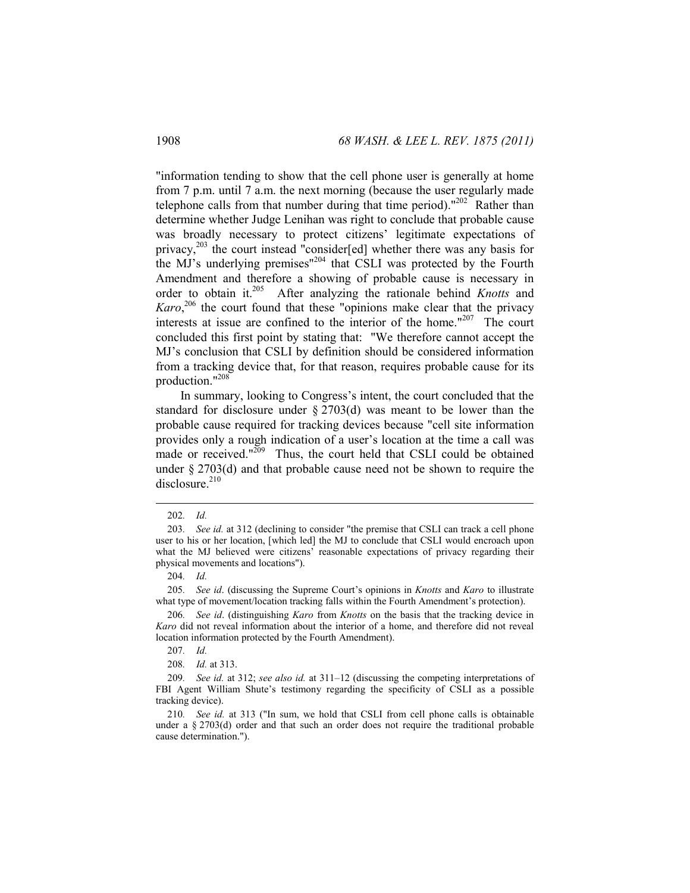"information tending to show that the cell phone user is generally at home from 7 p.m. until 7 a.m. the next morning (because the user regularly made telephone calls from that number during that time period)."[202] Rather than determine whether Judge Lenihan was right to conclude that probable cause was broadly necessary to protect citizens' legitimate expectations of privacy,[203] the court instead "consider[ed] whether there was any basis for the MJ's underlying premises"[204] that CSLI was protected by the Fourth Amendment and therefore a showing of probable cause is necessary in order to obtain it.[205] After analyzing the rationale behind *Knotts* and *Karo*,[206] the court found that these "opinions make clear that the privacy interests at issue are confined to the interior of the home."[207] The court concluded this first point by stating that: "We therefore cannot accept the MJ's conclusion that CSLI by definition should be considered information from a tracking device that, for that reason, requires probable cause for its production."[208]

In summary, looking to Congress's intent, the court concluded that the standard for disclosure under § 2703(d) was meant to be lower than the probable cause required for tracking devices because "cell site information provides only a rough indication of a user's location at the time a call was made or received."[209] Thus, the court held that CSLI could be obtained under § 2703(d) and that probable cause need not be shown to require the disclosure.[210]

---

202. *Id.*

203. *See id.* at 312 (declining to consider "the premise that CSLI can track a cell phone user to his or her location, [which led] the MJ to conclude that CSLI would encroach upon what the MJ believed were citizens' reasonable expectations of privacy regarding their physical movements and locations").

204. *Id.*

205. *See id*. (discussing the Supreme Court's opinions in *Knotts* and *Karo* to illustrate what type of movement/location tracking falls within the Fourth Amendment's protection).

206. *See id*. (distinguishing *Karo* from *Knotts* on the basis that the tracking device in *Karo* did not reveal information about the interior of a home, and therefore did not reveal location information protected by the Fourth Amendment).

207. *Id.*

208. *Id.* at 313.

209. *See id.* at 312; *see also id.* at 311–12 (discussing the competing interpretations of FBI Agent William Shute's testimony regarding the specificity of CSLI as a possible tracking device).

210. *See id.* at 313 ("In sum, we hold that CSLI from cell phone calls is obtainable under a § 2703(d) order and that such an order does not require the traditional probable cause determination.").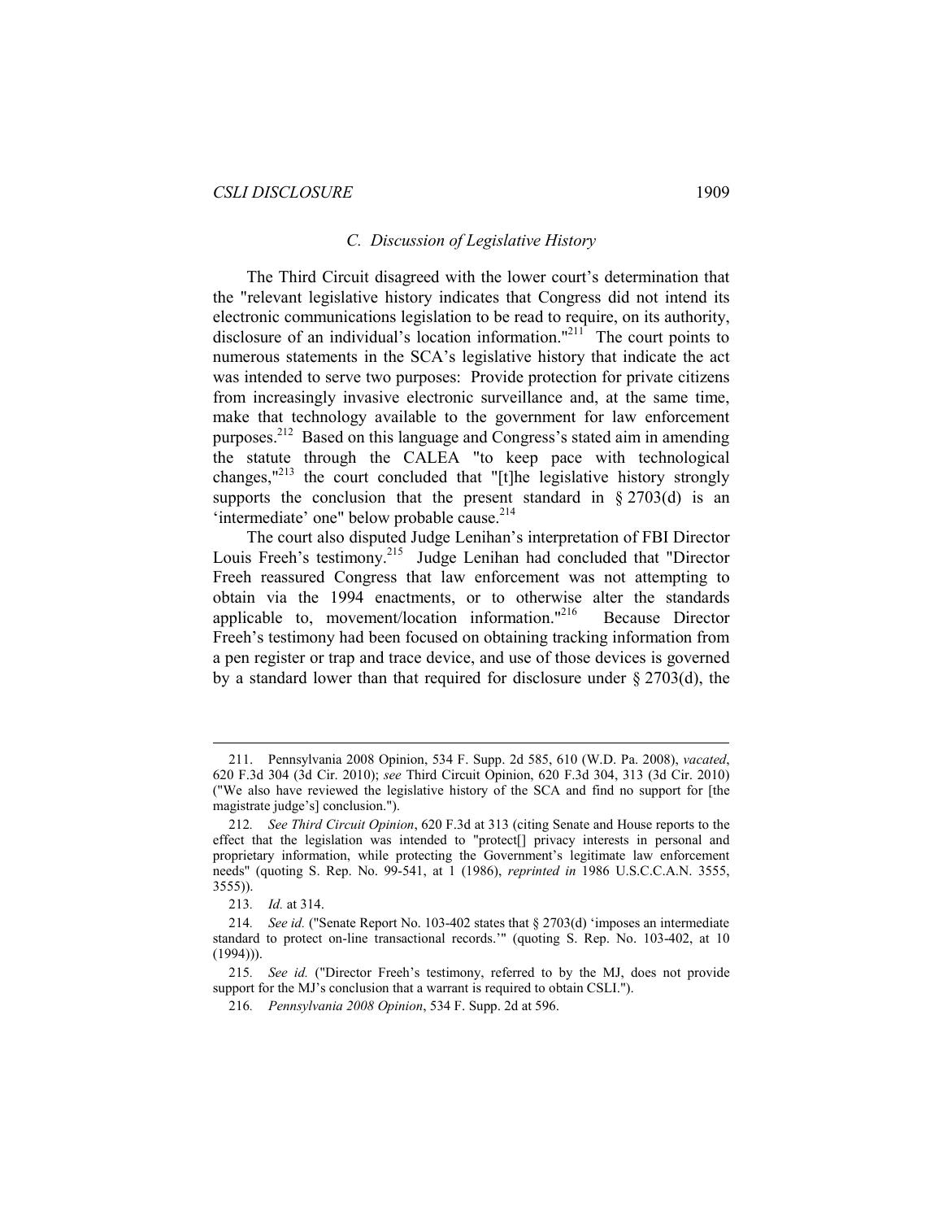### *C. Discussion of Legislative History*

The Third Circuit disagreed with the lower court's determination that the "relevant legislative history indicates that Congress did not intend its electronic communications legislation to be read to require, on its authority, disclosure of an individual's location information."[211] The court points to numerous statements in the SCA's legislative history that indicate the act was intended to serve two purposes: Provide protection for private citizens from increasingly invasive electronic surveillance and, at the same time, make that technology available to the government for law enforcement purposes.[212] Based on this language and Congress's stated aim in amending the statute through the CALEA "to keep pace with technological changes,"[213] the court concluded that "[t]he legislative history strongly supports the conclusion that the present standard in § 2703(d) is an 'intermediate' one" below probable cause.[214]

The court also disputed Judge Lenihan's interpretation of FBI Director Louis Freeh's testimony.[215] Judge Lenihan had concluded that "Director Freeh reassured Congress that law enforcement was not attempting to obtain via the 1994 enactments, or to otherwise alter the standards applicable to, movement/location information."[216] Because Director Freeh's testimony had been focused on obtaining tracking information from a pen register or trap and trace device, and use of those devices is governed by a standard lower than that required for disclosure under § 2703(d), the

---

211. Pennsylvania 2008 Opinion, 534 F. Supp. 2d 585, 610 (W.D. Pa. 2008), *vacated*, 620 F.3d 304 (3d Cir. 2010); *see* Third Circuit Opinion, 620 F.3d 304, 313 (3d Cir. 2010) ("We also have reviewed the legislative history of the SCA and find no support for [the magistrate judge's] conclusion.").

212. *See Third Circuit Opinion*, 620 F.3d at 313 (citing Senate and House reports to the effect that the legislation was intended to "protect[] privacy interests in personal and proprietary information, while protecting the Government's legitimate law enforcement needs" (quoting S. Rep. No. 99-541, at 1 (1986), *reprinted in* 1986 U.S.C.C.A.N. 3555, 3555)).

213. *Id.* at 314.

214. *See id.* ("Senate Report No. 103-402 states that § 2703(d) 'imposes an intermediate standard to protect on-line transactional records.'" (quoting S. Rep. No. 103-402, at 10 (1994))).

215. *See id.* ("Director Freeh's testimony, referred to by the MJ, does not provide support for the MJ's conclusion that a warrant is required to obtain CSLI.").

216. *Pennsylvania 2008 Opinion*, 534 F. Supp. 2d at 596.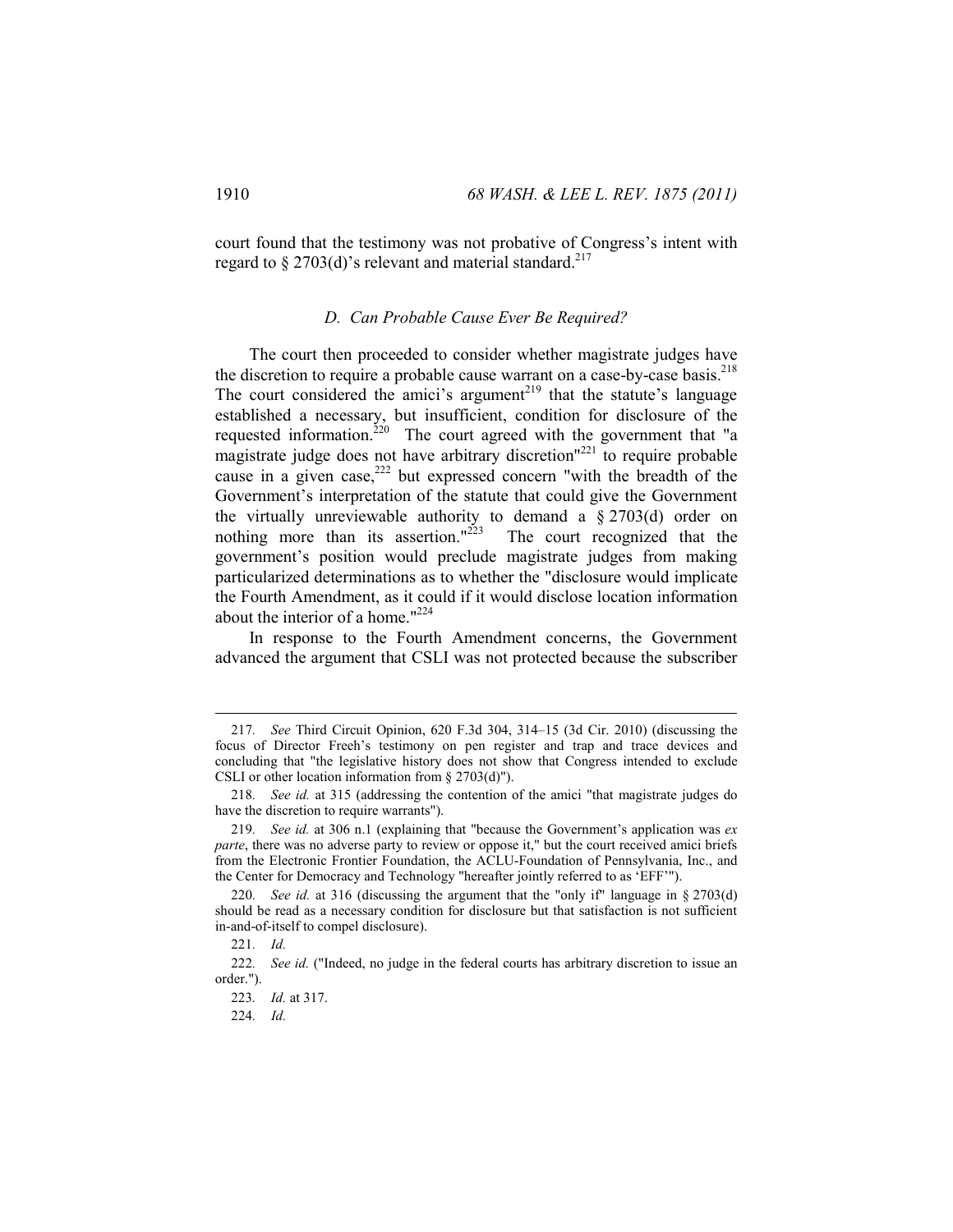court found that the testimony was not probative of Congress's intent with regard to § 2703(d)'s relevant and material standard.[217]

### *D. Can Probable Cause Ever Be Required?*

The court then proceeded to consider whether magistrate judges have the discretion to require a probable cause warrant on a case-by-case basis.[218] The court considered the amici's argument[219] that the statute's language established a necessary, but insufficient, condition for disclosure of the requested information.[220] The court agreed with the government that "a magistrate judge does not have arbitrary discretion"[221] to require probable cause in a given case,[222] but expressed concern "with the breadth of the Government's interpretation of the statute that could give the Government the virtually unreviewable authority to demand a § 2703(d) order on nothing more than its assertion."[223] The court recognized that the government's position would preclude magistrate judges from making particularized determinations as to whether the "disclosure would implicate the Fourth Amendment, as it could if it would disclose location information about the interior of a home."[224]

In response to the Fourth Amendment concerns, the Government advanced the argument that CSLI was not protected because the subscriber

---

217. *See* Third Circuit Opinion, 620 F.3d 304, 314–15 (3d Cir. 2010) (discussing the focus of Director Freeh's testimony on pen register and trap and trace devices and concluding that "the legislative history does not show that Congress intended to exclude CSLI or other location information from § 2703(d)").

218. *See id.* at 315 (addressing the contention of the amici "that magistrate judges do have the discretion to require warrants").

219. *See id.* at 306 n.1 (explaining that "because the Government's application was *ex parte*, there was no adverse party to review or oppose it," but the court received amici briefs from the Electronic Frontier Foundation, the ACLU-Foundation of Pennsylvania, Inc., and the Center for Democracy and Technology "hereafter jointly referred to as 'EFF'").

220. *See id.* at 316 (discussing the argument that the "only if" language in § 2703(d) should be read as a necessary condition for disclosure but that satisfaction is not sufficient in-and-of-itself to compel disclosure).

221. *Id.*

222. *See id.* ("Indeed, no judge in the federal courts has arbitrary discretion to issue an order.").

223. *Id.* at 317.

224. *Id.*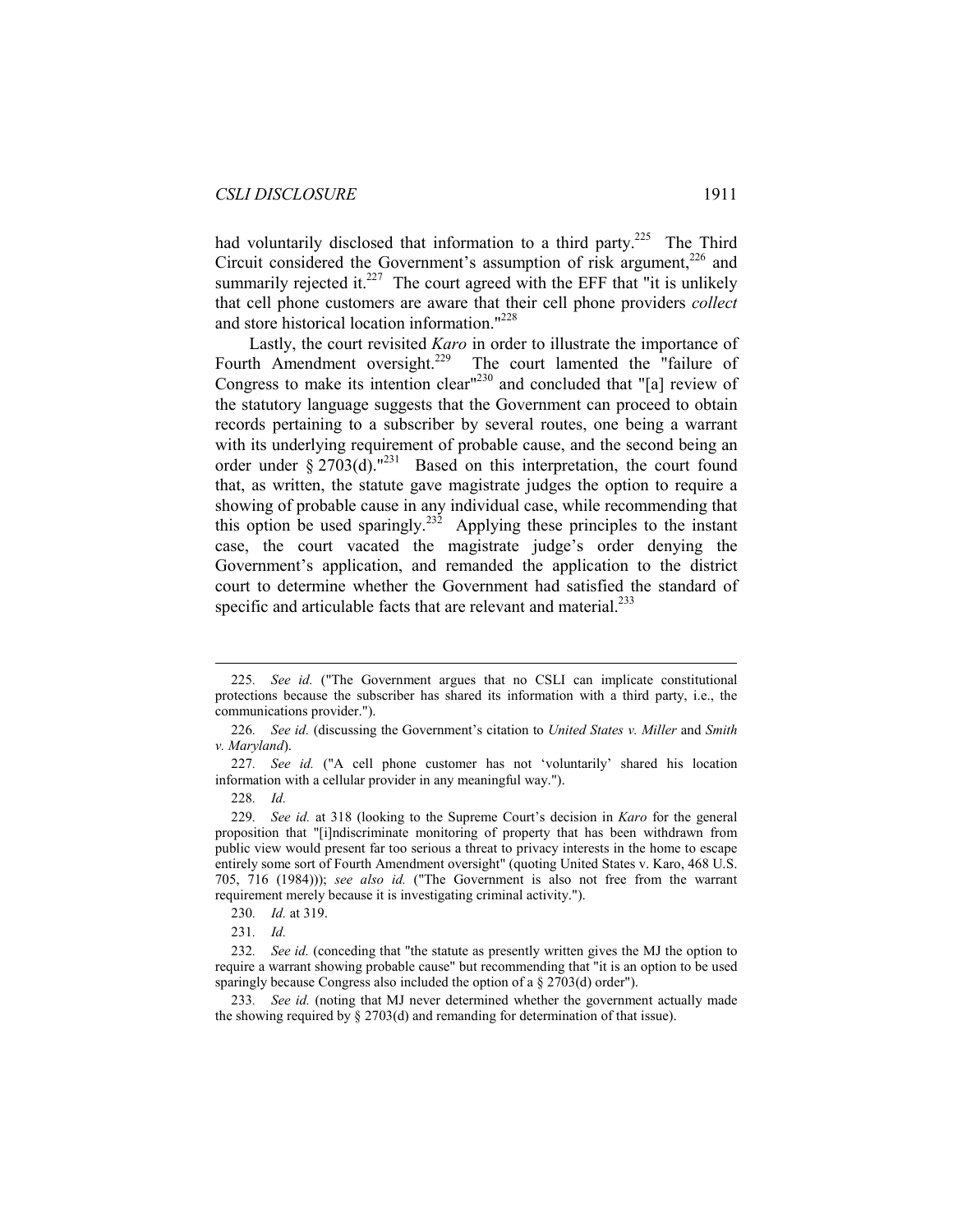had voluntarily disclosed that information to a third party.[225] The Third Circuit considered the Government's assumption of risk argument,[226] and summarily rejected it.[227] The court agreed with the EFF that "it is unlikely that cell phone customers are aware that their cell phone providers *collect* and store historical location information."[228]

Lastly, the court revisited *Karo* in order to illustrate the importance of Fourth Amendment oversight.[229] The court lamented the "failure of Congress to make its intention clear"[230] and concluded that "[a] review of the statutory language suggests that the Government can proceed to obtain records pertaining to a subscriber by several routes, one being a warrant with its underlying requirement of probable cause, and the second being an order under § 2703(d)."[231] Based on this interpretation, the court found that, as written, the statute gave magistrate judges the option to require a showing of probable cause in any individual case, while recommending that this option be used sparingly.[232] Applying these principles to the instant case, the court vacated the magistrate judge's order denying the Government's application, and remanded the application to the district court to determine whether the Government had satisfied the standard of specific and articulable facts that are relevant and material.[233]

---

225. *See id.* ("The Government argues that no CSLI can implicate constitutional protections because the subscriber has shared its information with a third party, i.e., the communications provider.").

226. *See id.* (discussing the Government's citation to *United States v. Miller* and *Smith v. Maryland*).

227. *See id.* ("A cell phone customer has not 'voluntarily' shared his location information with a cellular provider in any meaningful way.").

228. *Id.*

229. *See id.* at 318 (looking to the Supreme Court's decision in *Karo* for the general proposition that "[i]ndiscriminate monitoring of property that has been withdrawn from public view would present far too serious a threat to privacy interests in the home to escape entirely some sort of Fourth Amendment oversight" (quoting United States v. Karo, 468 U.S. 705, 716 (1984))); *see also id.* ("The Government is also not free from the warrant requirement merely because it is investigating criminal activity.").

230. *Id.* at 319.

231. *Id.*

232. *See id.* (conceding that "the statute as presently written gives the MJ the option to require a warrant showing probable cause" but recommending that "it is an option to be used sparingly because Congress also included the option of a § 2703(d) order").

233. *See id.* (noting that MJ never determined whether the government actually made the showing required by § 2703(d) and remanding for determination of that issue).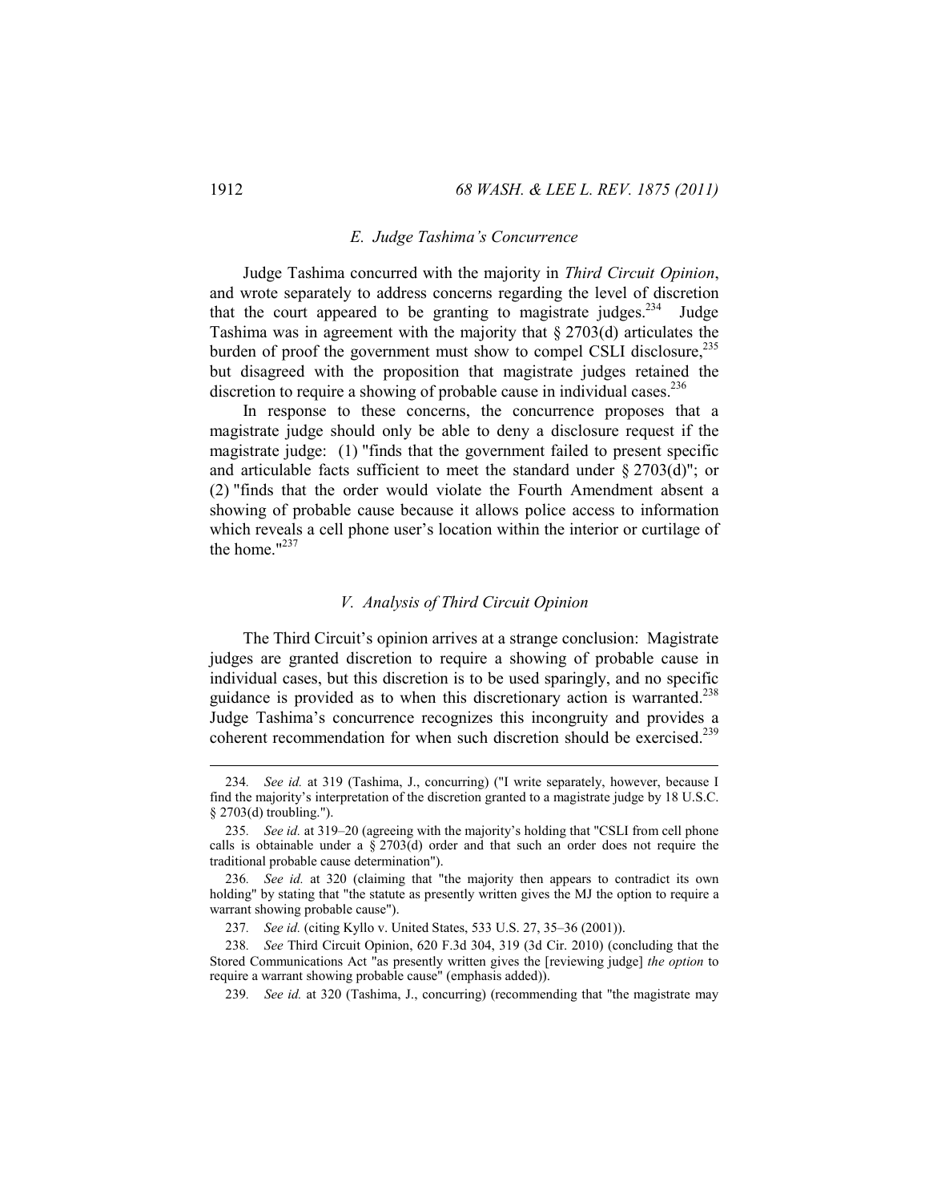### E. Judge Tashima's Concurrence

Judge Tashima concurred with the majority in *Third Circuit Opinion*, and wrote separately to address concerns regarding the level of discretion that the court appeared to be granting to magistrate judges.[234] Judge Tashima was in agreement with the majority that § 2703(d) articulates the burden of proof the government must show to compel CSLI disclosure,[235] but disagreed with the proposition that magistrate judges retained the discretion to require a showing of probable cause in individual cases.[236]

In response to these concerns, the concurrence proposes that a magistrate judge should only be able to deny a disclosure request if the magistrate judge: (1) "finds that the government failed to present specific and articulable facts sufficient to meet the standard under § 2703(d)"; or (2) "finds that the order would violate the Fourth Amendment absent a showing of probable cause because it allows police access to information which reveals a cell phone user's location within the interior or curtilage of the home."[237]

## V. Analysis of Third Circuit Opinion

The Third Circuit's opinion arrives at a strange conclusion: Magistrate judges are granted discretion to require a showing of probable cause in individual cases, but this discretion is to be used sparingly, and no specific guidance is provided as to when this discretionary action is warranted.[238] Judge Tashima's concurrence recognizes this incongruity and provides a coherent recommendation for when such discretion should be exercised.[239]

---

234. *See id.* at 319 (Tashima, J., concurring) ("I write separately, however, because I find the majority's interpretation of the discretion granted to a magistrate judge by 18 U.S.C. § 2703(d) troubling.").

235. *See id.* at 319–20 (agreeing with the majority's holding that "CSLI from cell phone calls is obtainable under a § 2703(d) order and that such an order does not require the traditional probable cause determination").

236. *See id.* at 320 (claiming that "the majority then appears to contradict its own holding" by stating that "the statute as presently written gives the MJ the option to require a warrant showing probable cause").

237. *See id.* (citing Kyllo v. United States, 533 U.S. 27, 35–36 (2001)).

238. *See* Third Circuit Opinion, 620 F.3d 304, 319 (3d Cir. 2010) (concluding that the Stored Communications Act "as presently written gives the [reviewing judge] *the option* to require a warrant showing probable cause" (emphasis added)).

239. *See id.* at 320 (Tashima, J., concurring) (recommending that "the magistrate may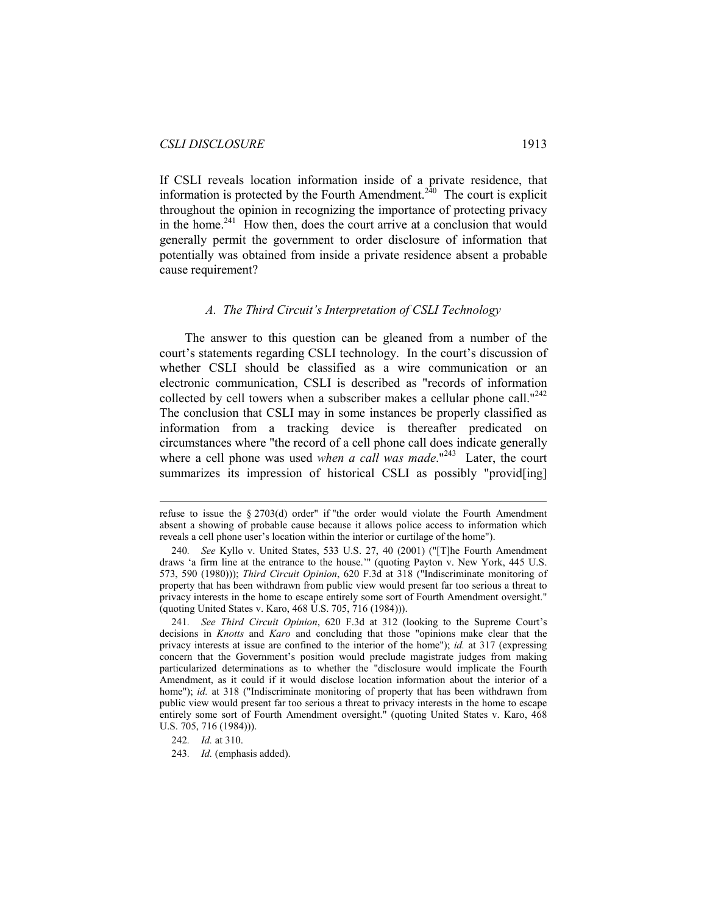If CSLI reveals location information inside of a private residence, that information is protected by the Fourth Amendment.[240] The court is explicit throughout the opinion in recognizing the importance of protecting privacy in the home.[241] How then, does the court arrive at a conclusion that would generally permit the government to order disclosure of information that potentially was obtained from inside a private residence absent a probable cause requirement?

### *A. The Third Circuit's Interpretation of CSLI Technology*

The answer to this question can be gleaned from a number of the court's statements regarding CSLI technology. In the court's discussion of whether CSLI should be classified as a wire communication or an electronic communication, CSLI is described as "records of information collected by cell towers when a subscriber makes a cellular phone call."[242] The conclusion that CSLI may in some instances be properly classified as information from a tracking device is thereafter predicated on circumstances where "the record of a cell phone call does indicate generally where a cell phone was used *when a call was made*."[243] Later, the court summarizes its impression of historical CSLI as possibly "provid[ing]

---

refuse to issue the § 2703(d) order" if "the order would violate the Fourth Amendment absent a showing of probable cause because it allows police access to information which reveals a cell phone user's location within the interior or curtilage of the home").

240. *See* Kyllo v. United States, 533 U.S. 27, 40 (2001) ("[T]he Fourth Amendment draws 'a firm line at the entrance to the house.'" (quoting Payton v. New York, 445 U.S. 573, 590 (1980))); *Third Circuit Opinion*, 620 F.3d at 318 ("Indiscriminate monitoring of property that has been withdrawn from public view would present far too serious a threat to privacy interests in the home to escape entirely some sort of Fourth Amendment oversight." (quoting United States v. Karo, 468 U.S. 705, 716 (1984))).

241. *See Third Circuit Opinion*, 620 F.3d at 312 (looking to the Supreme Court's decisions in *Knotts* and *Karo* and concluding that those "opinions make clear that the privacy interests at issue are confined to the interior of the home"); *id.* at 317 (expressing concern that the Government's position would preclude magistrate judges from making particularized determinations as to whether the "disclosure would implicate the Fourth Amendment, as it could if it would disclose location information about the interior of a home"); *id.* at 318 ("Indiscriminate monitoring of property that has been withdrawn from public view would present far too serious a threat to privacy interests in the home to escape entirely some sort of Fourth Amendment oversight." (quoting United States v. Karo, 468 U.S. 705, 716 (1984))).

242. *Id.* at 310.

243. *Id.* (emphasis added).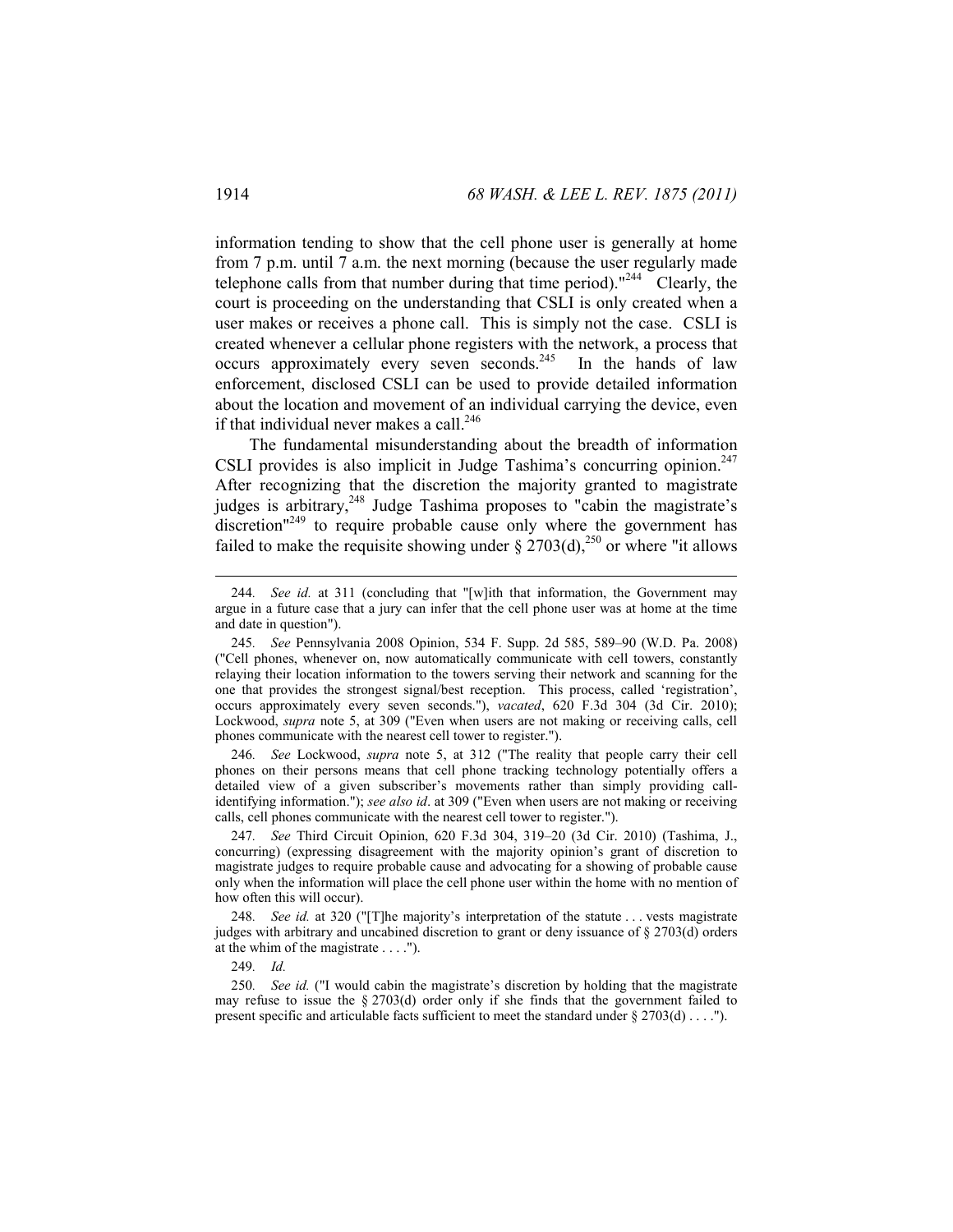information tending to show that the cell phone user is generally at home from 7 p.m. until 7 a.m. the next morning (because the user regularly made telephone calls from that number during that time period)."[244] Clearly, the court is proceeding on the understanding that CSLI is only created when a user makes or receives a phone call. This is simply not the case. CSLI is created whenever a cellular phone registers with the network, a process that occurs approximately every seven seconds.[245] In the hands of law enforcement, disclosed CSLI can be used to provide detailed information about the location and movement of an individual carrying the device, even if that individual never makes a call.[246]

The fundamental misunderstanding about the breadth of information CSLI provides is also implicit in Judge Tashima's concurring opinion.[247] After recognizing that the discretion the majority granted to magistrate judges is arbitrary,[248] Judge Tashima proposes to "cabin the magistrate's discretion"[249] to require probable cause only where the government has failed to make the requisite showing under § 2703(d),[250] or where "it allows

---

244. *See id.* at 311 (concluding that "[w]ith that information, the Government may argue in a future case that a jury can infer that the cell phone user was at home at the time and date in question").

245. *See* Pennsylvania 2008 Opinion, 534 F. Supp. 2d 585, 589–90 (W.D. Pa. 2008) ("Cell phones, whenever on, now automatically communicate with cell towers, constantly relaying their location information to the towers serving their network and scanning for the one that provides the strongest signal/best reception. This process, called 'registration', occurs approximately every seven seconds."), *vacated*, 620 F.3d 304 (3d Cir. 2010); Lockwood, *supra* note 5, at 309 ("Even when users are not making or receiving calls, cell phones communicate with the nearest cell tower to register.").

246. *See* Lockwood, *supra* note 5, at 312 ("The reality that people carry their cell phones on their persons means that cell phone tracking technology potentially offers a detailed view of a given subscriber's movements rather than simply providing call-identifying information."); *see also id*. at 309 ("Even when users are not making or receiving calls, cell phones communicate with the nearest cell tower to register.").

247. *See* Third Circuit Opinion, 620 F.3d 304, 319–20 (3d Cir. 2010) (Tashima, J., concurring) (expressing disagreement with the majority opinion's grant of discretion to magistrate judges to require probable cause and advocating for a showing of probable cause only when the information will place the cell phone user within the home with no mention of how often this will occur).

248. *See id.* at 320 ("[T]he majority's interpretation of the statute . . . vests magistrate judges with arbitrary and uncabined discretion to grant or deny issuance of § 2703(d) orders at the whim of the magistrate . . . .").

249. *Id.*

250. *See id.* ("I would cabin the magistrate's discretion by holding that the magistrate may refuse to issue the § 2703(d) order only if she finds that the government failed to present specific and articulable facts sufficient to meet the standard under § 2703(d) . . . .").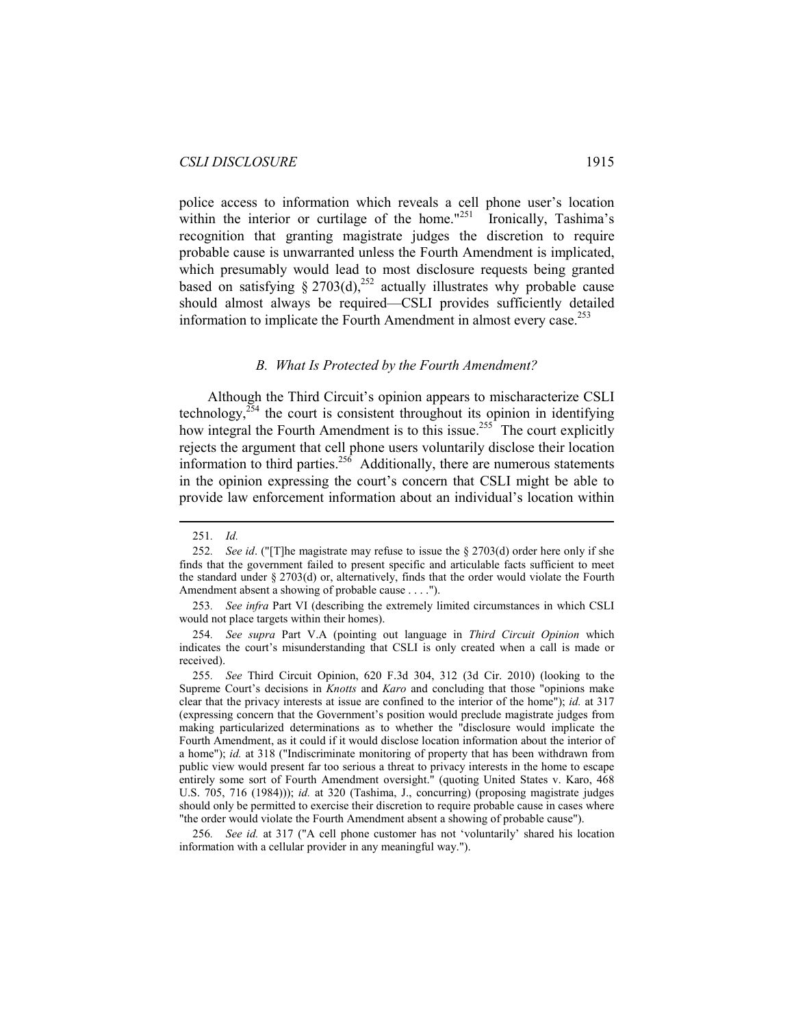police access to information which reveals a cell phone user's location within the interior or curtilage of the home."[251] Ironically, Tashima's recognition that granting magistrate judges the discretion to require probable cause is unwarranted unless the Fourth Amendment is implicated, which presumably would lead to most disclosure requests being granted based on satisfying § 2703(d),[252] actually illustrates why probable cause should almost always be required—CSLI provides sufficiently detailed information to implicate the Fourth Amendment in almost every case.[253]

### *B. What Is Protected by the Fourth Amendment?*

Although the Third Circuit's opinion appears to mischaracterize CSLI technology,[254] the court is consistent throughout its opinion in identifying how integral the Fourth Amendment is to this issue.[255] The court explicitly rejects the argument that cell phone users voluntarily disclose their location information to third parties.[256] Additionally, there are numerous statements in the opinion expressing the court's concern that CSLI might be able to provide law enforcement information about an individual's location within

---

251. *Id.*

252. *See id*. ("[T]he magistrate may refuse to issue the § 2703(d) order here only if she finds that the government failed to present specific and articulable facts sufficient to meet the standard under § 2703(d) or, alternatively, finds that the order would violate the Fourth Amendment absent a showing of probable cause . . . .").

253. *See infra* Part VI (describing the extremely limited circumstances in which CSLI would not place targets within their homes).

254. *See supra* Part V.A (pointing out language in *Third Circuit Opinion* which indicates the court's misunderstanding that CSLI is only created when a call is made or received).

255. *See* Third Circuit Opinion, 620 F.3d 304, 312 (3d Cir. 2010) (looking to the Supreme Court's decisions in *Knotts* and *Karo* and concluding that those "opinions make clear that the privacy interests at issue are confined to the interior of the home"); *id.* at 317 (expressing concern that the Government's position would preclude magistrate judges from making particularized determinations as to whether the "disclosure would implicate the Fourth Amendment, as it could if it would disclose location information about the interior of a home"); *id.* at 318 ("Indiscriminate monitoring of property that has been withdrawn from public view would present far too serious a threat to privacy interests in the home to escape entirely some sort of Fourth Amendment oversight." (quoting United States v. Karo, 468 U.S. 705, 716 (1984))); *id.* at 320 (Tashima, J., concurring) (proposing magistrate judges should only be permitted to exercise their discretion to require probable cause in cases where "the order would violate the Fourth Amendment absent a showing of probable cause").

256. *See id.* at 317 ("A cell phone customer has not 'voluntarily' shared his location information with a cellular provider in any meaningful way.").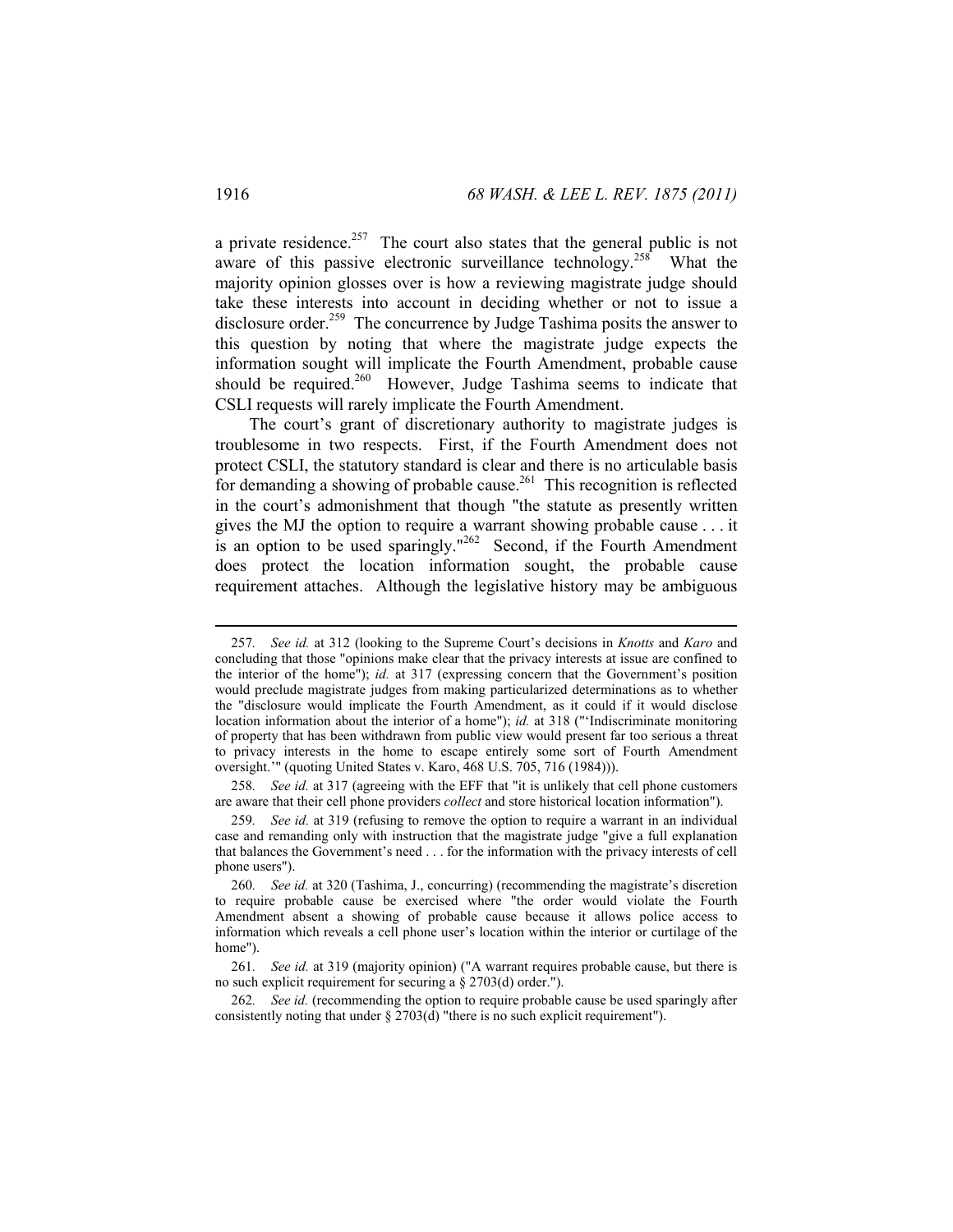a private residence.[257] The court also states that the general public is not aware of this passive electronic surveillance technology.[258] What the majority opinion glosses over is how a reviewing magistrate judge should take these interests into account in deciding whether or not to issue a disclosure order.[259] The concurrence by Judge Tashima posits the answer to this question by noting that where the magistrate judge expects the information sought will implicate the Fourth Amendment, probable cause should be required.[260] However, Judge Tashima seems to indicate that CSLI requests will rarely implicate the Fourth Amendment.

The court's grant of discretionary authority to magistrate judges is troublesome in two respects. First, if the Fourth Amendment does not protect CSLI, the statutory standard is clear and there is no articulable basis for demanding a showing of probable cause.[261] This recognition is reflected in the court's admonishment that though "the statute as presently written gives the MJ the option to require a warrant showing probable cause . . . it is an option to be used sparingly."[262] Second, if the Fourth Amendment does protect the location information sought, the probable cause requirement attaches. Although the legislative history may be ambiguous

---

257. *See id.* at 312 (looking to the Supreme Court's decisions in *Knotts* and *Karo* and concluding that those "opinions make clear that the privacy interests at issue are confined to the interior of the home"); *id.* at 317 (expressing concern that the Government's position would preclude magistrate judges from making particularized determinations as to whether the "disclosure would implicate the Fourth Amendment, as it could if it would disclose location information about the interior of a home"); *id.* at 318 ("'Indiscriminate monitoring of property that has been withdrawn from public view would present far too serious a threat to privacy interests in the home to escape entirely some sort of Fourth Amendment oversight.'" (quoting United States v. Karo, 468 U.S. 705, 716 (1984))).

258. *See id.* at 317 (agreeing with the EFF that "it is unlikely that cell phone customers are aware that their cell phone providers *collect* and store historical location information").

259. *See id.* at 319 (refusing to remove the option to require a warrant in an individual case and remanding only with instruction that the magistrate judge "give a full explanation that balances the Government's need . . . for the information with the privacy interests of cell phone users").

260. *See id.* at 320 (Tashima, J., concurring) (recommending the magistrate's discretion to require probable cause be exercised where "the order would violate the Fourth Amendment absent a showing of probable cause because it allows police access to information which reveals a cell phone user's location within the interior or curtilage of the home").

261. *See id.* at 319 (majority opinion) ("A warrant requires probable cause, but there is no such explicit requirement for securing a § 2703(d) order.").

262. *See id.* (recommending the option to require probable cause be used sparingly after consistently noting that under § 2703(d) "there is no such explicit requirement").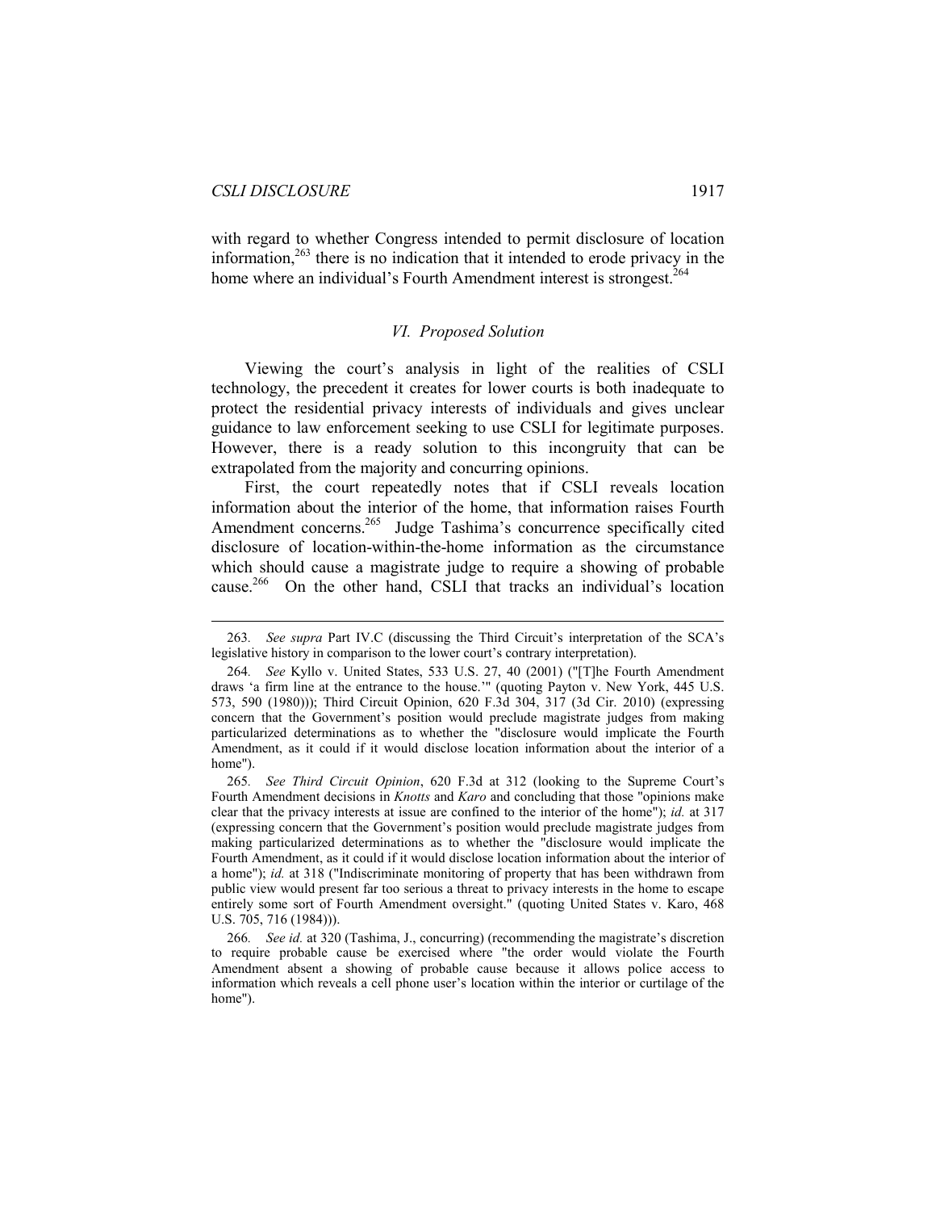with regard to whether Congress intended to permit disclosure of location information,[263] there is no indication that it intended to erode privacy in the home where an individual's Fourth Amendment interest is strongest.[264]

## *VI. Proposed Solution*

Viewing the court's analysis in light of the realities of CSLI technology, the precedent it creates for lower courts is both inadequate to protect the residential privacy interests of individuals and gives unclear guidance to law enforcement seeking to use CSLI for legitimate purposes. However, there is a ready solution to this incongruity that can be extrapolated from the majority and concurring opinions.

First, the court repeatedly notes that if CSLI reveals location information about the interior of the home, that information raises Fourth Amendment concerns.[265] Judge Tashima's concurrence specifically cited disclosure of location-within-the-home information as the circumstance which should cause a magistrate judge to require a showing of probable cause.[266] On the other hand, CSLI that tracks an individual's location

---

263. *See supra* Part IV.C (discussing the Third Circuit's interpretation of the SCA's legislative history in comparison to the lower court's contrary interpretation).

264. *See* Kyllo v. United States, 533 U.S. 27, 40 (2001) ("[T]he Fourth Amendment draws 'a firm line at the entrance to the house.'" (quoting Payton v. New York, 445 U.S. 573, 590 (1980))); Third Circuit Opinion, 620 F.3d 304, 317 (3d Cir. 2010) (expressing concern that the Government's position would preclude magistrate judges from making particularized determinations as to whether the "disclosure would implicate the Fourth Amendment, as it could if it would disclose location information about the interior of a home").

265. *See Third Circuit Opinion*, 620 F.3d at 312 (looking to the Supreme Court's Fourth Amendment decisions in *Knotts* and *Karo* and concluding that those "opinions make clear that the privacy interests at issue are confined to the interior of the home"); *id.* at 317 (expressing concern that the Government's position would preclude magistrate judges from making particularized determinations as to whether the "disclosure would implicate the Fourth Amendment, as it could if it would disclose location information about the interior of a home"); *id.* at 318 ("Indiscriminate monitoring of property that has been withdrawn from public view would present far too serious a threat to privacy interests in the home to escape entirely some sort of Fourth Amendment oversight." (quoting United States v. Karo, 468 U.S. 705, 716 (1984))).

266. *See id.* at 320 (Tashima, J., concurring) (recommending the magistrate's discretion to require probable cause be exercised where "the order would violate the Fourth Amendment absent a showing of probable cause because it allows police access to information which reveals a cell phone user's location within the interior or curtilage of the home").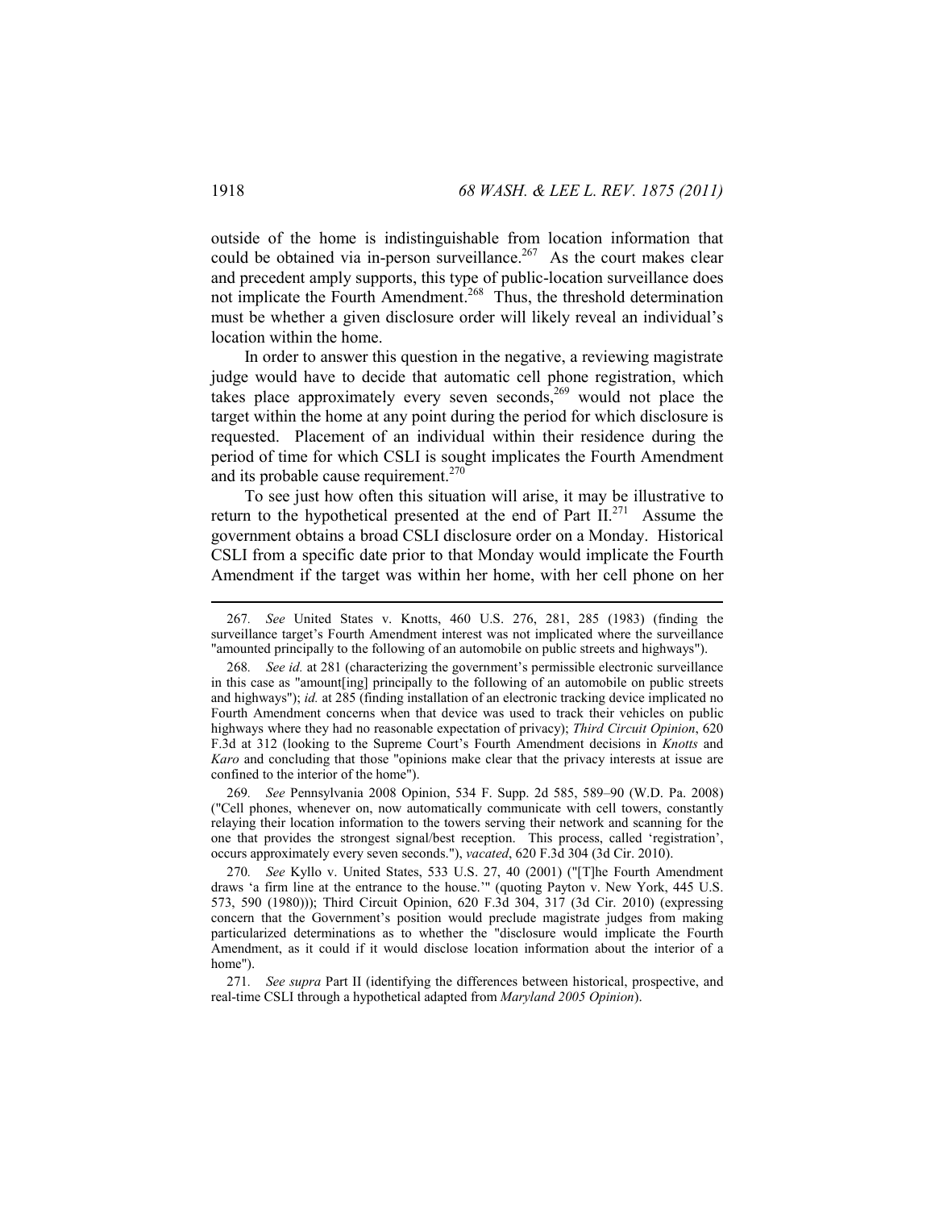outside of the home is indistinguishable from location information that could be obtained via in-person surveillance.[267] As the court makes clear and precedent amply supports, this type of public-location surveillance does not implicate the Fourth Amendment.[268] Thus, the threshold determination must be whether a given disclosure order will likely reveal an individual's location within the home.

In order to answer this question in the negative, a reviewing magistrate judge would have to decide that automatic cell phone registration, which takes place approximately every seven seconds,[269] would not place the target within the home at any point during the period for which disclosure is requested. Placement of an individual within their residence during the period of time for which CSLI is sought implicates the Fourth Amendment and its probable cause requirement.[270]

To see just how often this situation will arise, it may be illustrative to return to the hypothetical presented at the end of Part II.[271] Assume the government obtains a broad CSLI disclosure order on a Monday. Historical CSLI from a specific date prior to that Monday would implicate the Fourth Amendment if the target was within her home, with her cell phone on her

---

267. *See* United States v. Knotts, 460 U.S. 276, 281, 285 (1983) (finding the surveillance target's Fourth Amendment interest was not implicated where the surveillance "amounted principally to the following of an automobile on public streets and highways").

268. *See id.* at 281 (characterizing the government's permissible electronic surveillance in this case as "amount[ing] principally to the following of an automobile on public streets and highways"); *id.* at 285 (finding installation of an electronic tracking device implicated no Fourth Amendment concerns when that device was used to track their vehicles on public highways where they had no reasonable expectation of privacy); *Third Circuit Opinion*, 620 F.3d at 312 (looking to the Supreme Court's Fourth Amendment decisions in *Knotts* and *Karo* and concluding that those "opinions make clear that the privacy interests at issue are confined to the interior of the home").

269. *See* Pennsylvania 2008 Opinion, 534 F. Supp. 2d 585, 589–90 (W.D. Pa. 2008) ("Cell phones, whenever on, now automatically communicate with cell towers, constantly relaying their location information to the towers serving their network and scanning for the one that provides the strongest signal/best reception. This process, called 'registration', occurs approximately every seven seconds."), *vacated*, 620 F.3d 304 (3d Cir. 2010).

270. *See* Kyllo v. United States, 533 U.S. 27, 40 (2001) ("[T]he Fourth Amendment draws 'a firm line at the entrance to the house.'" (quoting Payton v. New York, 445 U.S. 573, 590 (1980))); Third Circuit Opinion, 620 F.3d 304, 317 (3d Cir. 2010) (expressing concern that the Government's position would preclude magistrate judges from making particularized determinations as to whether the "disclosure would implicate the Fourth Amendment, as it could if it would disclose location information about the interior of a home").

271. *See supra* Part II (identifying the differences between historical, prospective, and real-time CSLI through a hypothetical adapted from *Maryland 2005 Opinion*).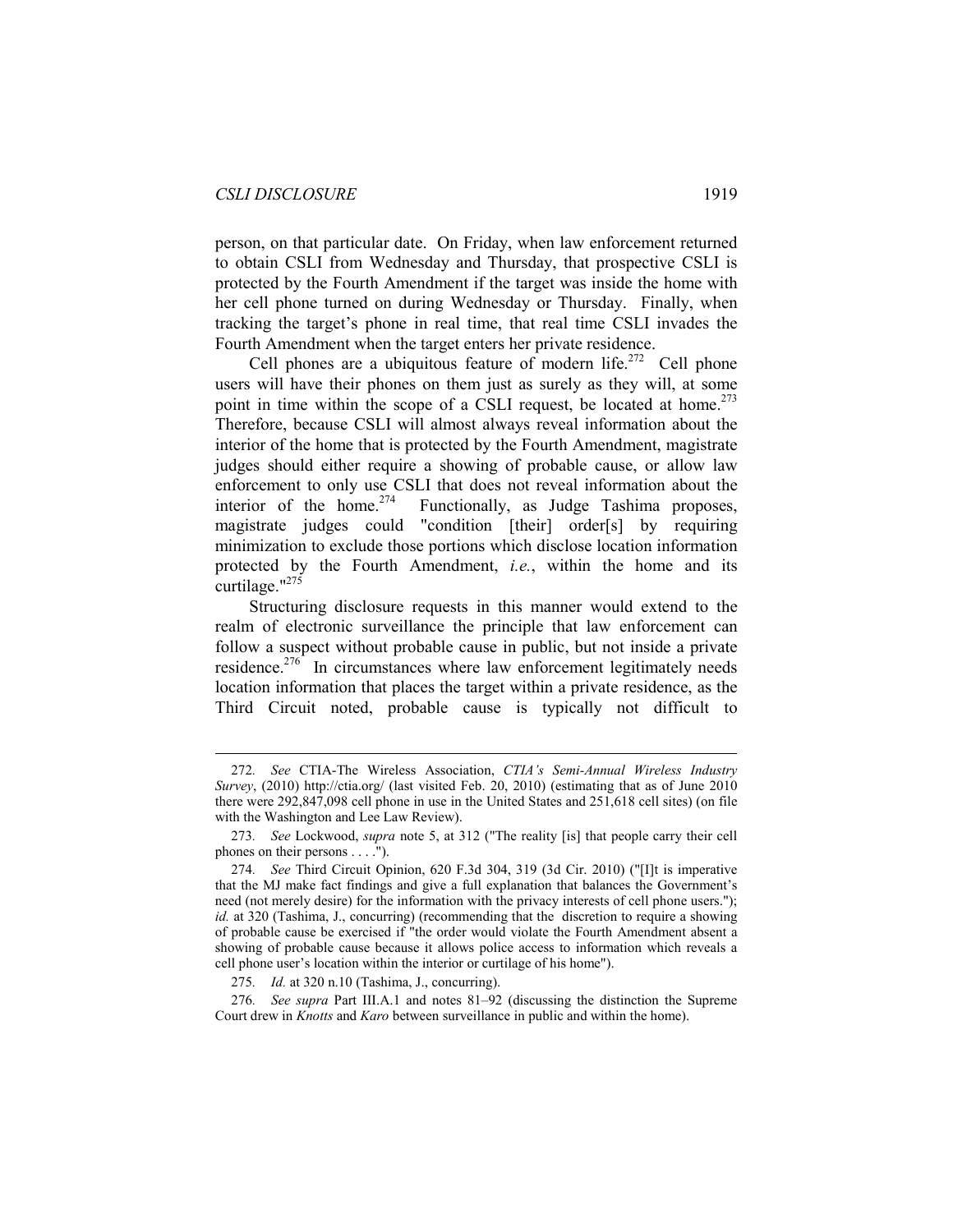person, on that particular date. On Friday, when law enforcement returned to obtain CSLI from Wednesday and Thursday, that prospective CSLI is protected by the Fourth Amendment if the target was inside the home with her cell phone turned on during Wednesday or Thursday. Finally, when tracking the target's phone in real time, that real time CSLI invades the Fourth Amendment when the target enters her private residence.

Cell phones are a ubiquitous feature of modern life.[272] Cell phone users will have their phones on them just as surely as they will, at some point in time within the scope of a CSLI request, be located at home.[273] Therefore, because CSLI will almost always reveal information about the interior of the home that is protected by the Fourth Amendment, magistrate judges should either require a showing of probable cause, or allow law enforcement to only use CSLI that does not reveal information about the interior of the home.[274] Functionally, as Judge Tashima proposes, magistrate judges could "condition [their] order[s] by requiring minimization to exclude those portions which disclose location information protected by the Fourth Amendment, *i.e.*, within the home and its curtilage."[275]

Structuring disclosure requests in this manner would extend to the realm of electronic surveillance the principle that law enforcement can follow a suspect without probable cause in public, but not inside a private residence.[276] In circumstances where law enforcement legitimately needs location information that places the target within a private residence, as the Third Circuit noted, probable cause is typically not difficult to

---

272. *See* CTIA-The Wireless Association, *CTIA's Semi-Annual Wireless Industry Survey*, (2010) http://ctia.org/ (last visited Feb. 20, 2010) (estimating that as of June 2010 there were 292,847,098 cell phone in use in the United States and 251,618 cell sites) (on file with the Washington and Lee Law Review).

273. *See* Lockwood, *supra* note 5, at 312 ("The reality [is] that people carry their cell phones on their persons . . . .").

274. *See* Third Circuit Opinion, 620 F.3d 304, 319 (3d Cir. 2010) ("[I]t is imperative that the MJ make fact findings and give a full explanation that balances the Government's need (not merely desire) for the information with the privacy interests of cell phone users."); *id.* at 320 (Tashima, J., concurring) (recommending that the discretion to require a showing of probable cause be exercised if "the order would violate the Fourth Amendment absent a showing of probable cause because it allows police access to information which reveals a cell phone user's location within the interior or curtilage of his home").

275. *Id.* at 320 n.10 (Tashima, J., concurring).

276. *See supra* Part III.A.1 and notes 81–92 (discussing the distinction the Supreme Court drew in *Knotts* and *Karo* between surveillance in public and within the home).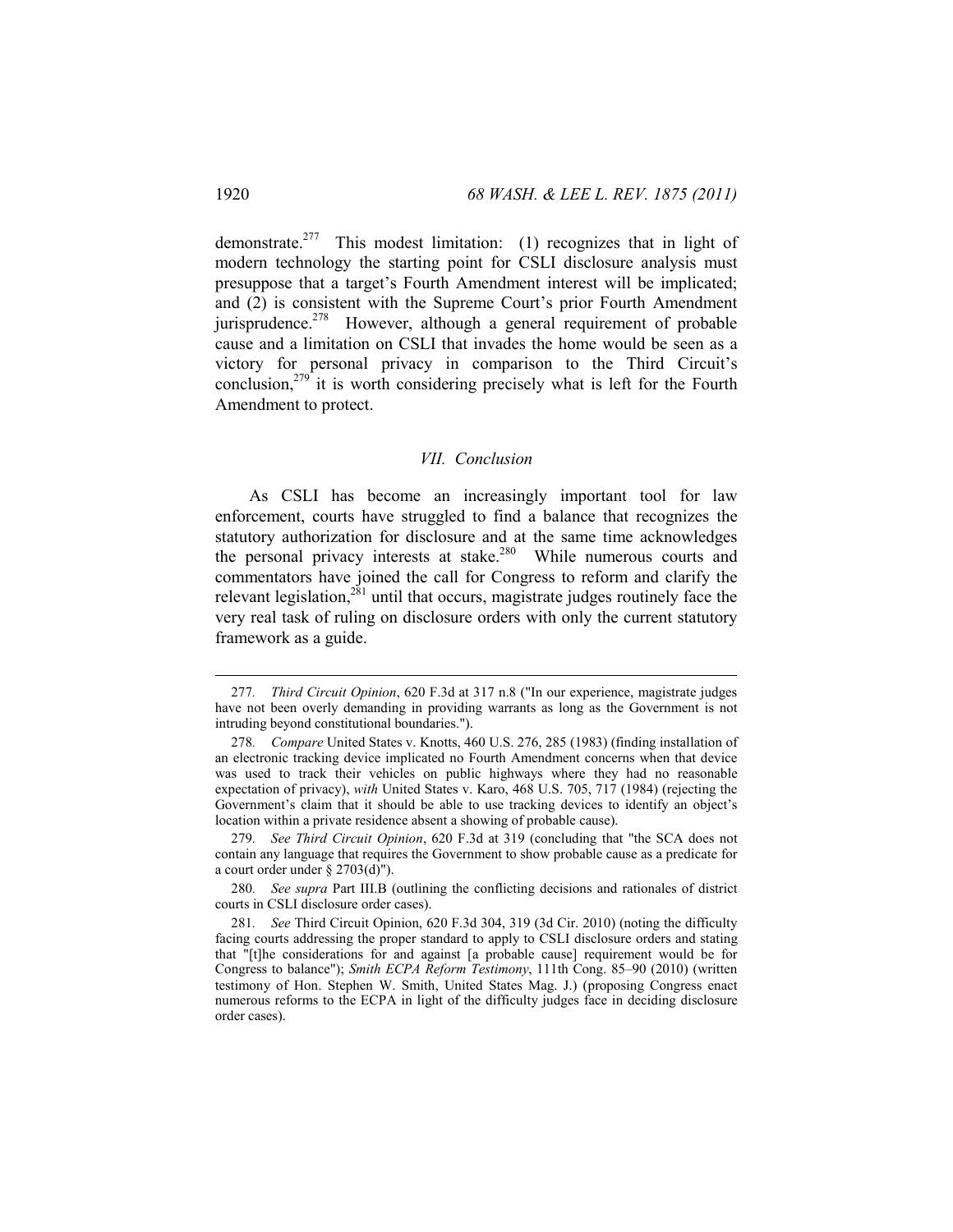demonstrate.[277] This modest limitation: (1) recognizes that in light of modern technology the starting point for CSLI disclosure analysis must presuppose that a target's Fourth Amendment interest will be implicated; and (2) is consistent with the Supreme Court's prior Fourth Amendment jurisprudence.[278] However, although a general requirement of probable cause and a limitation on CSLI that invades the home would be seen as a victory for personal privacy in comparison to the Third Circuit's conclusion,[279] it is worth considering precisely what is left for the Fourth Amendment to protect.

## *VII. Conclusion*

As CSLI has become an increasingly important tool for law enforcement, courts have struggled to find a balance that recognizes the statutory authorization for disclosure and at the same time acknowledges the personal privacy interests at stake.[280] While numerous courts and commentators have joined the call for Congress to reform and clarify the relevant legislation,[281] until that occurs, magistrate judges routinely face the very real task of ruling on disclosure orders with only the current statutory framework as a guide.

---

277. *Third Circuit Opinion*, 620 F.3d at 317 n.8 ("In our experience, magistrate judges have not been overly demanding in providing warrants as long as the Government is not intruding beyond constitutional boundaries.").

278. *Compare* United States v. Knotts, 460 U.S. 276, 285 (1983) (finding installation of an electronic tracking device implicated no Fourth Amendment concerns when that device was used to track their vehicles on public highways where they had no reasonable expectation of privacy), *with* United States v. Karo, 468 U.S. 705, 717 (1984) (rejecting the Government's claim that it should be able to use tracking devices to identify an object's location within a private residence absent a showing of probable cause).

279. *See Third Circuit Opinion*, 620 F.3d at 319 (concluding that "the SCA does not contain any language that requires the Government to show probable cause as a predicate for a court order under § 2703(d)").

280. *See supra* Part III.B (outlining the conflicting decisions and rationales of district courts in CSLI disclosure order cases).

281. *See* Third Circuit Opinion, 620 F.3d 304, 319 (3d Cir. 2010) (noting the difficulty facing courts addressing the proper standard to apply to CSLI disclosure orders and stating that "[t]he considerations for and against [a probable cause] requirement would be for Congress to balance"); *Smith ECPA Reform Testimony*, 111th Cong. 85–90 (2010) (written testimony of Hon. Stephen W. Smith, United States Mag. J.) (proposing Congress enact numerous reforms to the ECPA in light of the difficulty judges face in deciding disclosure order cases).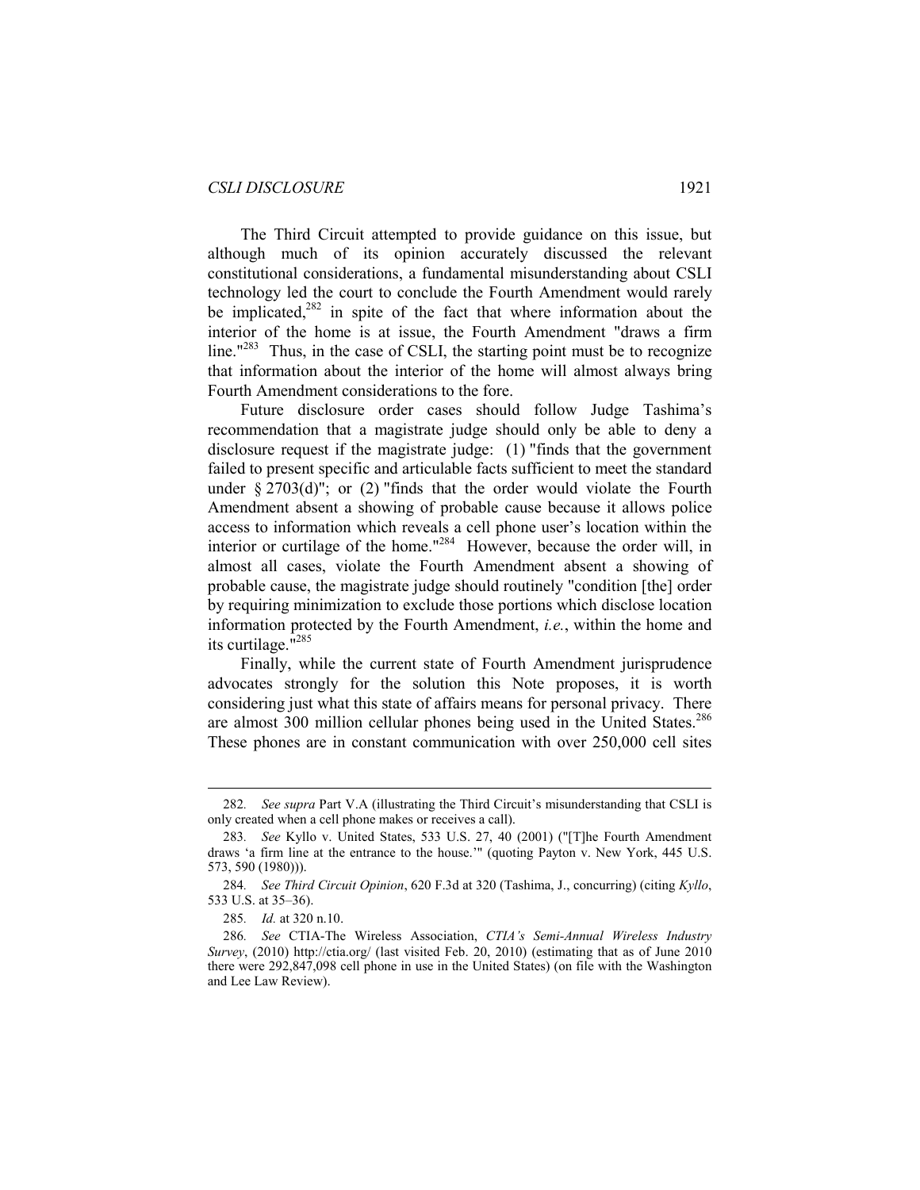The Third Circuit attempted to provide guidance on this issue, but although much of its opinion accurately discussed the relevant constitutional considerations, a fundamental misunderstanding about CSLI technology led the court to conclude the Fourth Amendment would rarely be implicated,[282] in spite of the fact that where information about the interior of the home is at issue, the Fourth Amendment "draws a firm line."[283] Thus, in the case of CSLI, the starting point must be to recognize that information about the interior of the home will almost always bring Fourth Amendment considerations to the fore.

Future disclosure order cases should follow Judge Tashima's recommendation that a magistrate judge should only be able to deny a disclosure request if the magistrate judge: (1) "finds that the government failed to present specific and articulable facts sufficient to meet the standard under § 2703(d)"; or (2) "finds that the order would violate the Fourth Amendment absent a showing of probable cause because it allows police access to information which reveals a cell phone user's location within the interior or curtilage of the home."[284] However, because the order will, in almost all cases, violate the Fourth Amendment absent a showing of probable cause, the magistrate judge should routinely "condition [the] order by requiring minimization to exclude those portions which disclose location information protected by the Fourth Amendment, *i.e.*, within the home and its curtilage."[285]

Finally, while the current state of Fourth Amendment jurisprudence advocates strongly for the solution this Note proposes, it is worth considering just what this state of affairs means for personal privacy. There are almost 300 million cellular phones being used in the United States.[286] These phones are in constant communication with over 250,000 cell sites

---

282. *See supra* Part V.A (illustrating the Third Circuit's misunderstanding that CSLI is only created when a cell phone makes or receives a call).

283. *See* Kyllo v. United States, 533 U.S. 27, 40 (2001) ("[T]he Fourth Amendment draws 'a firm line at the entrance to the house.'" (quoting Payton v. New York, 445 U.S. 573, 590 (1980))).

284. *See Third Circuit Opinion*, 620 F.3d at 320 (Tashima, J., concurring) (citing *Kyllo*, 533 U.S. at 35–36).

285. *Id.* at 320 n.10.

286. *See* CTIA-The Wireless Association, *CTIA's Semi-Annual Wireless Industry Survey*, (2010) http://ctia.org/ (last visited Feb. 20, 2010) (estimating that as of June 2010 there were 292,847,098 cell phone in use in the United States) (on file with the Washington and Lee Law Review).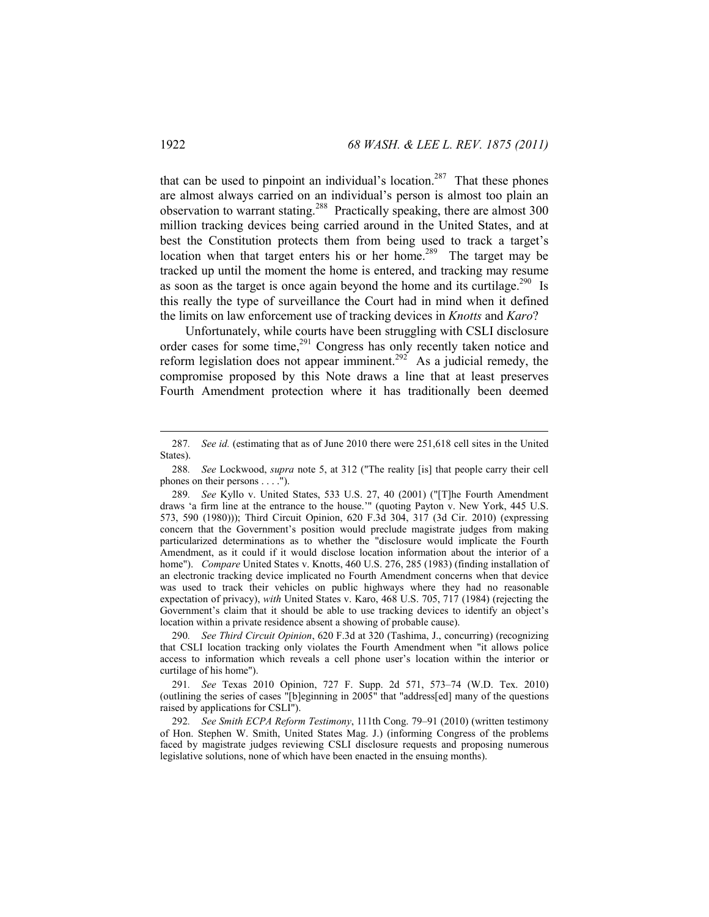that can be used to pinpoint an individual's location.[287] That these phones are almost always carried on an individual's person is almost too plain an observation to warrant stating.[288] Practically speaking, there are almost 300 million tracking devices being carried around in the United States, and at best the Constitution protects them from being used to track a target's location when that target enters his or her home.[289] The target may be tracked up until the moment the home is entered, and tracking may resume as soon as the target is once again beyond the home and its curtilage.[290] Is this really the type of surveillance the Court had in mind when it defined the limits on law enforcement use of tracking devices in *Knotts* and *Karo*?

Unfortunately, while courts have been struggling with CSLI disclosure order cases for some time,[291] Congress has only recently taken notice and reform legislation does not appear imminent.[292] As a judicial remedy, the compromise proposed by this Note draws a line that at least preserves Fourth Amendment protection where it has traditionally been deemed

---

287. *See id.* (estimating that as of June 2010 there were 251,618 cell sites in the United States).

288. *See* Lockwood, *supra* note 5, at 312 ("The reality [is] that people carry their cell phones on their persons . . . .").

289. *See* Kyllo v. United States, 533 U.S. 27, 40 (2001) ("[T]he Fourth Amendment draws 'a firm line at the entrance to the house.'" (quoting Payton v. New York, 445 U.S. 573, 590 (1980))); Third Circuit Opinion, 620 F.3d 304, 317 (3d Cir. 2010) (expressing concern that the Government's position would preclude magistrate judges from making particularized determinations as to whether the "disclosure would implicate the Fourth Amendment, as it could if it would disclose location information about the interior of a home"). *Compare* United States v. Knotts, 460 U.S. 276, 285 (1983) (finding installation of an electronic tracking device implicated no Fourth Amendment concerns when that device was used to track their vehicles on public highways where they had no reasonable expectation of privacy), *with* United States v. Karo, 468 U.S. 705, 717 (1984) (rejecting the Government's claim that it should be able to use tracking devices to identify an object's location within a private residence absent a showing of probable cause).

290. *See Third Circuit Opinion*, 620 F.3d at 320 (Tashima, J., concurring) (recognizing that CSLI location tracking only violates the Fourth Amendment when "it allows police access to information which reveals a cell phone user's location within the interior or curtilage of his home").

291. *See* Texas 2010 Opinion, 727 F. Supp. 2d 571, 573–74 (W.D. Tex. 2010) (outlining the series of cases "[b]eginning in 2005" that "address[ed] many of the questions raised by applications for CSLI").

292. *See Smith ECPA Reform Testimony*, 111th Cong. 79–91 (2010) (written testimony of Hon. Stephen W. Smith, United States Mag. J.) (informing Congress of the problems faced by magistrate judges reviewing CSLI disclosure requests and proposing numerous legislative solutions, none of which have been enacted in the ensuing months).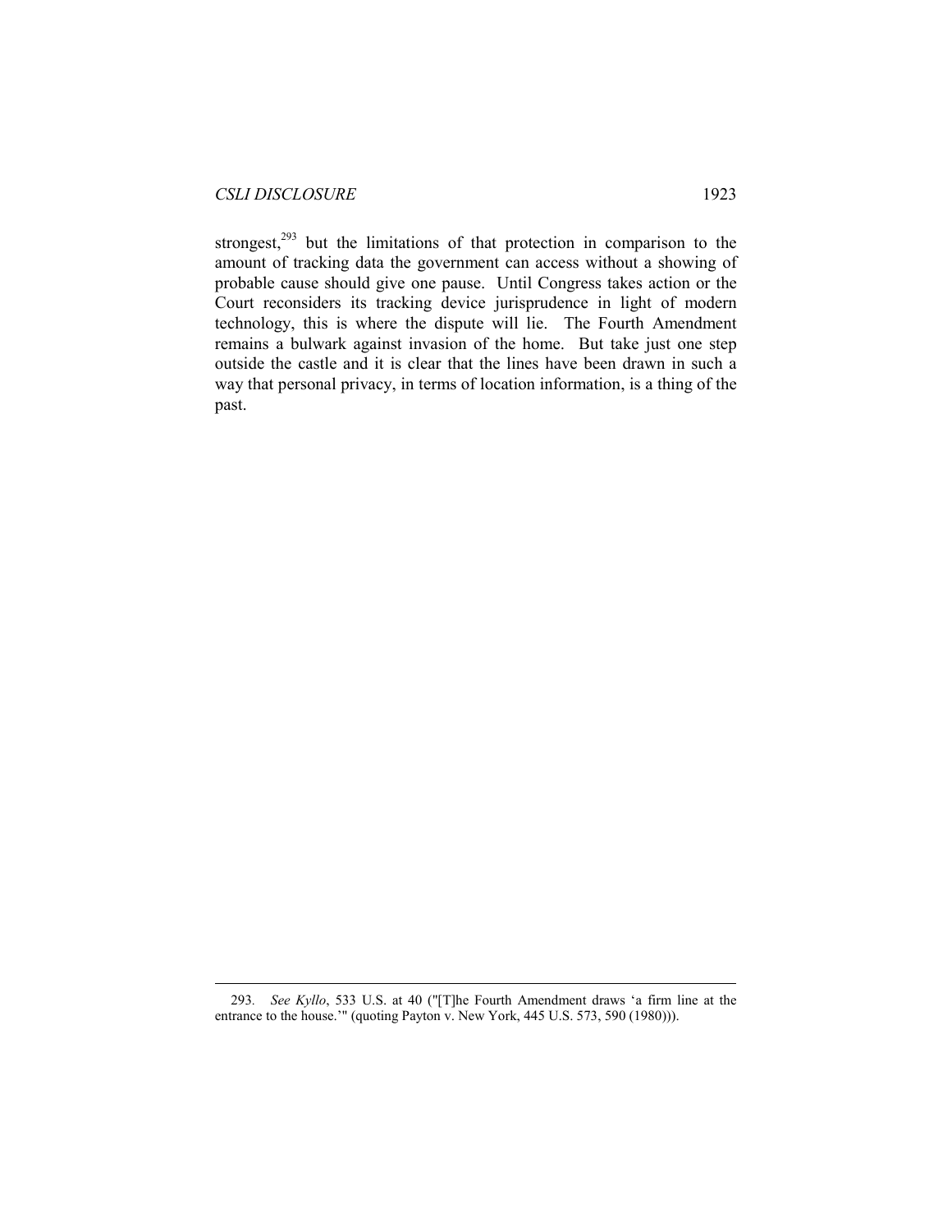strongest,[293] but the limitations of that protection in comparison to the amount of tracking data the government can access without a showing of probable cause should give one pause. Until Congress takes action or the Court reconsiders its tracking device jurisprudence in light of modern technology, this is where the dispute will lie. The Fourth Amendment remains a bulwark against invasion of the home. But take just one step outside the castle and it is clear that the lines have been drawn in such a way that personal privacy, in terms of location information, is a thing of the past.

---

293. *See Kyllo*, 533 U.S. at 40 ("[T]he Fourth Amendment draws 'a firm line at the entrance to the house.'" (quoting Payton v. New York, 445 U.S. 573, 590 (1980))).